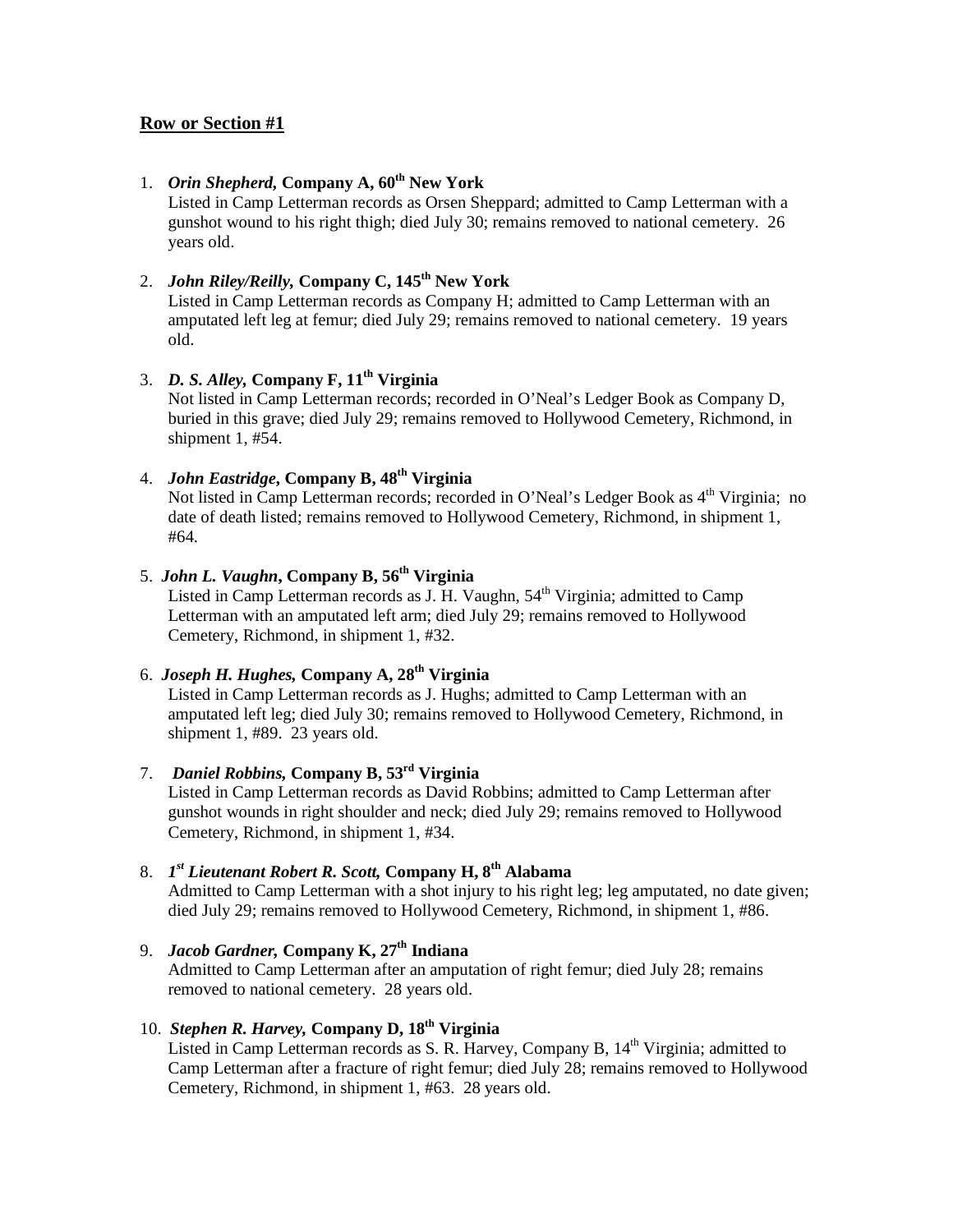## Row or Section #1

1. ***Orin Shepherd*, Company A, 60th New York**
   Listed in Camp Letterman records as Orsen Sheppard; admitted to Camp Letterman with a gunshot wound to his right thigh; died July 30; remains removed to national cemetery. 26 years old.

2. ***John Riley/Reilly*, Company C, 145th New York**
   Listed in Camp Letterman records as Company H; admitted to Camp Letterman with an amputated left leg at femur; died July 29; remains removed to national cemetery. 19 years old.

3. ***D. S. Alley*, Company F, 11th Virginia**
   Not listed in Camp Letterman records; recorded in O'Neal's Ledger Book as Company D, buried in this grave; died July 29; remains removed to Hollywood Cemetery, Richmond, in shipment 1, #54.

4. ***John Eastridge*, Company B, 48th Virginia**
   Not listed in Camp Letterman records; recorded in O'Neal's Ledger Book as 4th Virginia; no date of death listed; remains removed to Hollywood Cemetery, Richmond, in shipment 1, #64.

5. ***John L. Vaughn*, Company B, 56th Virginia**
   Listed in Camp Letterman records as J. H. Vaughn, 54th Virginia; admitted to Camp Letterman with an amputated left arm; died July 29; remains removed to Hollywood Cemetery, Richmond, in shipment 1, #32.

6. ***Joseph H. Hughes*, Company A, 28th Virginia**
   Listed in Camp Letterman records as J. Hughs; admitted to Camp Letterman with an amputated left leg; died July 30; remains removed to Hollywood Cemetery, Richmond, in shipment 1, #89. 23 years old.

7. ***Daniel Robbins*, Company B, 53rd Virginia**
   Listed in Camp Letterman records as David Robbins; admitted to Camp Letterman after gunshot wounds in right shoulder and neck; died July 29; remains removed to Hollywood Cemetery, Richmond, in shipment 1, #34.

8. ***1st Lieutenant Robert R. Scott*, Company H, 8th Alabama**
   Admitted to Camp Letterman with a shot injury to his right leg; leg amputated, no date given; died July 29; remains removed to Hollywood Cemetery, Richmond, in shipment 1, #86.

9. ***Jacob Gardner*, Company K, 27th Indiana**
   Admitted to Camp Letterman after an amputation of right femur; died July 28; remains removed to national cemetery. 28 years old.

10. ***Stephen R. Harvey*, Company D, 18th Virginia**
    Listed in Camp Letterman records as S. R. Harvey, Company B, 14th Virginia; admitted to Camp Letterman after a fracture of right femur; died July 28; remains removed to Hollywood Cemetery, Richmond, in shipment 1, #63. 28 years old.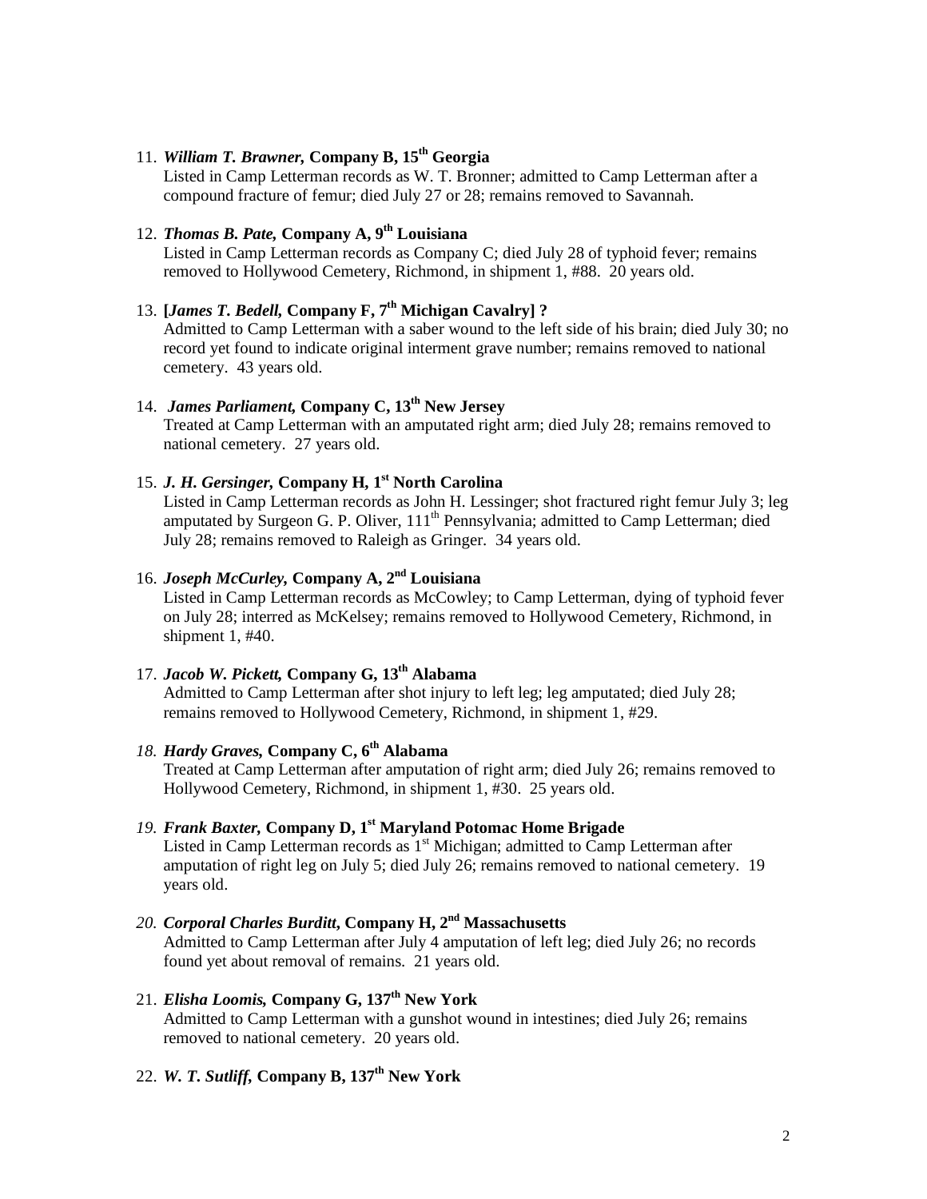11. ***William T. Brawner,* Company B, 15th Georgia**
    Listed in Camp Letterman records as W. T. Bronner; admitted to Camp Letterman after a compound fracture of femur; died July 27 or 28; remains removed to Savannah.

12. ***Thomas B. Pate,* Company A, 9th Louisiana**
    Listed in Camp Letterman records as Company C; died July 28 of typhoid fever; remains removed to Hollywood Cemetery, Richmond, in shipment 1, #88. 20 years old.

13. **[*James T. Bedell,* Company F, 7th Michigan Cavalry] ?**
    Admitted to Camp Letterman with a saber wound to the left side of his brain; died July 30; no record yet found to indicate original interment grave number; remains removed to national cemetery. 43 years old.

14. ***James Parliament,* Company C, 13th New Jersey**
    Treated at Camp Letterman with an amputated right arm; died July 28; remains removed to national cemetery. 27 years old.

15. ***J. H. Gersinger,* Company H, 1st North Carolina**
    Listed in Camp Letterman records as John H. Lessinger; shot fractured right femur July 3; leg amputated by Surgeon G. P. Oliver, 111th Pennsylvania; admitted to Camp Letterman; died July 28; remains removed to Raleigh as Gringer. 34 years old.

16. ***Joseph McCurley,* Company A, 2nd Louisiana**
    Listed in Camp Letterman records as McCowley; to Camp Letterman, dying of typhoid fever on July 28; interred as McKelsey; remains removed to Hollywood Cemetery, Richmond, in shipment 1, #40.

17. ***Jacob W. Pickett,* Company G, 13th Alabama**
    Admitted to Camp Letterman after shot injury to left leg; leg amputated; died July 28; remains removed to Hollywood Cemetery, Richmond, in shipment 1, #29.

18. ***Hardy Graves,* Company C, 6th Alabama**
    Treated at Camp Letterman after amputation of right arm; died July 26; remains removed to Hollywood Cemetery, Richmond, in shipment 1, #30. 25 years old.

19. ***Frank Baxter,* Company D, 1st Maryland Potomac Home Brigade**
    Listed in Camp Letterman records as 1st Michigan; admitted to Camp Letterman after amputation of right leg on July 5; died July 26; remains removed to national cemetery. 19 years old.

20. ***Corporal Charles Burditt,* Company H, 2nd Massachusetts**
    Admitted to Camp Letterman after July 4 amputation of left leg; died July 26; no records found yet about removal of remains. 21 years old.

21. ***Elisha Loomis,* Company G, 137th New York**
    Admitted to Camp Letterman with a gunshot wound in intestines; died July 26; remains removed to national cemetery. 20 years old.

22. ***W. T. Sutliff,* Company B, 137th New York**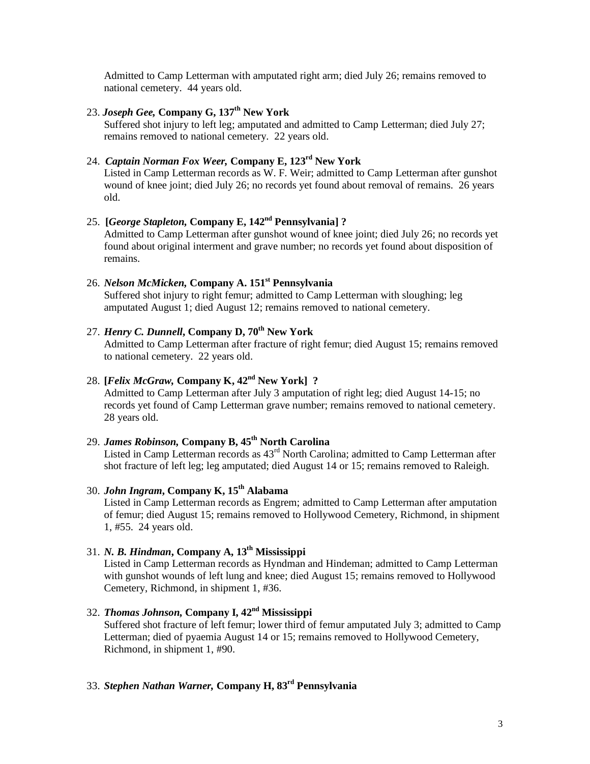Admitted to Camp Letterman with amputated right arm; died July 26; remains removed to national cemetery. 44 years old.

23. ***Joseph Gee,* Company G, 137th New York**
    Suffered shot injury to left leg; amputated and admitted to Camp Letterman; died July 27; remains removed to national cemetery. 22 years old.

24. ***Captain Norman Fox Weer,* Company E, 123rd New York**
    Listed in Camp Letterman records as W. F. Weir; admitted to Camp Letterman after gunshot wound of knee joint; died July 26; no records yet found about removal of remains. 26 years old.

25. **[*George Stapleton,* Company E, 142nd Pennsylvania] ?**
    Admitted to Camp Letterman after gunshot wound of knee joint; died July 26; no records yet found about original interment and grave number; no records yet found about disposition of remains.

26. ***Nelson McMicken,* Company A. 151st Pennsylvania**
    Suffered shot injury to right femur; admitted to Camp Letterman with sloughing; leg amputated August 1; died August 12; remains removed to national cemetery.

27. ***Henry C. Dunnell*, Company D, 70th New York**
    Admitted to Camp Letterman after fracture of right femur; died August 15; remains removed to national cemetery. 22 years old.

28. **[*Felix McGraw,* Company K, 42nd New York] ?**
    Admitted to Camp Letterman after July 3 amputation of right leg; died August 14-15; no records yet found of Camp Letterman grave number; remains removed to national cemetery. 28 years old.

29. ***James Robinson,* Company B, 45th North Carolina**
    Listed in Camp Letterman records as 43rd North Carolina; admitted to Camp Letterman after shot fracture of left leg; leg amputated; died August 14 or 15; remains removed to Raleigh.

30. ***John Ingram*, Company K, 15th Alabama**
    Listed in Camp Letterman records as Engrem; admitted to Camp Letterman after amputation of femur; died August 15; remains removed to Hollywood Cemetery, Richmond, in shipment 1, #55. 24 years old.

31. ***N. B. Hindman*, Company A, 13th Mississippi**
    Listed in Camp Letterman records as Hyndman and Hindeman; admitted to Camp Letterman with gunshot wounds of left lung and knee; died August 15; remains removed to Hollywood Cemetery, Richmond, in shipment 1, #36.

32. ***Thomas Johnson,* Company I, 42nd Mississippi**
    Suffered shot fracture of left femur; lower third of femur amputated July 3; admitted to Camp Letterman; died of pyaemia August 14 or 15; remains removed to Hollywood Cemetery, Richmond, in shipment 1, #90.

33. ***Stephen Nathan Warner,* Company H, 83rd Pennsylvania**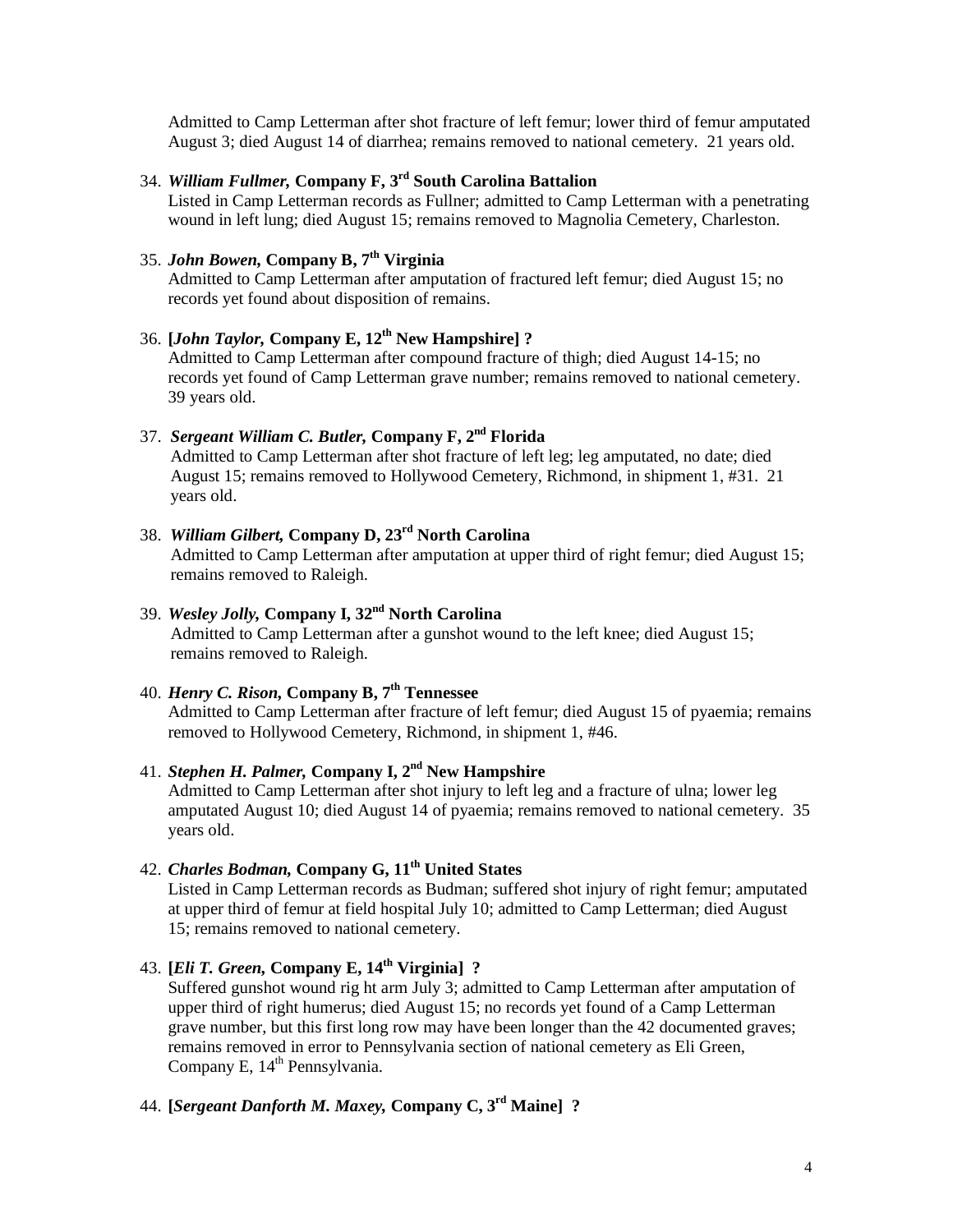Admitted to Camp Letterman after shot fracture of left femur; lower third of femur amputated August 3; died August 14 of diarrhea; remains removed to national cemetery. 21 years old.

34. ***William Fullmer,* Company F, 3rd South Carolina Battalion**
   Listed in Camp Letterman records as Fullner; admitted to Camp Letterman with a penetrating wound in left lung; died August 15; remains removed to Magnolia Cemetery, Charleston.

35. ***John Bowen,* Company B, 7th Virginia**
   Admitted to Camp Letterman after amputation of fractured left femur; died August 15; no records yet found about disposition of remains.

36. **[*John Taylor,* Company E, 12th New Hampshire] ?**
   Admitted to Camp Letterman after compound fracture of thigh; died August 14-15; no records yet found of Camp Letterman grave number; remains removed to national cemetery. 39 years old.

37. ***Sergeant William C. Butler,* Company F, 2nd Florida**
   Admitted to Camp Letterman after shot fracture of left leg; leg amputated, no date; died August 15; remains removed to Hollywood Cemetery, Richmond, in shipment 1, #31. 21 years old.

38. ***William Gilbert,* Company D, 23rd North Carolina**
   Admitted to Camp Letterman after amputation at upper third of right femur; died August 15; remains removed to Raleigh.

39. ***Wesley Jolly,* Company I, 32nd North Carolina**
   Admitted to Camp Letterman after a gunshot wound to the left knee; died August 15; remains removed to Raleigh.

40. ***Henry C. Rison,* Company B, 7th Tennessee**
   Admitted to Camp Letterman after fracture of left femur; died August 15 of pyaemia; remains removed to Hollywood Cemetery, Richmond, in shipment 1, #46.

41. ***Stephen H. Palmer,* Company I, 2nd New Hampshire**
   Admitted to Camp Letterman after shot injury to left leg and a fracture of ulna; lower leg amputated August 10; died August 14 of pyaemia; remains removed to national cemetery. 35 years old.

42. ***Charles Bodman,* Company G, 11th United States**
   Listed in Camp Letterman records as Budman; suffered shot injury of right femur; amputated at upper third of femur at field hospital July 10; admitted to Camp Letterman; died August 15; remains removed to national cemetery.

43. **[*Eli T. Green,* Company E, 14th Virginia] ?**
   Suffered gunshot wound rig ht arm July 3; admitted to Camp Letterman after amputation of upper third of right humerus; died August 15; no records yet found of a Camp Letterman grave number, but this first long row may have been longer than the 42 documented graves; remains removed in error to Pennsylvania section of national cemetery as Eli Green, Company E, 14th Pennsylvania.

44. **[*Sergeant Danforth M. Maxey,* Company C, 3rd Maine] ?**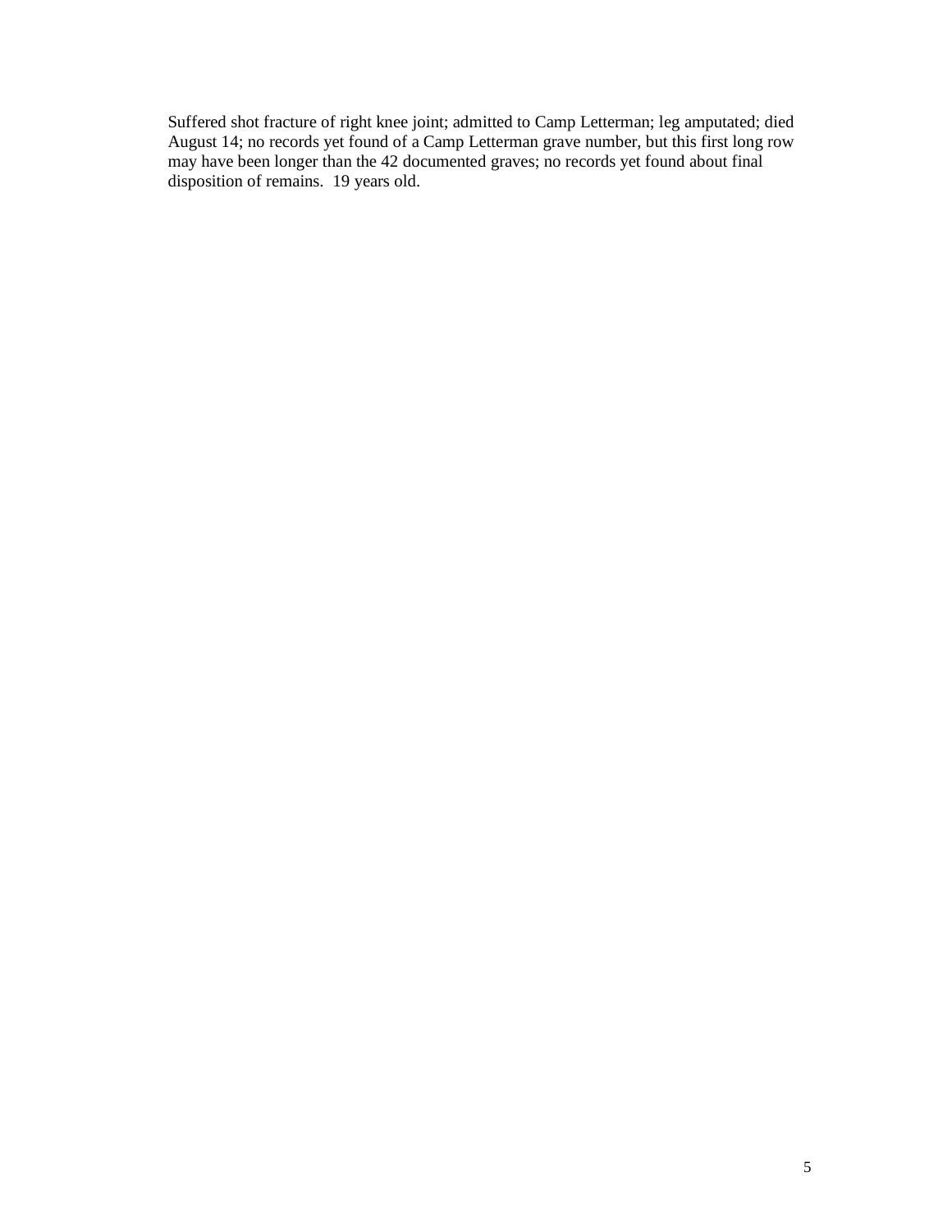Suffered shot fracture of right knee joint; admitted to Camp Letterman; leg amputated; died August 14; no records yet found of a Camp Letterman grave number, but this first long row may have been longer than the 42 documented graves; no records yet found about final disposition of remains.  19 years old.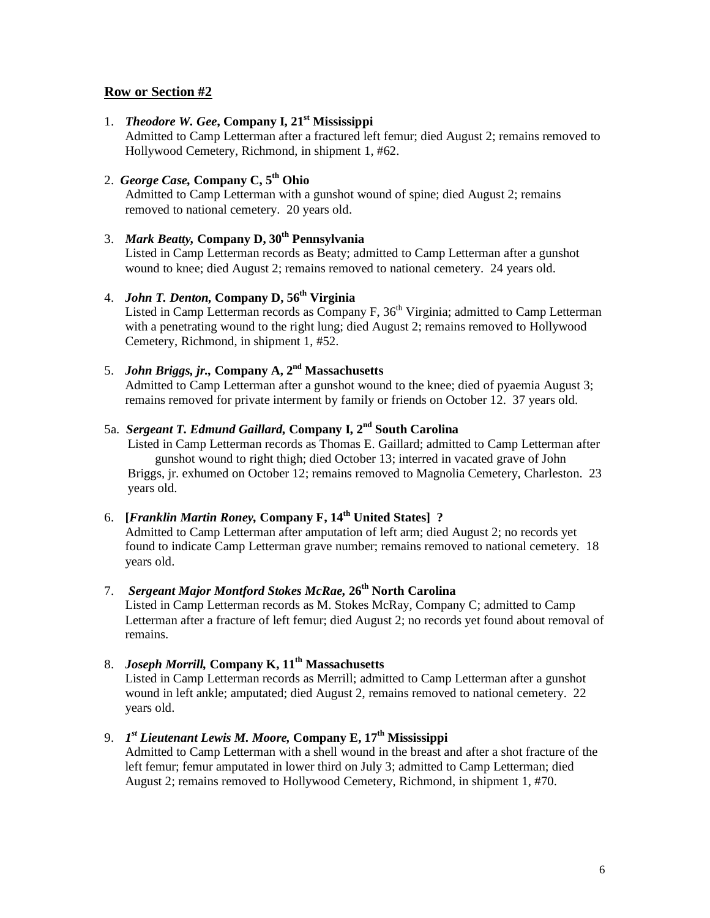## Row or Section #2

1. ***Theodore W. Gee*, Company I, 21st Mississippi**
   Admitted to Camp Letterman after a fractured left femur; died August 2; remains removed to Hollywood Cemetery, Richmond, in shipment 1, #62.

2. ***George Case,* Company C, 5th Ohio**
   Admitted to Camp Letterman with a gunshot wound of spine; died August 2; remains removed to national cemetery. 20 years old.

3. ***Mark Beatty,* Company D, 30th Pennsylvania**
   Listed in Camp Letterman records as Beaty; admitted to Camp Letterman after a gunshot wound to knee; died August 2; remains removed to national cemetery. 24 years old.

4. ***John T. Denton,* Company D, 56th Virginia**
   Listed in Camp Letterman records as Company F, 36th Virginia; admitted to Camp Letterman with a penetrating wound to the right lung; died August 2; remains removed to Hollywood Cemetery, Richmond, in shipment 1, #52.

5. ***John Briggs, jr.,* Company A, 2nd Massachusetts**
   Admitted to Camp Letterman after a gunshot wound to the knee; died of pyaemia August 3; remains removed for private interment by family or friends on October 12. 37 years old.

5a. ***Sergeant T. Edmund Gaillard,* Company I, 2nd South Carolina**
   Listed in Camp Letterman records as Thomas E. Gaillard; admitted to Camp Letterman after gunshot wound to right thigh; died October 13; interred in vacated grave of John Briggs, jr. exhumed on October 12; remains removed to Magnolia Cemetery, Charleston. 23 years old.

6. **[*Franklin Martin Roney,* Company F, 14th United States] ?**
   Admitted to Camp Letterman after amputation of left arm; died August 2; no records yet found to indicate Camp Letterman grave number; remains removed to national cemetery. 18 years old.

7. ***Sergeant Major Montford Stokes McRae,* 26th North Carolina**
   Listed in Camp Letterman records as M. Stokes McRay, Company C; admitted to Camp Letterman after a fracture of left femur; died August 2; no records yet found about removal of remains.

8. ***Joseph Morrill,* Company K, 11th Massachusetts**
   Listed in Camp Letterman records as Merrill; admitted to Camp Letterman after a gunshot wound in left ankle; amputated; died August 2, remains removed to national cemetery. 22 years old.

9. ***1st Lieutenant Lewis M. Moore,* Company E, 17th Mississippi**
   Admitted to Camp Letterman with a shell wound in the breast and after a shot fracture of the left femur; femur amputated in lower third on July 3; admitted to Camp Letterman; died August 2; remains removed to Hollywood Cemetery, Richmond, in shipment 1, #70.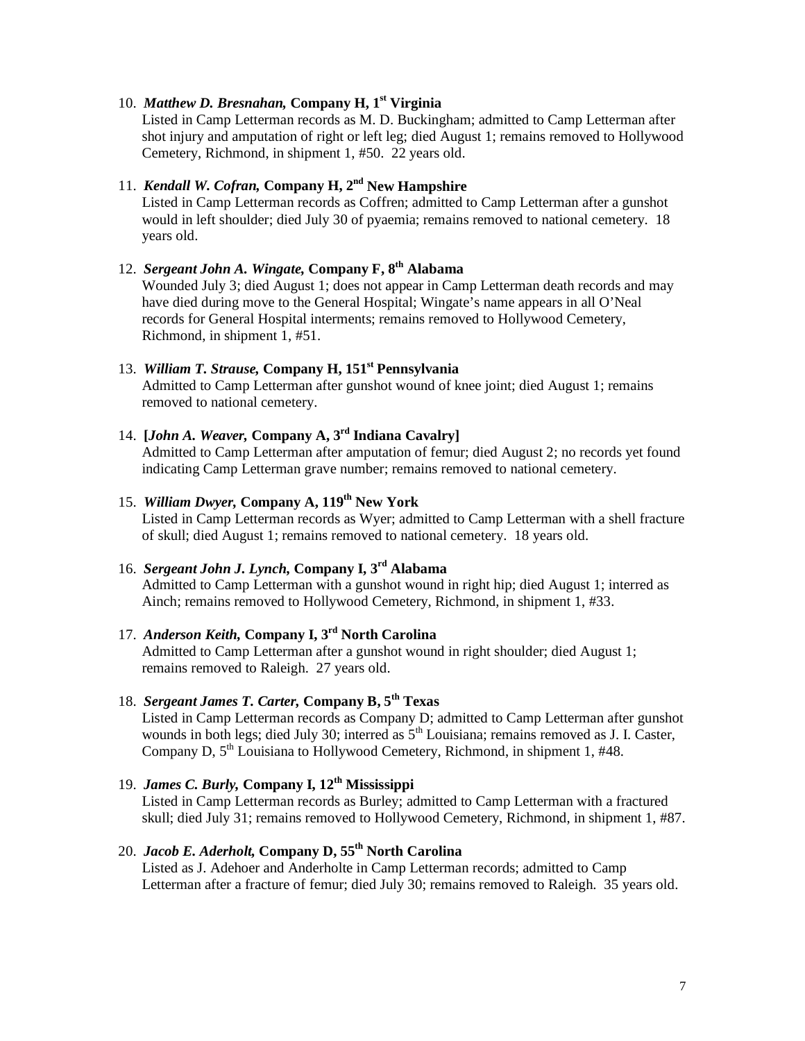10. ***Matthew D. Bresnahan,* Company H, 1st Virginia**
    Listed in Camp Letterman records as M. D. Buckingham; admitted to Camp Letterman after shot injury and amputation of right or left leg; died August 1; remains removed to Hollywood Cemetery, Richmond, in shipment 1, #50. 22 years old.

11. ***Kendall W. Cofran,* Company H, 2nd New Hampshire**
    Listed in Camp Letterman records as Coffren; admitted to Camp Letterman after a gunshot would in left shoulder; died July 30 of pyaemia; remains removed to national cemetery. 18 years old.

12. ***Sergeant John A. Wingate,* Company F, 8th Alabama**
    Wounded July 3; died August 1; does not appear in Camp Letterman death records and may have died during move to the General Hospital; Wingate's name appears in all O'Neal records for General Hospital interments; remains removed to Hollywood Cemetery, Richmond, in shipment 1, #51.

13. ***William T. Strause,* Company H, 151st Pennsylvania**
    Admitted to Camp Letterman after gunshot wound of knee joint; died August 1; remains removed to national cemetery.

14. **[*John A. Weaver,* Company A, 3rd Indiana Cavalry]**
    Admitted to Camp Letterman after amputation of femur; died August 2; no records yet found indicating Camp Letterman grave number; remains removed to national cemetery.

15. ***William Dwyer,* Company A, 119th New York**
    Listed in Camp Letterman records as Wyer; admitted to Camp Letterman with a shell fracture of skull; died August 1; remains removed to national cemetery. 18 years old.

16. ***Sergeant John J. Lynch,* Company I, 3rd Alabama**
    Admitted to Camp Letterman with a gunshot wound in right hip; died August 1; interred as Ainch; remains removed to Hollywood Cemetery, Richmond, in shipment 1, #33.

17. ***Anderson Keith,* Company I, 3rd North Carolina**
    Admitted to Camp Letterman after a gunshot wound in right shoulder; died August 1; remains removed to Raleigh. 27 years old.

18. ***Sergeant James T. Carter,* Company B, 5th Texas**
    Listed in Camp Letterman records as Company D; admitted to Camp Letterman after gunshot wounds in both legs; died July 30; interred as 5th Louisiana; remains removed as J. I. Caster, Company D, 5th Louisiana to Hollywood Cemetery, Richmond, in shipment 1, #48.

19. ***James C. Burly,* Company I, 12th Mississippi**
    Listed in Camp Letterman records as Burley; admitted to Camp Letterman with a fractured skull; died July 31; remains removed to Hollywood Cemetery, Richmond, in shipment 1, #87.

20. ***Jacob E. Aderholt,* Company D, 55th North Carolina**
    Listed as J. Adehoer and Anderholte in Camp Letterman records; admitted to Camp Letterman after a fracture of femur; died July 30; remains removed to Raleigh. 35 years old.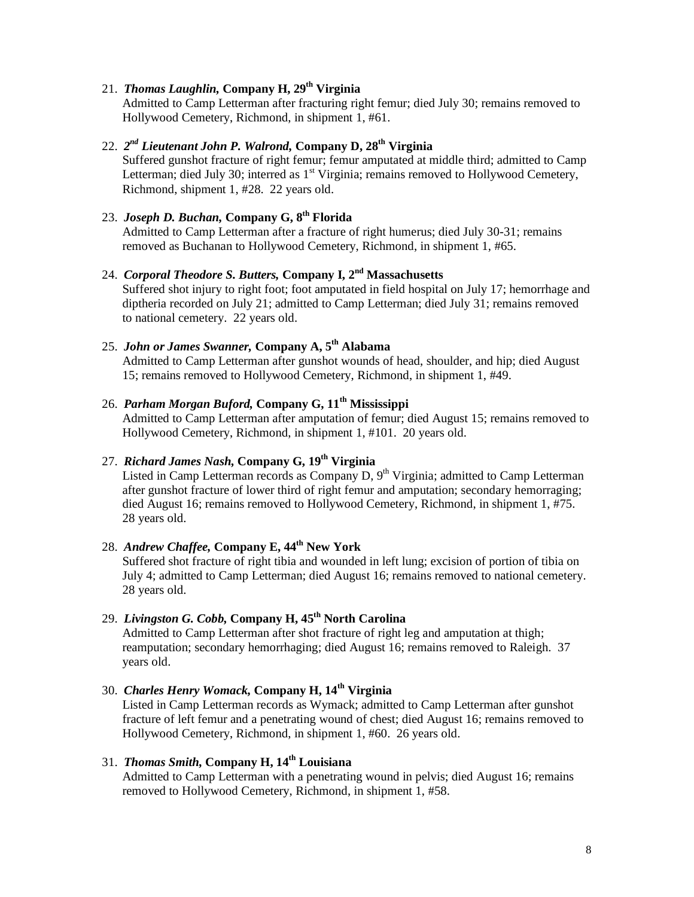21. ***Thomas Laughlin,*** **Company H, 29th Virginia**
    Admitted to Camp Letterman after fracturing right femur; died July 30; remains removed to Hollywood Cemetery, Richmond, in shipment 1, #61.

22. ***2nd Lieutenant John P. Walrond,*** **Company D, 28th Virginia**
    Suffered gunshot fracture of right femur; femur amputated at middle third; admitted to Camp Letterman; died July 30; interred as 1st Virginia; remains removed to Hollywood Cemetery, Richmond, shipment 1, #28. 22 years old.

23. ***Joseph D. Buchan,*** **Company G, 8th Florida**
    Admitted to Camp Letterman after a fracture of right humerus; died July 30-31; remains removed as Buchanan to Hollywood Cemetery, Richmond, in shipment 1, #65.

24. ***Corporal Theodore S. Butters,*** **Company I, 2nd Massachusetts**
    Suffered shot injury to right foot; foot amputated in field hospital on July 17; hemorrhage and diptheria recorded on July 21; admitted to Camp Letterman; died July 31; remains removed to national cemetery. 22 years old.

25. ***John or James Swanner,*** **Company A, 5th Alabama**
    Admitted to Camp Letterman after gunshot wounds of head, shoulder, and hip; died August 15; remains removed to Hollywood Cemetery, Richmond, in shipment 1, #49.

26. ***Parham Morgan Buford,*** **Company G, 11th Mississippi**
    Admitted to Camp Letterman after amputation of femur; died August 15; remains removed to Hollywood Cemetery, Richmond, in shipment 1, #101. 20 years old.

27. ***Richard James Nash,*** **Company G, 19th Virginia**
    Listed in Camp Letterman records as Company D, 9th Virginia; admitted to Camp Letterman after gunshot fracture of lower third of right femur and amputation; secondary hemorraging; died August 16; remains removed to Hollywood Cemetery, Richmond, in shipment 1, #75. 28 years old.

28. ***Andrew Chaffee,*** **Company E, 44th New York**
    Suffered shot fracture of right tibia and wounded in left lung; excision of portion of tibia on July 4; admitted to Camp Letterman; died August 16; remains removed to national cemetery. 28 years old.

29. ***Livingston G. Cobb,*** **Company H, 45th North Carolina**
    Admitted to Camp Letterman after shot fracture of right leg and amputation at thigh; reamputation; secondary hemorrhaging; died August 16; remains removed to Raleigh. 37 years old.

30. ***Charles Henry Womack,*** **Company H, 14th Virginia**
    Listed in Camp Letterman records as Wymack; admitted to Camp Letterman after gunshot fracture of left femur and a penetrating wound of chest; died August 16; remains removed to Hollywood Cemetery, Richmond, in shipment 1, #60. 26 years old.

31. ***Thomas Smith,*** **Company H, 14th Louisiana**
    Admitted to Camp Letterman with a penetrating wound in pelvis; died August 16; remains removed to Hollywood Cemetery, Richmond, in shipment 1, #58.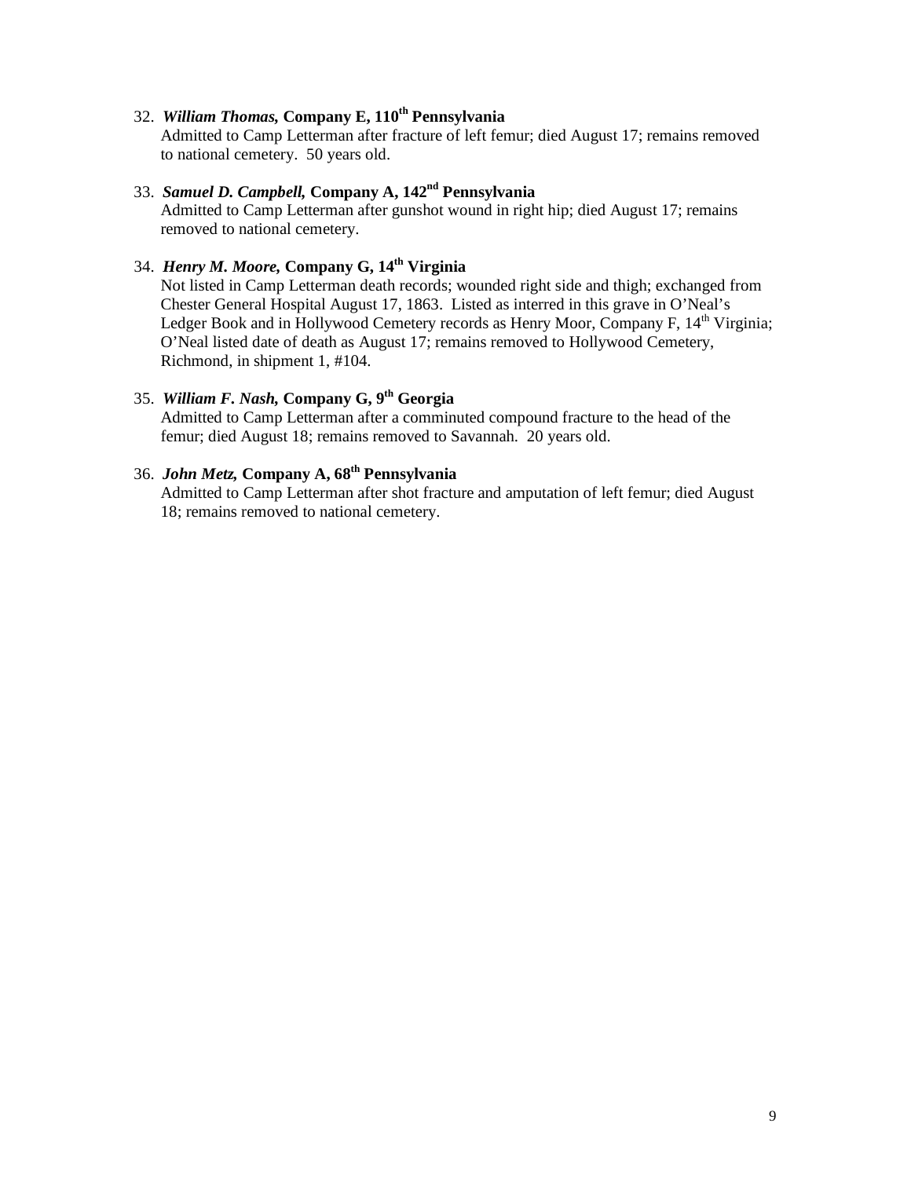32. ***William Thomas,*** **Company E, 110th Pennsylvania**
    Admitted to Camp Letterman after fracture of left femur; died August 17; remains removed to national cemetery. 50 years old.

33. ***Samuel D. Campbell,*** **Company A, 142nd Pennsylvania**
    Admitted to Camp Letterman after gunshot wound in right hip; died August 17; remains removed to national cemetery.

34. ***Henry M. Moore,*** **Company G, 14th Virginia**
    Not listed in Camp Letterman death records; wounded right side and thigh; exchanged from Chester General Hospital August 17, 1863. Listed as interred in this grave in O'Neal's Ledger Book and in Hollywood Cemetery records as Henry Moor, Company F, 14th Virginia; O'Neal listed date of death as August 17; remains removed to Hollywood Cemetery, Richmond, in shipment 1, #104.

35. ***William F. Nash,*** **Company G, 9th Georgia**
    Admitted to Camp Letterman after a comminuted compound fracture to the head of the femur; died August 18; remains removed to Savannah. 20 years old.

36. ***John Metz,*** **Company A, 68th Pennsylvania**
    Admitted to Camp Letterman after shot fracture and amputation of left femur; died August 18; remains removed to national cemetery.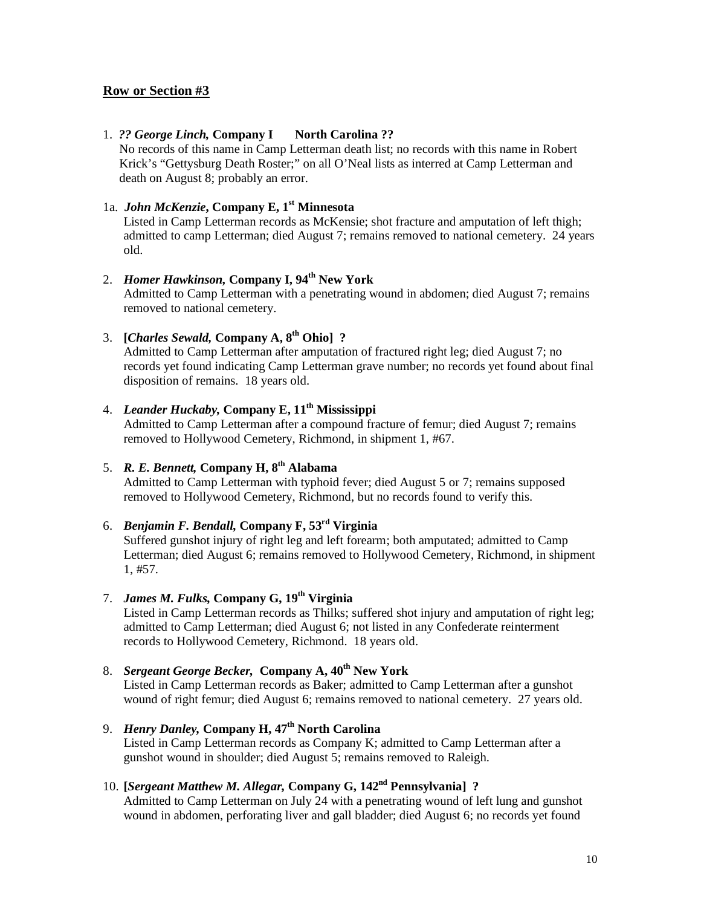## Row or Section #3

1. ***?? George Linch,* Company I North Carolina ??**
   No records of this name in Camp Letterman death list; no records with this name in Robert Krick's "Gettysburg Death Roster;" on all O'Neal lists as interred at Camp Letterman and death on August 8; probably an error.

1a. ***John McKenzie*, Company E, 1st Minnesota**
   Listed in Camp Letterman records as McKensie; shot fracture and amputation of left thigh; admitted to camp Letterman; died August 7; remains removed to national cemetery. 24 years old.

2. ***Homer Hawkinson,* Company I, 94th New York**
   Admitted to Camp Letterman with a penetrating wound in abdomen; died August 7; remains removed to national cemetery.

3. **[*Charles Sewald,* Company A, 8th Ohio] ?**
   Admitted to Camp Letterman after amputation of fractured right leg; died August 7; no records yet found indicating Camp Letterman grave number; no records yet found about final disposition of remains. 18 years old.

4. ***Leander Huckaby,* Company E, 11th Mississippi**
   Admitted to Camp Letterman after a compound fracture of femur; died August 7; remains removed to Hollywood Cemetery, Richmond, in shipment 1, #67.

5. ***R. E. Bennett,* Company H, 8th Alabama**
   Admitted to Camp Letterman with typhoid fever; died August 5 or 7; remains supposed removed to Hollywood Cemetery, Richmond, but no records found to verify this.

6. ***Benjamin F. Bendall,* Company F, 53rd Virginia**
   Suffered gunshot injury of right leg and left forearm; both amputated; admitted to Camp Letterman; died August 6; remains removed to Hollywood Cemetery, Richmond, in shipment 1, #57.

7. ***James M. Fulks,* Company G, 19th Virginia**
   Listed in Camp Letterman records as Thilks; suffered shot injury and amputation of right leg; admitted to Camp Letterman; died August 6; not listed in any Confederate reinterment records to Hollywood Cemetery, Richmond. 18 years old.

8. ***Sergeant George Becker,* Company A, 40th New York**
   Listed in Camp Letterman records as Baker; admitted to Camp Letterman after a gunshot wound of right femur; died August 6; remains removed to national cemetery. 27 years old.

9. ***Henry Danley,* Company H, 47th North Carolina**
   Listed in Camp Letterman records as Company K; admitted to Camp Letterman after a gunshot wound in shoulder; died August 5; remains removed to Raleigh.

10. **[*Sergeant Matthew M. Allegar,* Company G, 142nd Pennsylvania] ?**
    Admitted to Camp Letterman on July 24 with a penetrating wound of left lung and gunshot wound in abdomen, perforating liver and gall bladder; died August 6; no records yet found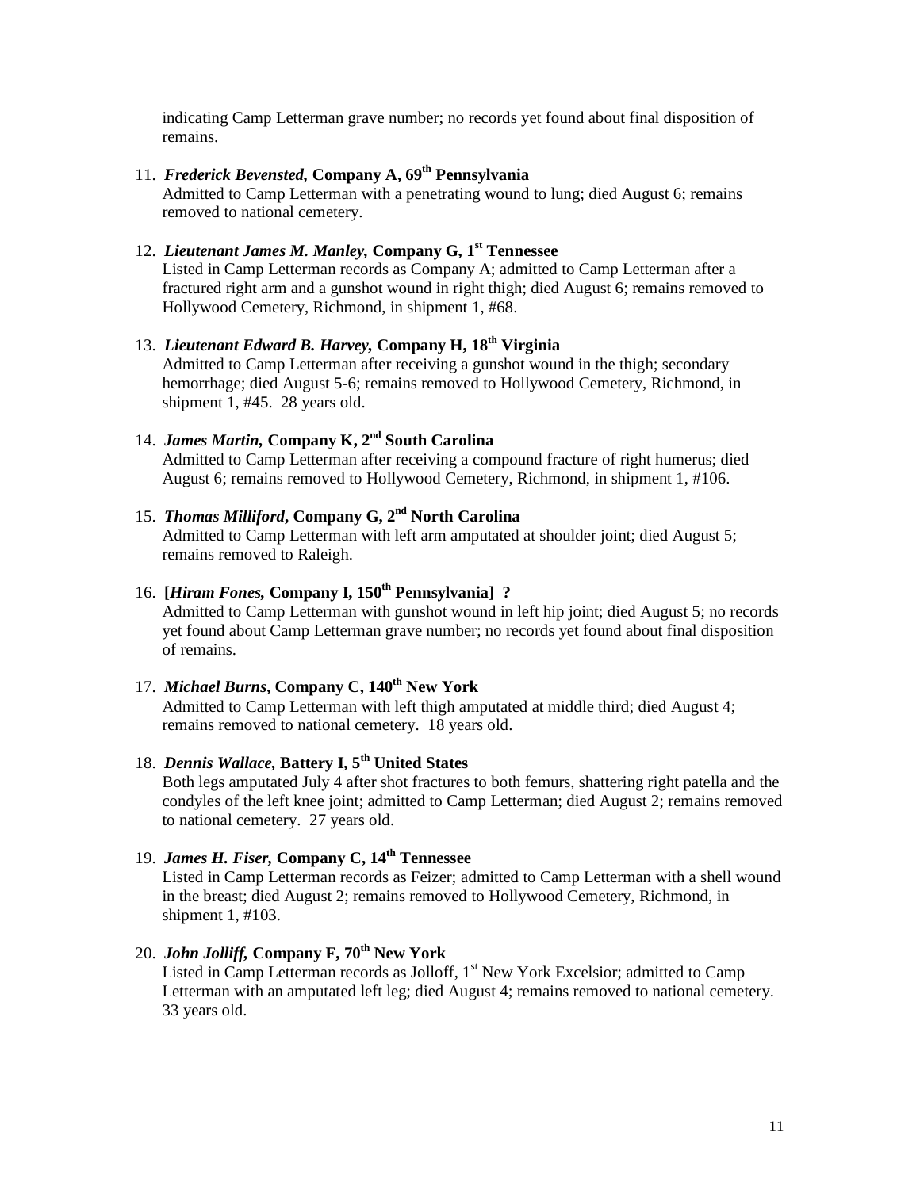indicating Camp Letterman grave number; no records yet found about final disposition of remains.

11. ***Frederick Bevensted,* Company A, 69th Pennsylvania**
    Admitted to Camp Letterman with a penetrating wound to lung; died August 6; remains removed to national cemetery.

12. ***Lieutenant James M. Manley,* Company G, 1st Tennessee**
    Listed in Camp Letterman records as Company A; admitted to Camp Letterman after a fractured right arm and a gunshot wound in right thigh; died August 6; remains removed to Hollywood Cemetery, Richmond, in shipment 1, #68.

13. ***Lieutenant Edward B. Harvey,* Company H, 18th Virginia**
    Admitted to Camp Letterman after receiving a gunshot wound in the thigh; secondary hemorrhage; died August 5-6; remains removed to Hollywood Cemetery, Richmond, in shipment 1, #45. 28 years old.

14. ***James Martin,* Company K, 2nd South Carolina**
    Admitted to Camp Letterman after receiving a compound fracture of right humerus; died August 6; remains removed to Hollywood Cemetery, Richmond, in shipment 1, #106.

15. ***Thomas Milliford*, Company G, 2nd North Carolina**
    Admitted to Camp Letterman with left arm amputated at shoulder joint; died August 5; remains removed to Raleigh.

16. **[*Hiram Fones,* Company I, 150th Pennsylvania] ?**
    Admitted to Camp Letterman with gunshot wound in left hip joint; died August 5; no records yet found about Camp Letterman grave number; no records yet found about final disposition of remains.

17. ***Michael Burns*, Company C, 140th New York**
    Admitted to Camp Letterman with left thigh amputated at middle third; died August 4; remains removed to national cemetery. 18 years old.

18. ***Dennis Wallace,* Battery I, 5th United States**
    Both legs amputated July 4 after shot fractures to both femurs, shattering right patella and the condyles of the left knee joint; admitted to Camp Letterman; died August 2; remains removed to national cemetery. 27 years old.

19. ***James H. Fiser,* Company C, 14th Tennessee**
    Listed in Camp Letterman records as Feizer; admitted to Camp Letterman with a shell wound in the breast; died August 2; remains removed to Hollywood Cemetery, Richmond, in shipment 1, #103.

20. ***John Jolliff,* Company F, 70th New York**
    Listed in Camp Letterman records as Jolloff, 1st New York Excelsior; admitted to Camp Letterman with an amputated left leg; died August 4; remains removed to national cemetery. 33 years old.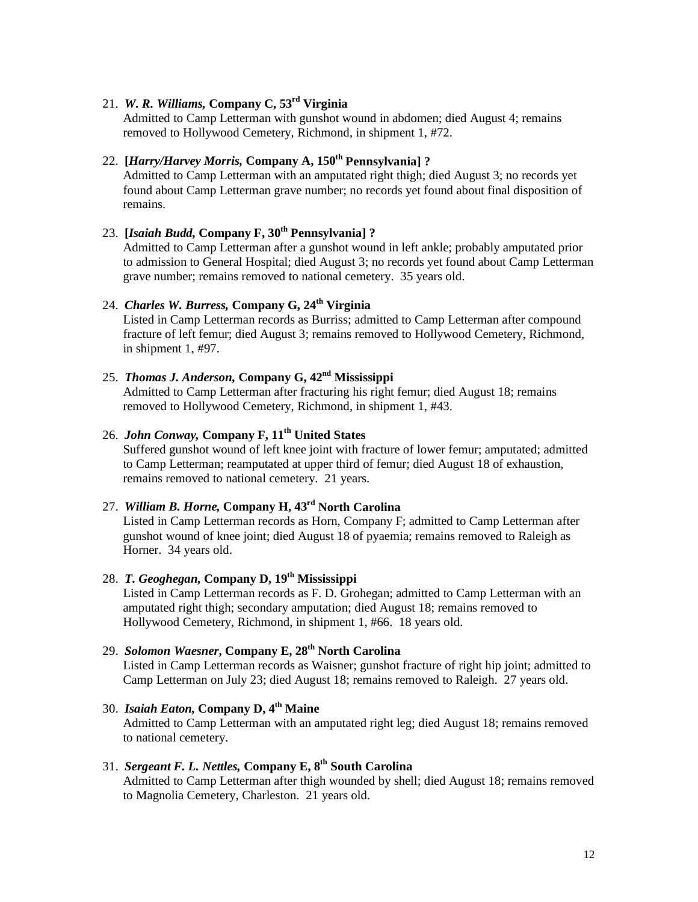21. ***W. R. Williams,* Company C, 53rd Virginia**
    Admitted to Camp Letterman with gunshot wound in abdomen; died August 4; remains removed to Hollywood Cemetery, Richmond, in shipment 1, #72.

22. **[*Harry/Harvey Morris,* Company A, 150th Pennsylvania] ?**
    Admitted to Camp Letterman with an amputated right thigh; died August 3; no records yet found about Camp Letterman grave number; no records yet found about final disposition of remains.

23. **[*Isaiah Budd,* Company F, 30th Pennsylvania] ?**
    Admitted to Camp Letterman after a gunshot wound in left ankle; probably amputated prior to admission to General Hospital; died August 3; no records yet found about Camp Letterman grave number; remains removed to national cemetery. 35 years old.

24. ***Charles W. Burress,* Company G, 24th Virginia**
    Listed in Camp Letterman records as Burriss; admitted to Camp Letterman after compound fracture of left femur; died August 3; remains removed to Hollywood Cemetery, Richmond, in shipment 1, #97.

25. ***Thomas J. Anderson,* Company G, 42nd Mississippi**
    Admitted to Camp Letterman after fracturing his right femur; died August 18; remains removed to Hollywood Cemetery, Richmond, in shipment 1, #43.

26. ***John Conway,* Company F, 11th United States**
    Suffered gunshot wound of left knee joint with fracture of lower femur; amputated; admitted to Camp Letterman; reamputated at upper third of femur; died August 18 of exhaustion, remains removed to national cemetery. 21 years.

27. ***William B. Horne,* Company H, 43rd North Carolina**
    Listed in Camp Letterman records as Horn, Company F; admitted to Camp Letterman after gunshot wound of knee joint; died August 18 of pyaemia; remains removed to Raleigh as Horner. 34 years old.

28. ***T. Geoghegan,* Company D, 19th Mississippi**
    Listed in Camp Letterman records as F. D. Grohegan; admitted to Camp Letterman with an amputated right thigh; secondary amputation; died August 18; remains removed to Hollywood Cemetery, Richmond, in shipment 1, #66. 18 years old.

29. ***Solomon Waesner*, Company E, 28th North Carolina**
    Listed in Camp Letterman records as Waisner; gunshot fracture of right hip joint; admitted to Camp Letterman on July 23; died August 18; remains removed to Raleigh. 27 years old.

30. ***Isaiah Eaton,* Company D, 4th Maine**
    Admitted to Camp Letterman with an amputated right leg; died August 18; remains removed to national cemetery.

31. ***Sergeant F. L. Nettles,* Company E, 8th South Carolina**
    Admitted to Camp Letterman after thigh wounded by shell; died August 18; remains removed to Magnolia Cemetery, Charleston. 21 years old.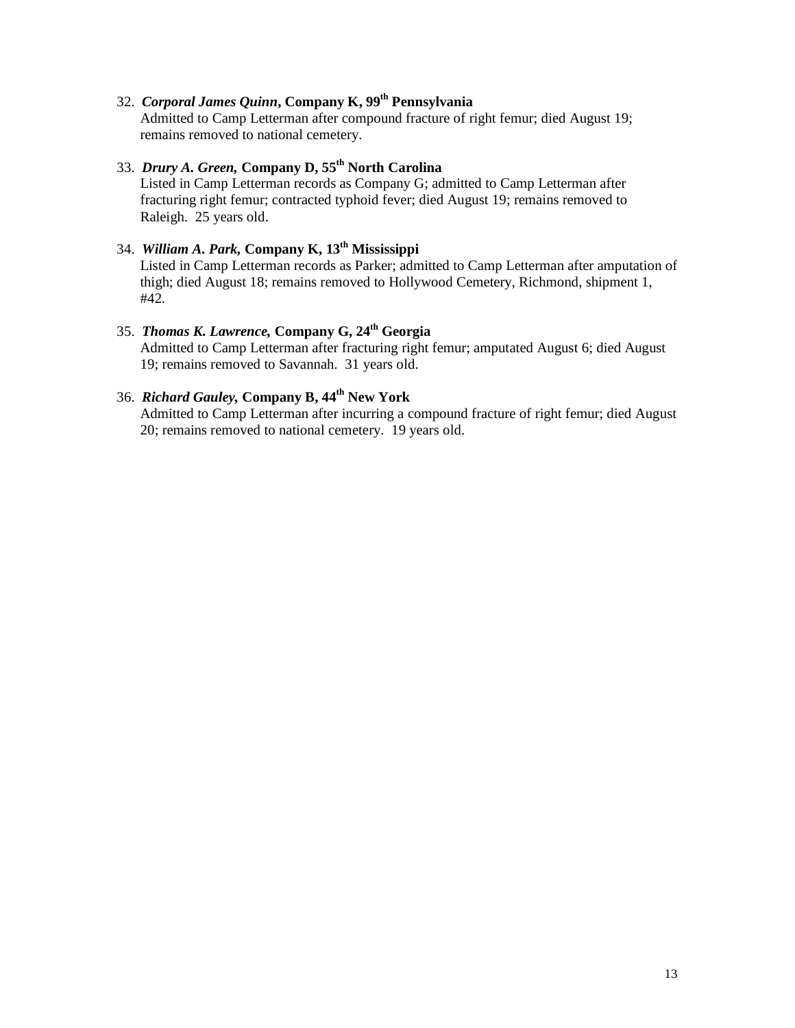32. ***Corporal James Quinn*, Company K, 99th Pennsylvania**
    Admitted to Camp Letterman after compound fracture of right femur; died August 19; remains removed to national cemetery.

33. ***Drury A. Green,* Company D, 55th North Carolina**
    Listed in Camp Letterman records as Company G; admitted to Camp Letterman after fracturing right femur; contracted typhoid fever; died August 19; remains removed to Raleigh. 25 years old.

34. ***William A. Park,* Company K, 13th Mississippi**
    Listed in Camp Letterman records as Parker; admitted to Camp Letterman after amputation of thigh; died August 18; remains removed to Hollywood Cemetery, Richmond, shipment 1, #42.

35. ***Thomas K. Lawrence,* Company G, 24th Georgia**
    Admitted to Camp Letterman after fracturing right femur; amputated August 6; died August 19; remains removed to Savannah. 31 years old.

36. ***Richard Gauley,* Company B, 44th New York**
    Admitted to Camp Letterman after incurring a compound fracture of right femur; died August 20; remains removed to national cemetery. 19 years old.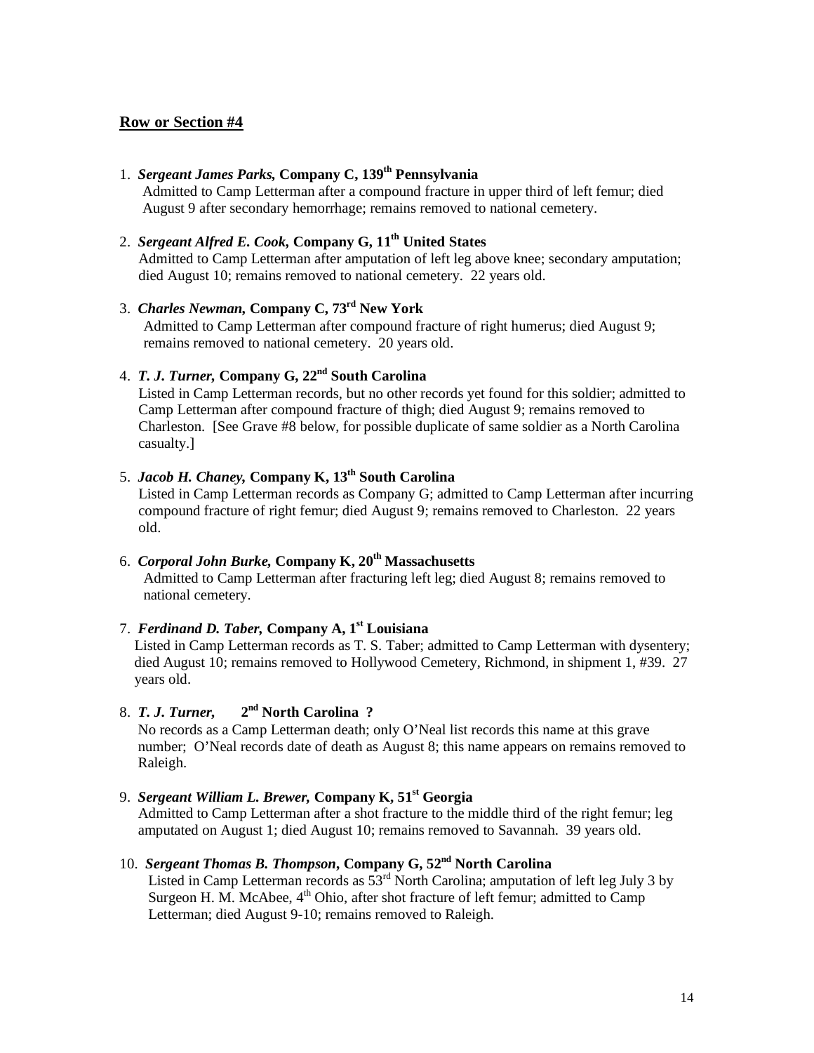## Row or Section #4

1. ***Sergeant James Parks,*** **Company C, 139th Pennsylvania**
   Admitted to Camp Letterman after a compound fracture in upper third of left femur; died August 9 after secondary hemorrhage; remains removed to national cemetery.

2. ***Sergeant Alfred E. Cook,*** **Company G, 11th United States**
   Admitted to Camp Letterman after amputation of left leg above knee; secondary amputation; died August 10; remains removed to national cemetery. 22 years old.

3. ***Charles Newman,*** **Company C, 73rd New York**
   Admitted to Camp Letterman after compound fracture of right humerus; died August 9; remains removed to national cemetery. 20 years old.

4. ***T. J. Turner,*** **Company G, 22nd South Carolina**
   Listed in Camp Letterman records, but no other records yet found for this soldier; admitted to Camp Letterman after compound fracture of thigh; died August 9; remains removed to Charleston. [See Grave #8 below, for possible duplicate of same soldier as a North Carolina casualty.]

5. ***Jacob H. Chaney,*** **Company K, 13th South Carolina**
   Listed in Camp Letterman records as Company G; admitted to Camp Letterman after incurring compound fracture of right femur; died August 9; remains removed to Charleston. 22 years old.

6. ***Corporal John Burke,*** **Company K, 20th Massachusetts**
   Admitted to Camp Letterman after fracturing left leg; died August 8; remains removed to national cemetery.

7. ***Ferdinand D. Taber,*** **Company A, 1st Louisiana**
   Listed in Camp Letterman records as T. S. Taber; admitted to Camp Letterman with dysentery; died August 10; remains removed to Hollywood Cemetery, Richmond, in shipment 1, #39. 27 years old.

8. ***T. J. Turner,*** **2nd North Carolina ?**
   No records as a Camp Letterman death; only O'Neal list records this name at this grave number; O'Neal records date of death as August 8; this name appears on remains removed to Raleigh.

9. ***Sergeant William L. Brewer,*** **Company K, 51st Georgia**
   Admitted to Camp Letterman after a shot fracture to the middle third of the right femur; leg amputated on August 1; died August 10; remains removed to Savannah. 39 years old.

10. ***Sergeant Thomas B. Thompson*****, Company G, 52nd North Carolina**
    Listed in Camp Letterman records as 53rd North Carolina; amputation of left leg July 3 by Surgeon H. M. McAbee, 4th Ohio, after shot fracture of left femur; admitted to Camp Letterman; died August 9-10; remains removed to Raleigh.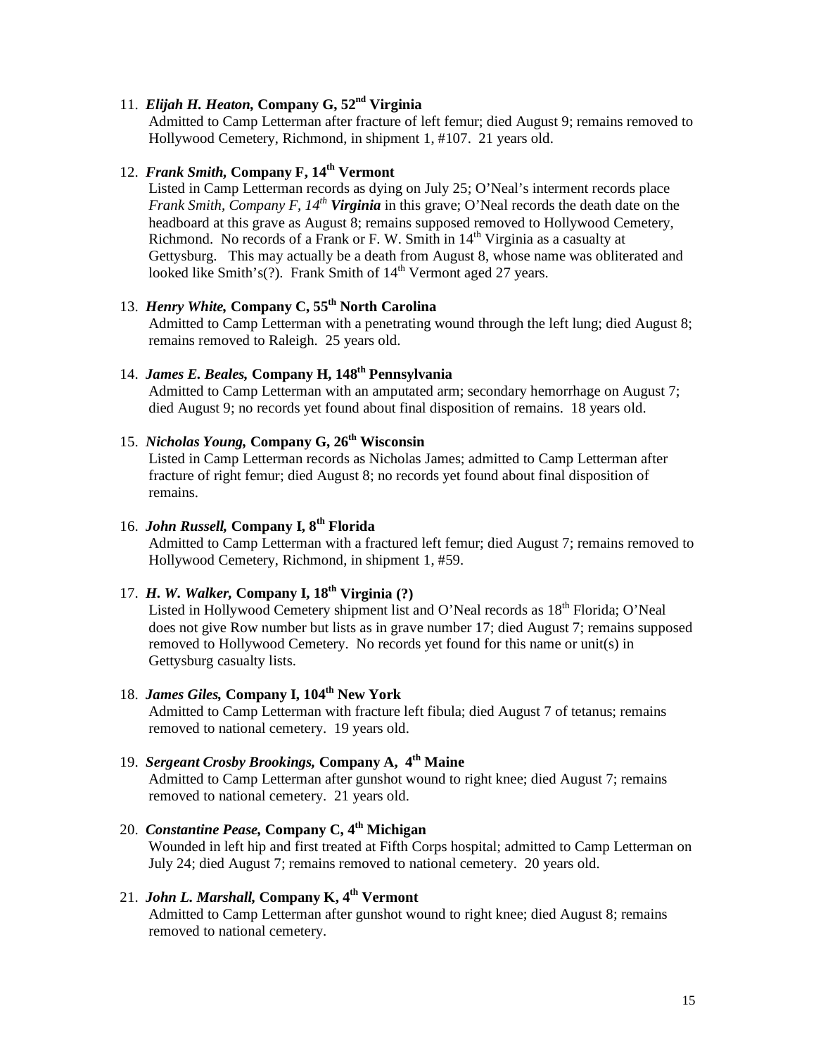11. ***Elijah H. Heaton,* Company G, 52nd Virginia**
    Admitted to Camp Letterman after fracture of left femur; died August 9; remains removed to Hollywood Cemetery, Richmond, in shipment 1, #107. 21 years old.

12. ***Frank Smith,* Company F, 14th Vermont**
    Listed in Camp Letterman records as dying on July 25; O'Neal's interment records place *Frank Smith, Company F, 14th* ***Virginia*** in this grave; O'Neal records the death date on the headboard at this grave as August 8; remains supposed removed to Hollywood Cemetery, Richmond. No records of a Frank or F. W. Smith in 14th Virginia as a casualty at Gettysburg. This may actually be a death from August 8, whose name was obliterated and looked like Smith's(?). Frank Smith of 14th Vermont aged 27 years.

13. ***Henry White,* Company C, 55th North Carolina**
    Admitted to Camp Letterman with a penetrating wound through the left lung; died August 8; remains removed to Raleigh. 25 years old.

14. ***James E. Beales,* Company H, 148th Pennsylvania**
    Admitted to Camp Letterman with an amputated arm; secondary hemorrhage on August 7; died August 9; no records yet found about final disposition of remains. 18 years old.

15. ***Nicholas Young,* Company G, 26th Wisconsin**
    Listed in Camp Letterman records as Nicholas James; admitted to Camp Letterman after fracture of right femur; died August 8; no records yet found about final disposition of remains.

16. ***John Russell,* Company I, 8th Florida**
    Admitted to Camp Letterman with a fractured left femur; died August 7; remains removed to Hollywood Cemetery, Richmond, in shipment 1, #59.

17. ***H. W. Walker,* Company I, 18th Virginia (?)**
    Listed in Hollywood Cemetery shipment list and O'Neal records as 18th Florida; O'Neal does not give Row number but lists as in grave number 17; died August 7; remains supposed removed to Hollywood Cemetery. No records yet found for this name or unit(s) in Gettysburg casualty lists.

18. ***James Giles,* Company I, 104th New York**
    Admitted to Camp Letterman with fracture left fibula; died August 7 of tetanus; remains removed to national cemetery. 19 years old.

19. ***Sergeant Crosby Brookings,* Company A, 4th Maine**
    Admitted to Camp Letterman after gunshot wound to right knee; died August 7; remains removed to national cemetery. 21 years old.

20. ***Constantine Pease,* Company C, 4th Michigan**
    Wounded in left hip and first treated at Fifth Corps hospital; admitted to Camp Letterman on July 24; died August 7; remains removed to national cemetery. 20 years old.

21. ***John L. Marshall,* Company K, 4th Vermont**
    Admitted to Camp Letterman after gunshot wound to right knee; died August 8; remains removed to national cemetery.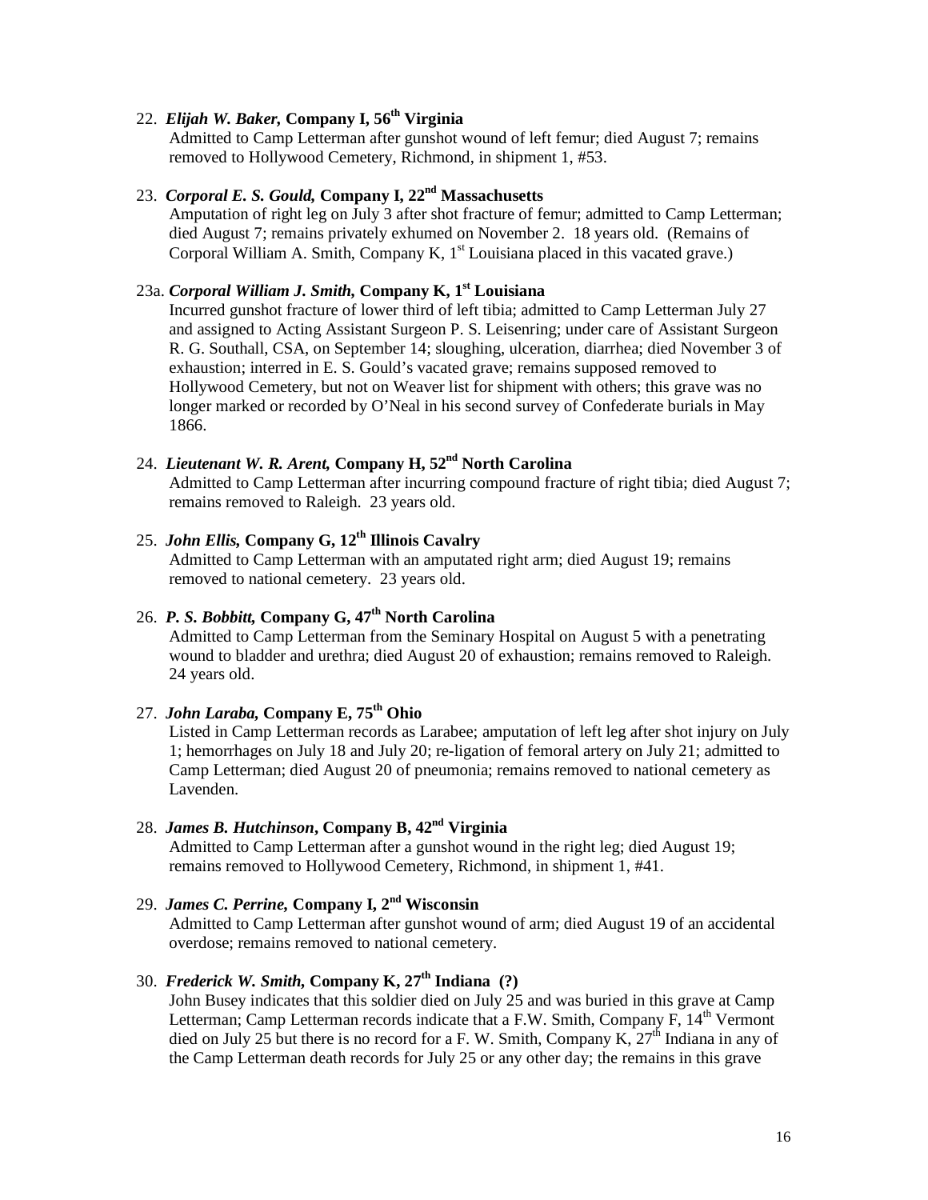22. ***Elijah W. Baker*, Company I, 56th Virginia**
    Admitted to Camp Letterman after gunshot wound of left femur; died August 7; remains removed to Hollywood Cemetery, Richmond, in shipment 1, #53.

23. ***Corporal E. S. Gould*, Company I, 22nd Massachusetts**
    Amputation of right leg on July 3 after shot fracture of femur; admitted to Camp Letterman; died August 7; remains privately exhumed on November 2. 18 years old. (Remains of Corporal William A. Smith, Company K, 1st Louisiana placed in this vacated grave.)

23a. ***Corporal William J. Smith*, Company K, 1st Louisiana**
    Incurred gunshot fracture of lower third of left tibia; admitted to Camp Letterman July 27 and assigned to Acting Assistant Surgeon P. S. Leisenring; under care of Assistant Surgeon R. G. Southall, CSA, on September 14; sloughing, ulceration, diarrhea; died November 3 of exhaustion; interred in E. S. Gould's vacated grave; remains supposed removed to Hollywood Cemetery, but not on Weaver list for shipment with others; this grave was no longer marked or recorded by O'Neal in his second survey of Confederate burials in May 1866.

24. ***Lieutenant W. R. Arent*, Company H, 52nd North Carolina**
    Admitted to Camp Letterman after incurring compound fracture of right tibia; died August 7; remains removed to Raleigh. 23 years old.

25. ***John Ellis*, Company G, 12th Illinois Cavalry**
    Admitted to Camp Letterman with an amputated right arm; died August 19; remains removed to national cemetery. 23 years old.

26. ***P. S. Bobbitt*, Company G, 47th North Carolina**
    Admitted to Camp Letterman from the Seminary Hospital on August 5 with a penetrating wound to bladder and urethra; died August 20 of exhaustion; remains removed to Raleigh. 24 years old.

27. ***John Laraba*, Company E, 75th Ohio**
    Listed in Camp Letterman records as Larabee; amputation of left leg after shot injury on July 1; hemorrhages on July 18 and July 20; re-ligation of femoral artery on July 21; admitted to Camp Letterman; died August 20 of pneumonia; remains removed to national cemetery as Lavenden.

28. ***James B. Hutchinson*, Company B, 42nd Virginia**
    Admitted to Camp Letterman after a gunshot wound in the right leg; died August 19; remains removed to Hollywood Cemetery, Richmond, in shipment 1, #41.

29. ***James C. Perrine*, Company I, 2nd Wisconsin**
    Admitted to Camp Letterman after gunshot wound of arm; died August 19 of an accidental overdose; remains removed to national cemetery.

30. ***Frederick W. Smith*, Company K, 27th Indiana (?)**
    John Busey indicates that this soldier died on July 25 and was buried in this grave at Camp Letterman; Camp Letterman records indicate that a F.W. Smith, Company F, 14th Vermont died on July 25 but there is no record for a F. W. Smith, Company K, 27th Indiana in any of the Camp Letterman death records for July 25 or any other day; the remains in this grave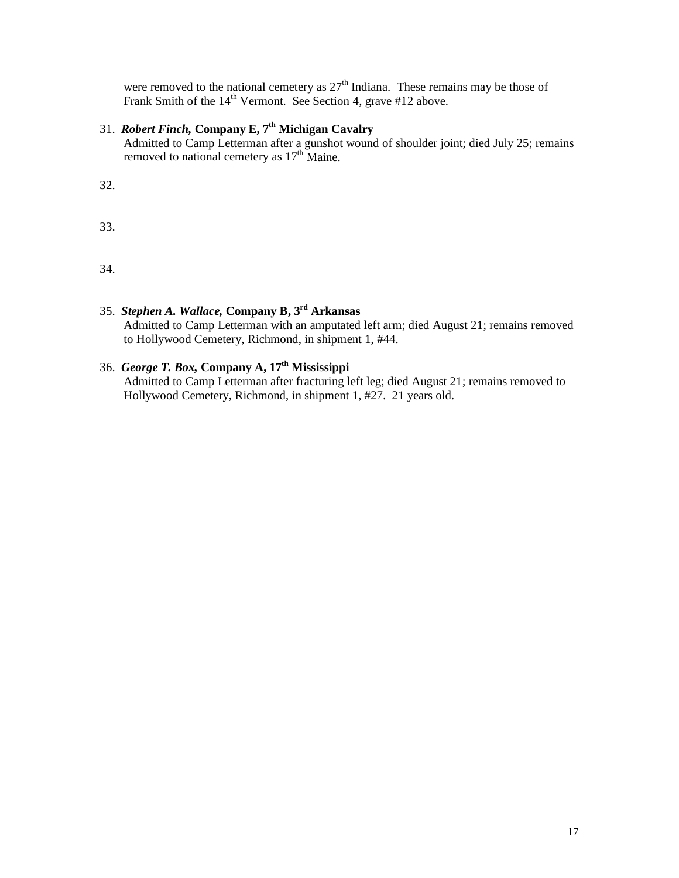were removed to the national cemetery as 27th Indiana. These remains may be those of Frank Smith of the 14th Vermont. See Section 4, grave #12 above.

31. ***Robert Finch,* Company E, 7th Michigan Cavalry**
    Admitted to Camp Letterman after a gunshot wound of shoulder joint; died July 25; remains removed to national cemetery as 17th Maine.

32.

33.

34.

35. ***Stephen A. Wallace,* Company B, 3rd Arkansas**
    Admitted to Camp Letterman with an amputated left arm; died August 21; remains removed to Hollywood Cemetery, Richmond, in shipment 1, #44.

36. ***George T. Box,* Company A, 17th Mississippi**
    Admitted to Camp Letterman after fracturing left leg; died August 21; remains removed to Hollywood Cemetery, Richmond, in shipment 1, #27. 21 years old.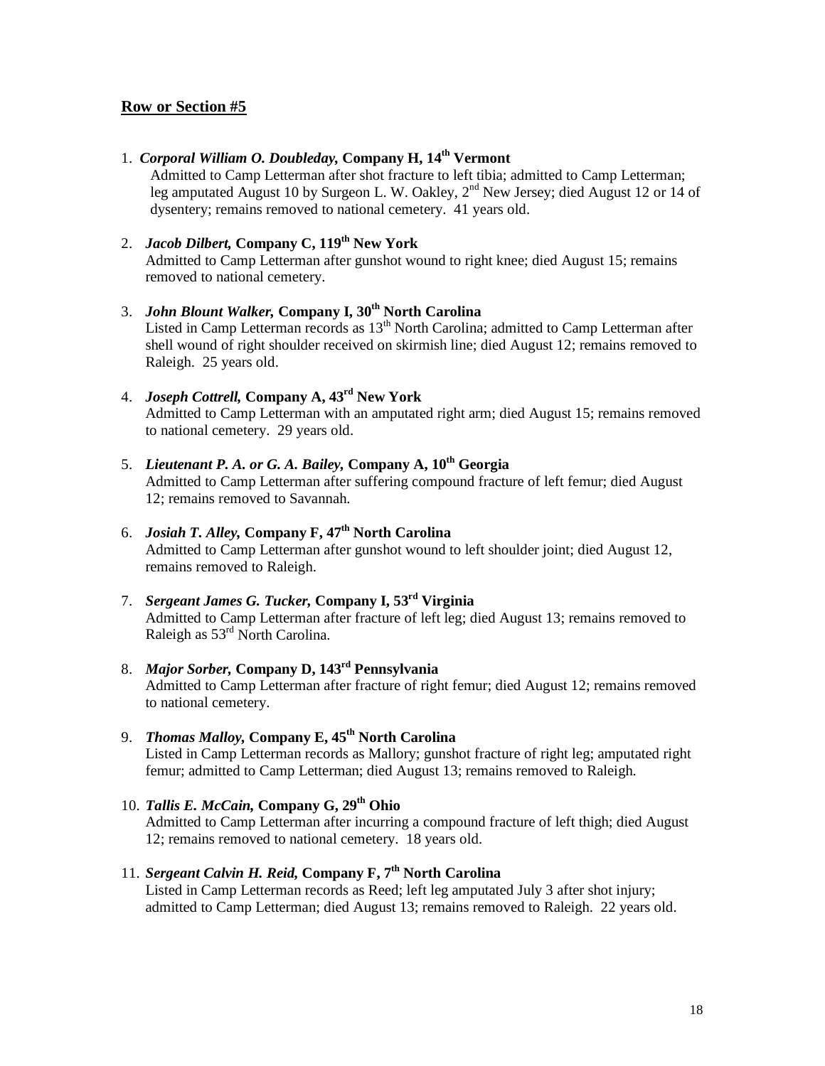## Row or Section #5

1. ***Corporal William O. Doubleday,*** **Company H, 14th Vermont**
   Admitted to Camp Letterman after shot fracture to left tibia; admitted to Camp Letterman; leg amputated August 10 by Surgeon L. W. Oakley, 2nd New Jersey; died August 12 or 14 of dysentery; remains removed to national cemetery. 41 years old.

2. ***Jacob Dilbert,*** **Company C, 119th New York**
   Admitted to Camp Letterman after gunshot wound to right knee; died August 15; remains removed to national cemetery.

3. ***John Blount Walker,*** **Company I, 30th North Carolina**
   Listed in Camp Letterman records as 13th North Carolina; admitted to Camp Letterman after shell wound of right shoulder received on skirmish line; died August 12; remains removed to Raleigh. 25 years old.

4. ***Joseph Cottrell,*** **Company A, 43rd New York**
   Admitted to Camp Letterman with an amputated right arm; died August 15; remains removed to national cemetery. 29 years old.

5. ***Lieutenant P. A. or G. A. Bailey,*** **Company A, 10th Georgia**
   Admitted to Camp Letterman after suffering compound fracture of left femur; died August 12; remains removed to Savannah.

6. ***Josiah T. Alley,*** **Company F, 47th North Carolina**
   Admitted to Camp Letterman after gunshot wound to left shoulder joint; died August 12, remains removed to Raleigh.

7. ***Sergeant James G. Tucker,*** **Company I, 53rd Virginia**
   Admitted to Camp Letterman after fracture of left leg; died August 13; remains removed to Raleigh as 53rd North Carolina.

8. ***Major Sorber,*** **Company D, 143rd Pennsylvania**
   Admitted to Camp Letterman after fracture of right femur; died August 12; remains removed to national cemetery.

9. ***Thomas Malloy,*** **Company E, 45th North Carolina**
   Listed in Camp Letterman records as Mallory; gunshot fracture of right leg; amputated right femur; admitted to Camp Letterman; died August 13; remains removed to Raleigh.

10. ***Tallis E. McCain,*** **Company G, 29th Ohio**
    Admitted to Camp Letterman after incurring a compound fracture of left thigh; died August 12; remains removed to national cemetery. 18 years old.

11. ***Sergeant Calvin H. Reid,*** **Company F, 7th North Carolina**
    Listed in Camp Letterman records as Reed; left leg amputated July 3 after shot injury; admitted to Camp Letterman; died August 13; remains removed to Raleigh. 22 years old.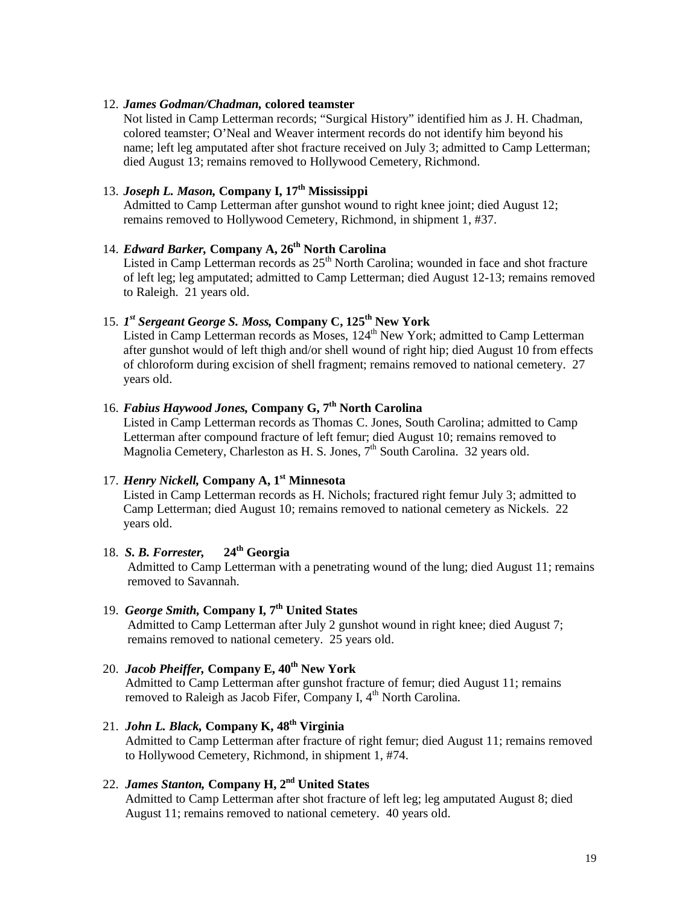12. ***James Godman/Chadman*, colored teamster**
    Not listed in Camp Letterman records; "Surgical History" identified him as J. H. Chadman, colored teamster; O'Neal and Weaver interment records do not identify him beyond his name; left leg amputated after shot fracture received on July 3; admitted to Camp Letterman; died August 13; remains removed to Hollywood Cemetery, Richmond.

13. ***Joseph L. Mason*, Company I, 17th Mississippi**
    Admitted to Camp Letterman after gunshot wound to right knee joint; died August 12; remains removed to Hollywood Cemetery, Richmond, in shipment 1, #37.

14. ***Edward Barker*, Company A, 26th North Carolina**
    Listed in Camp Letterman records as 25th North Carolina; wounded in face and shot fracture of left leg; leg amputated; admitted to Camp Letterman; died August 12-13; remains removed to Raleigh. 21 years old.

15. ***1st Sergeant George S. Moss*, Company C, 125th New York**
    Listed in Camp Letterman records as Moses, 124th New York; admitted to Camp Letterman after gunshot would of left thigh and/or shell wound of right hip; died August 10 from effects of chloroform during excision of shell fragment; remains removed to national cemetery. 27 years old.

16. ***Fabius Haywood Jones*, Company G, 7th North Carolina**
    Listed in Camp Letterman records as Thomas C. Jones, South Carolina; admitted to Camp Letterman after compound fracture of left femur; died August 10; remains removed to Magnolia Cemetery, Charleston as H. S. Jones, 7th South Carolina. 32 years old.

17. ***Henry Nickell*, Company A, 1st Minnesota**
    Listed in Camp Letterman records as H. Nichols; fractured right femur July 3; admitted to Camp Letterman; died August 10; remains removed to national cemetery as Nickels. 22 years old.

18. ***S. B. Forrester*, 24th Georgia**
    Admitted to Camp Letterman with a penetrating wound of the lung; died August 11; remains removed to Savannah.

19. ***George Smith*, Company I, 7th United States**
    Admitted to Camp Letterman after July 2 gunshot wound in right knee; died August 7; remains removed to national cemetery. 25 years old.

20. ***Jacob Pheiffer*, Company E, 40th New York**
    Admitted to Camp Letterman after gunshot fracture of femur; died August 11; remains removed to Raleigh as Jacob Fifer, Company I, 4th North Carolina.

21. ***John L. Black*, Company K, 48th Virginia**
    Admitted to Camp Letterman after fracture of right femur; died August 11; remains removed to Hollywood Cemetery, Richmond, in shipment 1, #74.

22. ***James Stanton*, Company H, 2nd United States**
    Admitted to Camp Letterman after shot fracture of left leg; leg amputated August 8; died August 11; remains removed to national cemetery. 40 years old.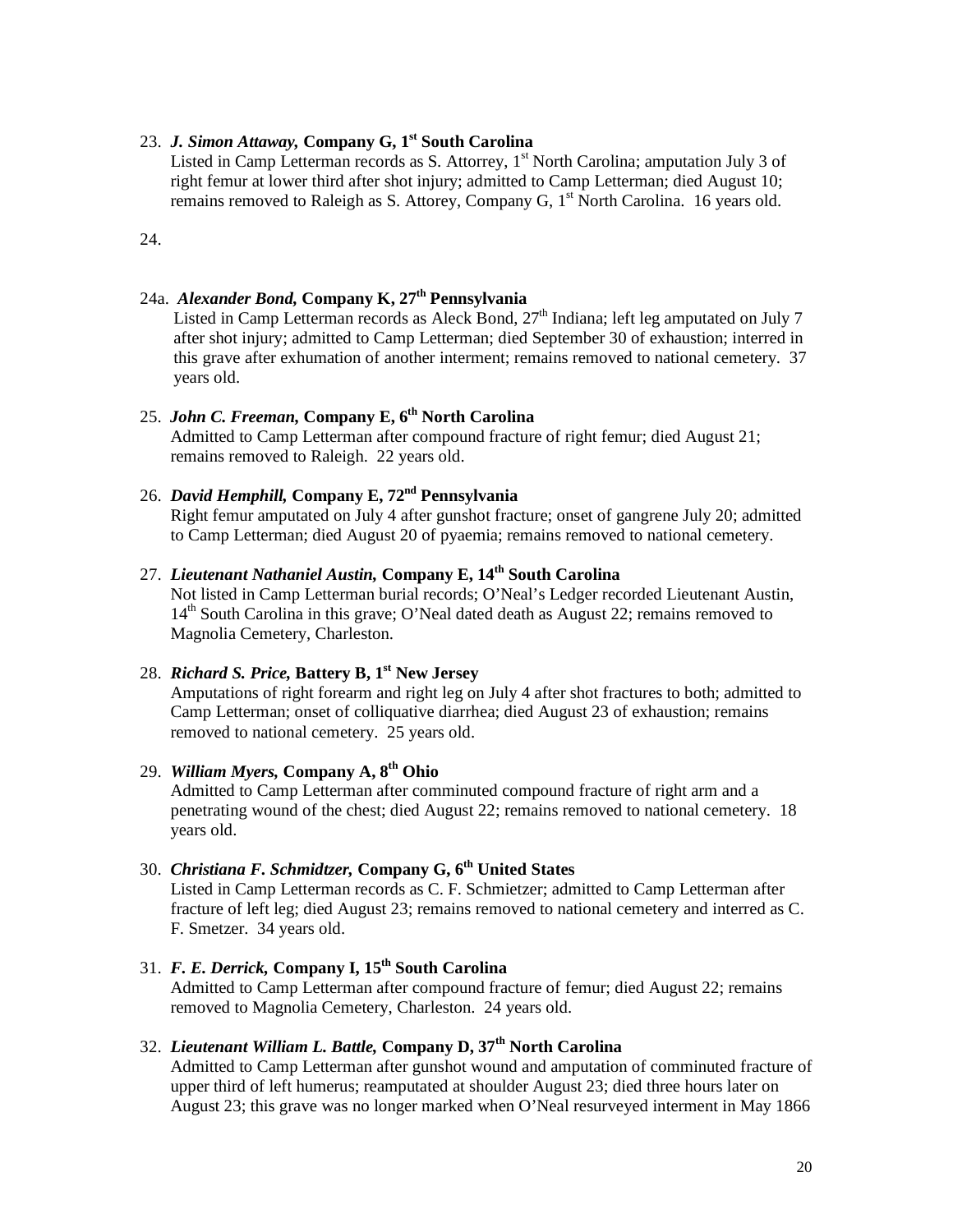23. ***J. Simon Attaway,* Company G, 1st South Carolina**
    Listed in Camp Letterman records as S. Attorrey, 1st North Carolina; amputation July 3 of right femur at lower third after shot injury; admitted to Camp Letterman; died August 10; remains removed to Raleigh as S. Attorey, Company G, 1st North Carolina. 16 years old.

24.

24a. ***Alexander Bond,* Company K, 27th Pennsylvania**
    Listed in Camp Letterman records as Aleck Bond, 27th Indiana; left leg amputated on July 7 after shot injury; admitted to Camp Letterman; died September 30 of exhaustion; interred in this grave after exhumation of another interment; remains removed to national cemetery. 37 years old.

25. ***John C. Freeman,* Company E, 6th North Carolina**
    Admitted to Camp Letterman after compound fracture of right femur; died August 21; remains removed to Raleigh. 22 years old.

26. ***David Hemphill,* Company E, 72nd Pennsylvania**
    Right femur amputated on July 4 after gunshot fracture; onset of gangrene July 20; admitted to Camp Letterman; died August 20 of pyaemia; remains removed to national cemetery.

27. ***Lieutenant Nathaniel Austin,* Company E, 14th South Carolina**
    Not listed in Camp Letterman burial records; O'Neal's Ledger recorded Lieutenant Austin, 14th South Carolina in this grave; O'Neal dated death as August 22; remains removed to Magnolia Cemetery, Charleston.

28. ***Richard S. Price,* Battery B, 1st New Jersey**
    Amputations of right forearm and right leg on July 4 after shot fractures to both; admitted to Camp Letterman; onset of colliquative diarrhea; died August 23 of exhaustion; remains removed to national cemetery. 25 years old.

29. ***William Myers,* Company A, 8th Ohio**
    Admitted to Camp Letterman after comminuted compound fracture of right arm and a penetrating wound of the chest; died August 22; remains removed to national cemetery. 18 years old.

30. ***Christiana F. Schmidtzer,* Company G, 6th United States**
    Listed in Camp Letterman records as C. F. Schmietzer; admitted to Camp Letterman after fracture of left leg; died August 23; remains removed to national cemetery and interred as C. F. Smetzer. 34 years old.

31. ***F. E. Derrick,* Company I, 15th South Carolina**
    Admitted to Camp Letterman after compound fracture of femur; died August 22; remains removed to Magnolia Cemetery, Charleston. 24 years old.

32. ***Lieutenant William L. Battle,* Company D, 37th North Carolina**
    Admitted to Camp Letterman after gunshot wound and amputation of comminuted fracture of upper third of left humerus; reamputated at shoulder August 23; died three hours later on August 23; this grave was no longer marked when O'Neal resurveyed interment in May 1866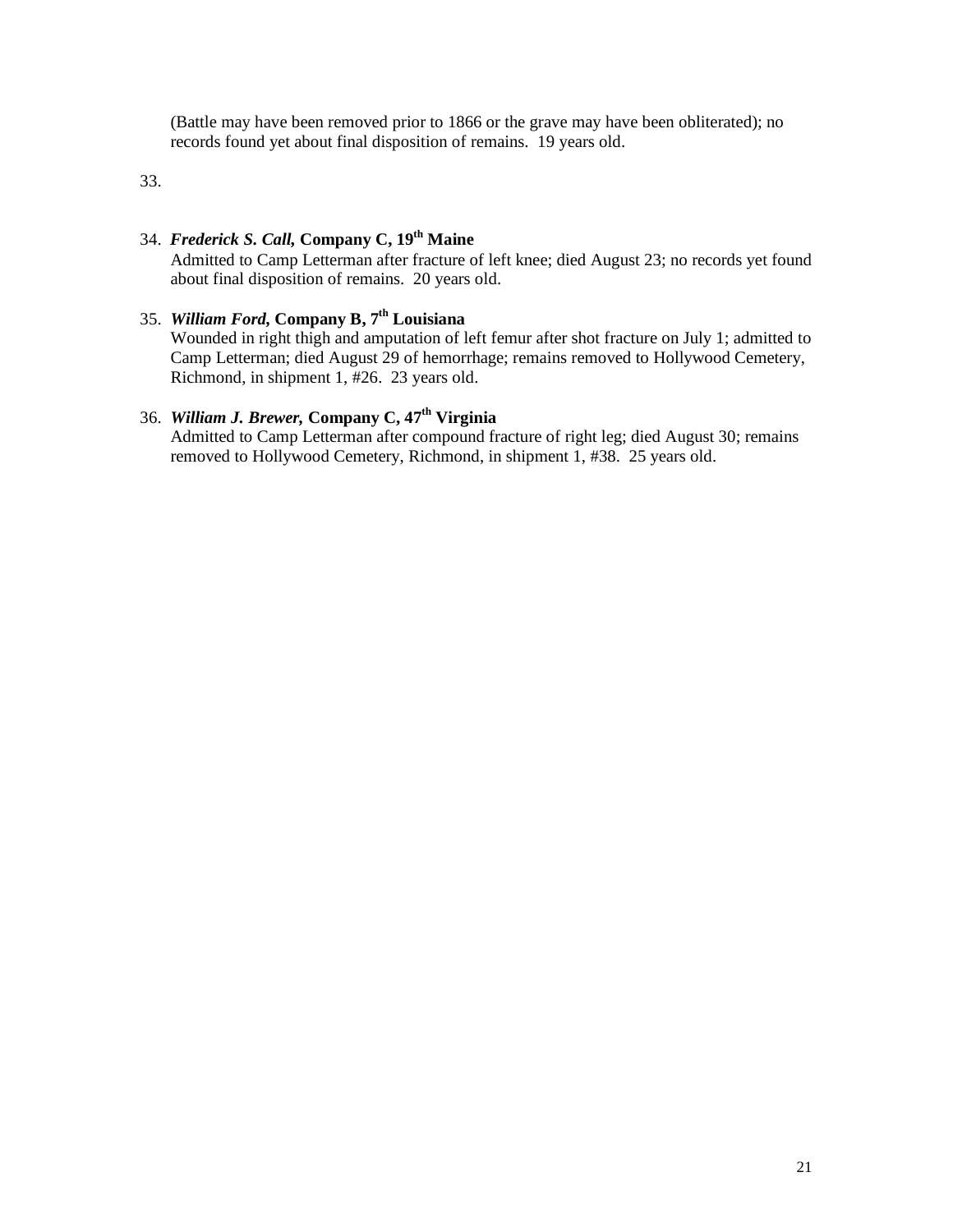(Battle may have been removed prior to 1866 or the grave may have been obliterated); no records found yet about final disposition of remains. 19 years old.

33.

34. ***Frederick S. Call,*** **Company C, 19th Maine**
Admitted to Camp Letterman after fracture of left knee; died August 23; no records yet found about final disposition of remains. 20 years old.

35. ***William Ford,*** **Company B, 7th Louisiana**
Wounded in right thigh and amputation of left femur after shot fracture on July 1; admitted to Camp Letterman; died August 29 of hemorrhage; remains removed to Hollywood Cemetery, Richmond, in shipment 1, #26. 23 years old.

36. ***William J. Brewer,*** **Company C, 47th Virginia**
Admitted to Camp Letterman after compound fracture of right leg; died August 30; remains removed to Hollywood Cemetery, Richmond, in shipment 1, #38. 25 years old.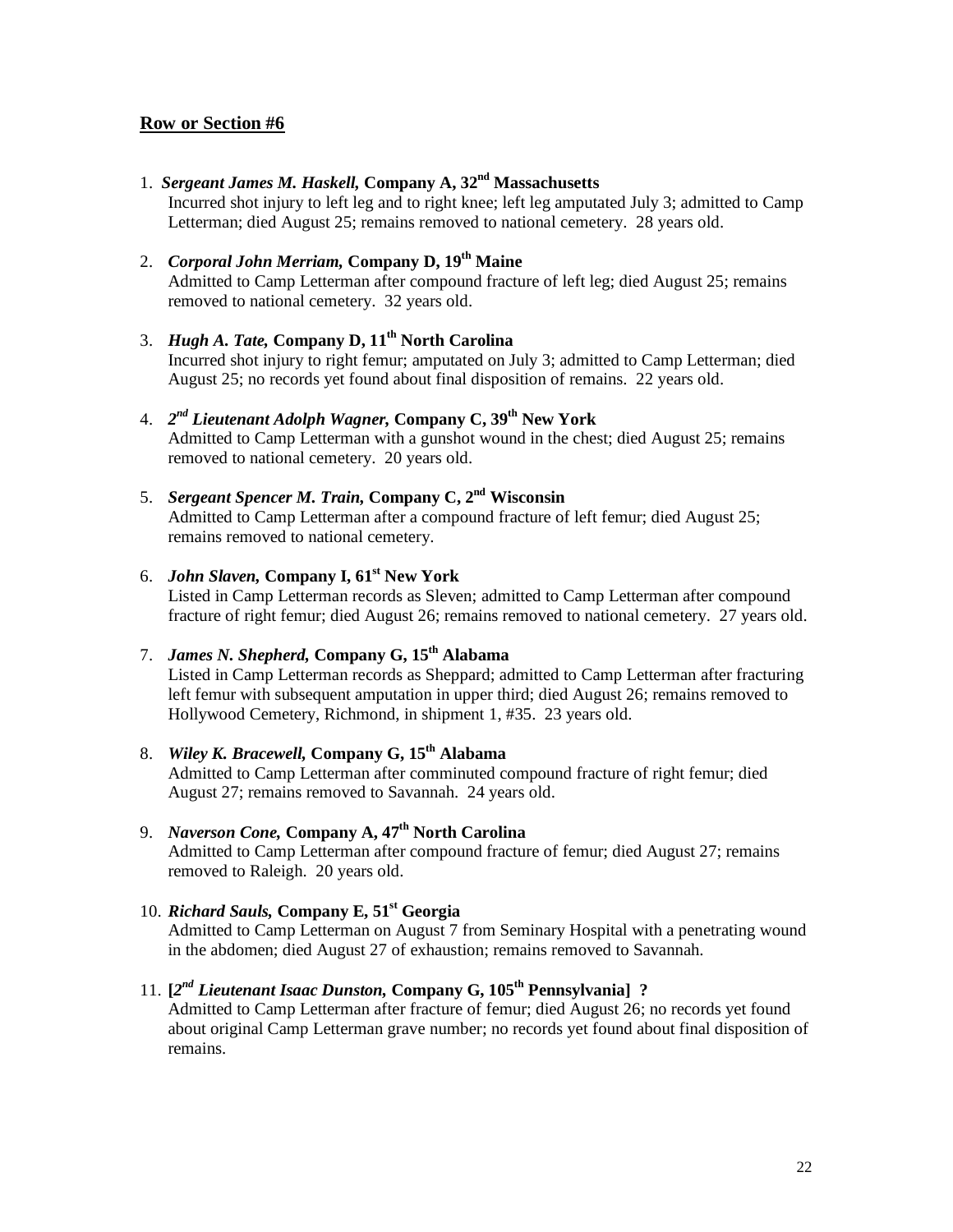**Row or Section #6**

1. ***Sergeant James M. Haskell,* Company A, 32nd Massachusetts**
   Incurred shot injury to left leg and to right knee; left leg amputated July 3; admitted to Camp Letterman; died August 25; remains removed to national cemetery. 28 years old.

2. ***Corporal John Merriam,* Company D, 19th Maine**
   Admitted to Camp Letterman after compound fracture of left leg; died August 25; remains removed to national cemetery. 32 years old.

3. ***Hugh A. Tate,* Company D, 11th North Carolina**
   Incurred shot injury to right femur; amputated on July 3; admitted to Camp Letterman; died August 25; no records yet found about final disposition of remains. 22 years old.

4. ***2nd Lieutenant Adolph Wagner,* Company C, 39th New York**
   Admitted to Camp Letterman with a gunshot wound in the chest; died August 25; remains removed to national cemetery. 20 years old.

5. ***Sergeant Spencer M. Train,* Company C, 2nd Wisconsin**
   Admitted to Camp Letterman after a compound fracture of left femur; died August 25; remains removed to national cemetery.

6. ***John Slaven,* Company I, 61st New York**
   Listed in Camp Letterman records as Sleven; admitted to Camp Letterman after compound fracture of right femur; died August 26; remains removed to national cemetery. 27 years old.

7. ***James N. Shepherd,* Company G, 15th Alabama**
   Listed in Camp Letterman records as Sheppard; admitted to Camp Letterman after fracturing left femur with subsequent amputation in upper third; died August 26; remains removed to Hollywood Cemetery, Richmond, in shipment 1, #35. 23 years old.

8. ***Wiley K. Bracewell,* Company G, 15th Alabama**
   Admitted to Camp Letterman after comminuted compound fracture of right femur; died August 27; remains removed to Savannah. 24 years old.

9. ***Naverson Cone,* Company A, 47th North Carolina**
   Admitted to Camp Letterman after compound fracture of femur; died August 27; remains removed to Raleigh. 20 years old.

10. ***Richard Sauls,* Company E, 51st Georgia**
    Admitted to Camp Letterman on August 7 from Seminary Hospital with a penetrating wound in the abdomen; died August 27 of exhaustion; remains removed to Savannah.

11. **[*2nd Lieutenant Isaac Dunston,* Company G, 105th Pennsylvania] ?**
    Admitted to Camp Letterman after fracture of femur; died August 26; no records yet found about original Camp Letterman grave number; no records yet found about final disposition of remains.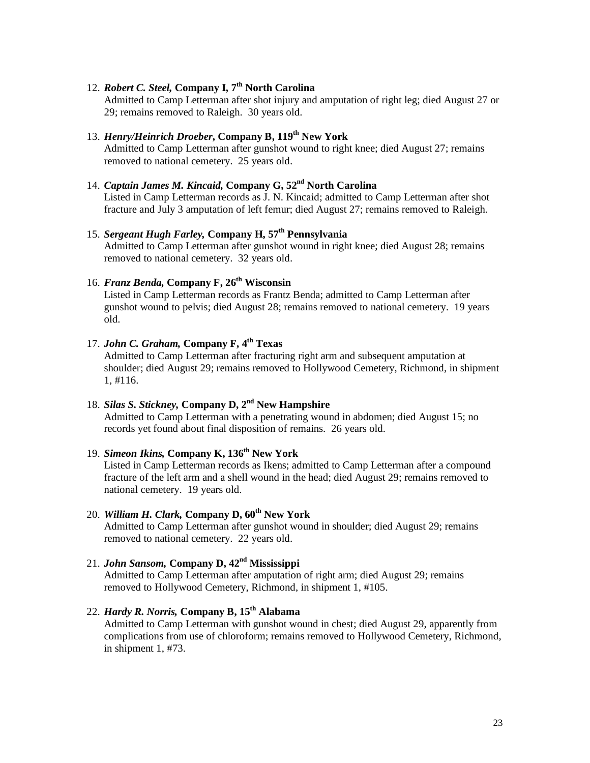12. ***Robert C. Steel,*** **Company I, 7th North Carolina**
    Admitted to Camp Letterman after shot injury and amputation of right leg; died August 27 or 29; remains removed to Raleigh. 30 years old.

13. ***Henry/Heinrich Droeber,*** **Company B, 119th New York**
    Admitted to Camp Letterman after gunshot wound to right knee; died August 27; remains removed to national cemetery. 25 years old.

14. ***Captain James M. Kincaid,*** **Company G, 52nd North Carolina**
    Listed in Camp Letterman records as J. N. Kincaid; admitted to Camp Letterman after shot fracture and July 3 amputation of left femur; died August 27; remains removed to Raleigh.

15. ***Sergeant Hugh Farley,*** **Company H, 57th Pennsylvania**
    Admitted to Camp Letterman after gunshot wound in right knee; died August 28; remains removed to national cemetery. 32 years old.

16. ***Franz Benda,*** **Company F, 26th Wisconsin**
    Listed in Camp Letterman records as Frantz Benda; admitted to Camp Letterman after gunshot wound to pelvis; died August 28; remains removed to national cemetery. 19 years old.

17. ***John C. Graham,*** **Company F, 4th Texas**
    Admitted to Camp Letterman after fracturing right arm and subsequent amputation at shoulder; died August 29; remains removed to Hollywood Cemetery, Richmond, in shipment 1, #116.

18. ***Silas S. Stickney,*** **Company D, 2nd New Hampshire**
    Admitted to Camp Letterman with a penetrating wound in abdomen; died August 15; no records yet found about final disposition of remains. 26 years old.

19. ***Simeon Ikins,*** **Company K, 136th New York**
    Listed in Camp Letterman records as Ikens; admitted to Camp Letterman after a compound fracture of the left arm and a shell wound in the head; died August 29; remains removed to national cemetery. 19 years old.

20. ***William H. Clark,*** **Company D, 60th New York**
    Admitted to Camp Letterman after gunshot wound in shoulder; died August 29; remains removed to national cemetery. 22 years old.

21. ***John Sansom,*** **Company D, 42nd Mississippi**
    Admitted to Camp Letterman after amputation of right arm; died August 29; remains removed to Hollywood Cemetery, Richmond, in shipment 1, #105.

22. ***Hardy R. Norris,*** **Company B, 15th Alabama**
    Admitted to Camp Letterman with gunshot wound in chest; died August 29, apparently from complications from use of chloroform; remains removed to Hollywood Cemetery, Richmond, in shipment 1, #73.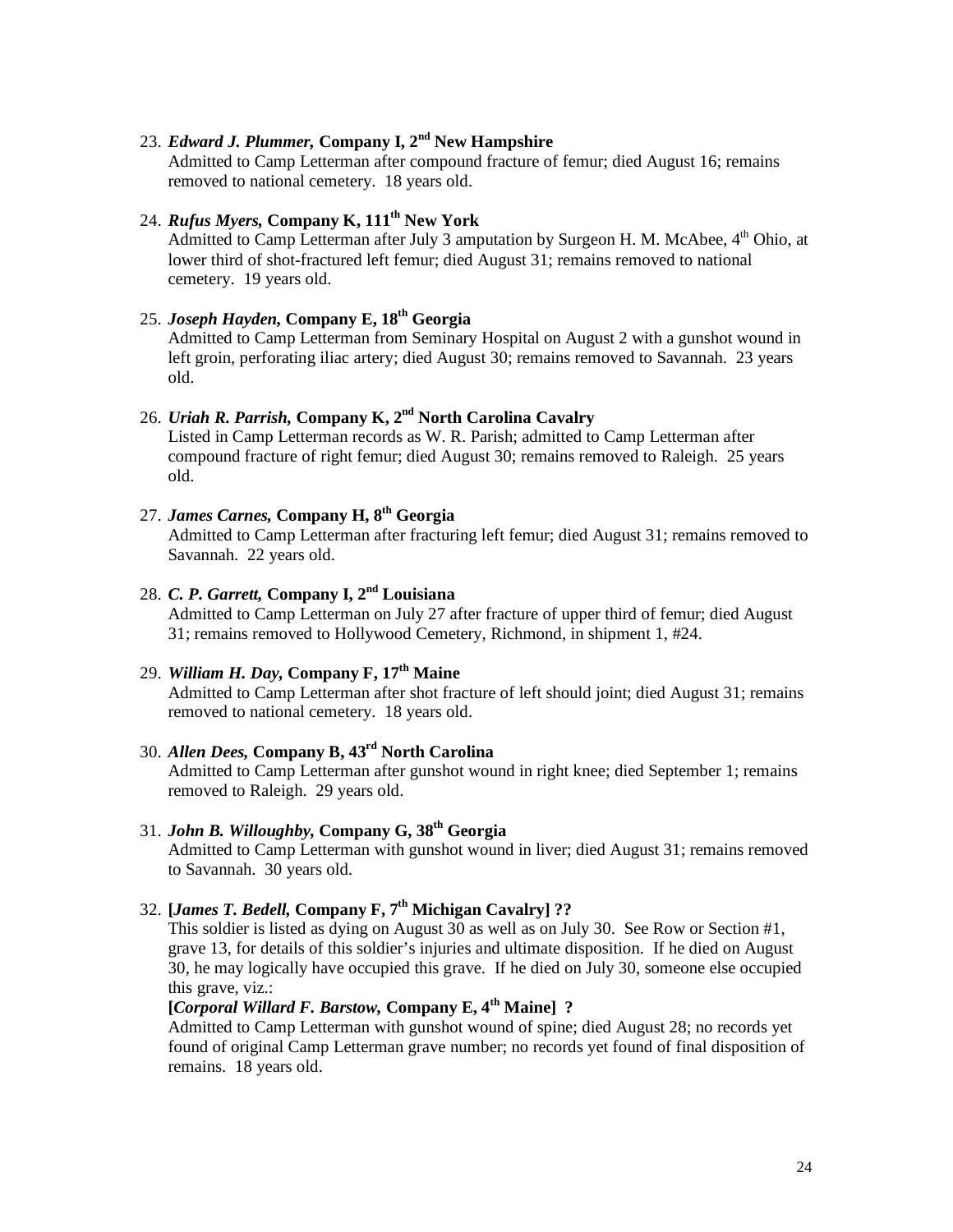23. ***Edward J. Plummer,* Company I, 2nd New Hampshire**
    Admitted to Camp Letterman after compound fracture of femur; died August 16; remains removed to national cemetery. 18 years old.

24. ***Rufus Myers,* Company K, 111th New York**
    Admitted to Camp Letterman after July 3 amputation by Surgeon H. M. McAbee, 4th Ohio, at lower third of shot-fractured left femur; died August 31; remains removed to national cemetery. 19 years old.

25. ***Joseph Hayden,* Company E, 18th Georgia**
    Admitted to Camp Letterman from Seminary Hospital on August 2 with a gunshot wound in left groin, perforating iliac artery; died August 30; remains removed to Savannah. 23 years old.

26. ***Uriah R. Parrish,* Company K, 2nd North Carolina Cavalry**
    Listed in Camp Letterman records as W. R. Parish; admitted to Camp Letterman after compound fracture of right femur; died August 30; remains removed to Raleigh. 25 years old.

27. ***James Carnes,* Company H, 8th Georgia**
    Admitted to Camp Letterman after fracturing left femur; died August 31; remains removed to Savannah. 22 years old.

28. ***C. P. Garrett,* Company I, 2nd Louisiana**
    Admitted to Camp Letterman on July 27 after fracture of upper third of femur; died August 31; remains removed to Hollywood Cemetery, Richmond, in shipment 1, #24.

29. ***William H. Day,* Company F, 17th Maine**
    Admitted to Camp Letterman after shot fracture of left should joint; died August 31; remains removed to national cemetery. 18 years old.

30. ***Allen Dees,* Company B, 43rd North Carolina**
    Admitted to Camp Letterman after gunshot wound in right knee; died September 1; remains removed to Raleigh. 29 years old.

31. ***John B. Willoughby,* Company G, 38th Georgia**
    Admitted to Camp Letterman with gunshot wound in liver; died August 31; remains removed to Savannah. 30 years old.

32. **[*James T. Bedell,* Company F, 7th Michigan Cavalry] ??**
    This soldier is listed as dying on August 30 as well as on July 30. See Row or Section #1, grave 13, for details of this soldier's injuries and ultimate disposition. If he died on August 30, he may logically have occupied this grave. If he died on July 30, someone else occupied this grave, viz.:
    **[*Corporal Willard F. Barstow,* Company E, 4th Maine] ?**
    Admitted to Camp Letterman with gunshot wound of spine; died August 28; no records yet found of original Camp Letterman grave number; no records yet found of final disposition of remains. 18 years old.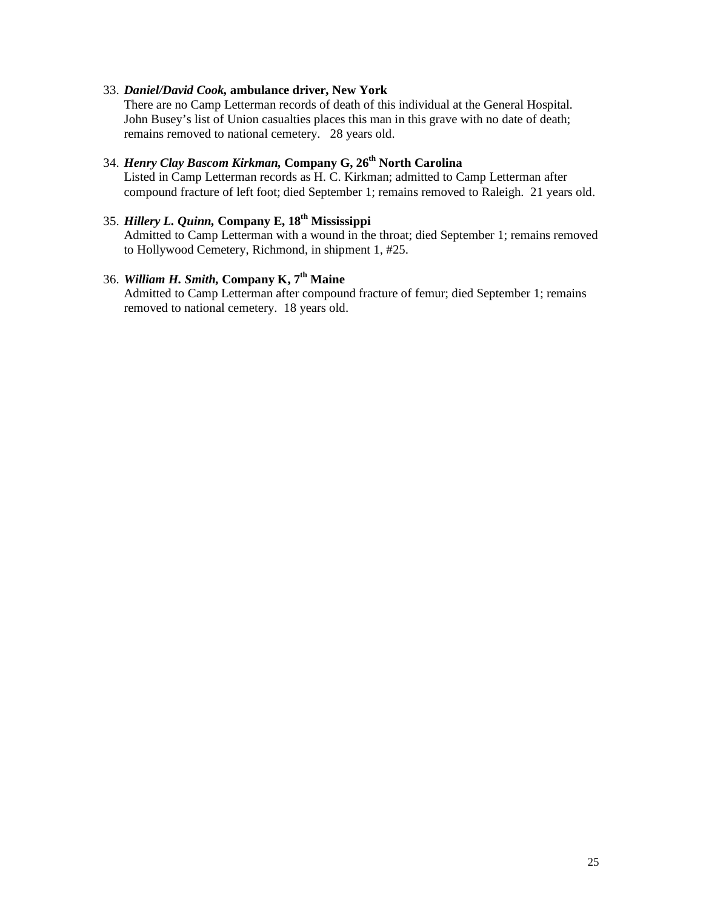33. ***Daniel/David Cook*, ambulance driver, New York**
    There are no Camp Letterman records of death of this individual at the General Hospital. John Busey's list of Union casualties places this man in this grave with no date of death; remains removed to national cemetery. 28 years old.

34. ***Henry Clay Bascom Kirkman*, Company G, 26th North Carolina**
    Listed in Camp Letterman records as H. C. Kirkman; admitted to Camp Letterman after compound fracture of left foot; died September 1; remains removed to Raleigh. 21 years old.

35. ***Hillery L. Quinn*, Company E, 18th Mississippi**
    Admitted to Camp Letterman with a wound in the throat; died September 1; remains removed to Hollywood Cemetery, Richmond, in shipment 1, #25.

36. ***William H. Smith*, Company K, 7th Maine**
    Admitted to Camp Letterman after compound fracture of femur; died September 1; remains removed to national cemetery. 18 years old.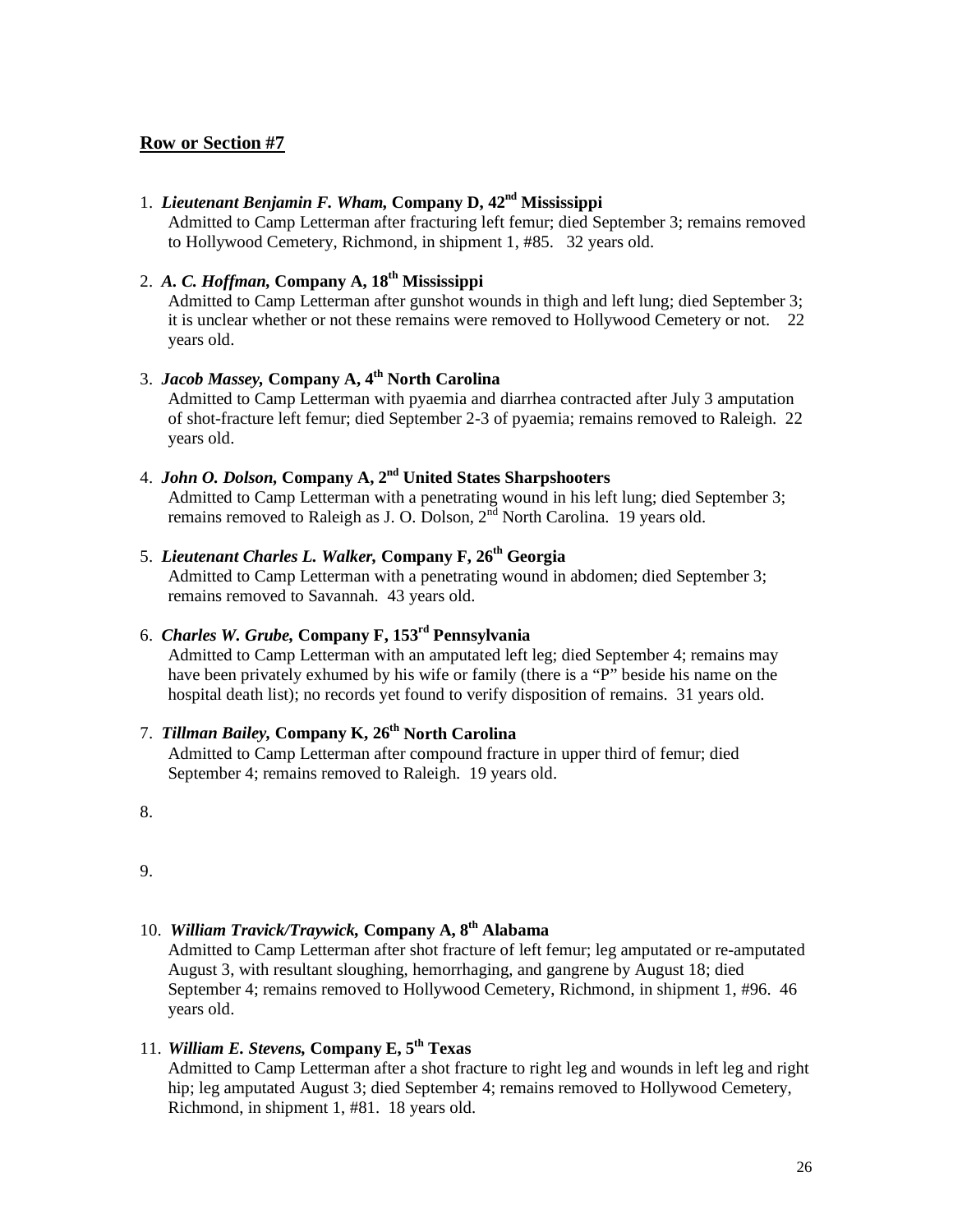**Row or Section #7**

1. ***Lieutenant Benjamin F. Wham,*** **Company D, 42nd Mississippi**
   Admitted to Camp Letterman after fracturing left femur; died September 3; remains removed to Hollywood Cemetery, Richmond, in shipment 1, #85. 32 years old.

2. ***A. C. Hoffman,*** **Company A, 18th Mississippi**
   Admitted to Camp Letterman after gunshot wounds in thigh and left lung; died September 3; it is unclear whether or not these remains were removed to Hollywood Cemetery or not. 22 years old.

3. ***Jacob Massey,*** **Company A, 4th North Carolina**
   Admitted to Camp Letterman with pyaemia and diarrhea contracted after July 3 amputation of shot-fracture left femur; died September 2-3 of pyaemia; remains removed to Raleigh. 22 years old.

4. ***John O. Dolson,*** **Company A, 2nd United States Sharpshooters**
   Admitted to Camp Letterman with a penetrating wound in his left lung; died September 3; remains removed to Raleigh as J. O. Dolson, 2nd North Carolina. 19 years old.

5. ***Lieutenant Charles L. Walker,*** **Company F, 26th Georgia**
   Admitted to Camp Letterman with a penetrating wound in abdomen; died September 3; remains removed to Savannah. 43 years old.

6. ***Charles W. Grube,*** **Company F, 153rd Pennsylvania**
   Admitted to Camp Letterman with an amputated left leg; died September 4; remains may have been privately exhumed by his wife or family (there is a "P" beside his name on the hospital death list); no records yet found to verify disposition of remains. 31 years old.

7. ***Tillman Bailey,*** **Company K, 26th North Carolina**
   Admitted to Camp Letterman after compound fracture in upper third of femur; died September 4; remains removed to Raleigh. 19 years old.

8. 

9. 

10. ***William Travick/Traywick,*** **Company A, 8th Alabama**
    Admitted to Camp Letterman after shot fracture of left femur; leg amputated or re-amputated August 3, with resultant sloughing, hemorrhaging, and gangrene by August 18; died September 4; remains removed to Hollywood Cemetery, Richmond, in shipment 1, #96. 46 years old.

11. ***William E. Stevens,*** **Company E, 5th Texas**
    Admitted to Camp Letterman after a shot fracture to right leg and wounds in left leg and right hip; leg amputated August 3; died September 4; remains removed to Hollywood Cemetery, Richmond, in shipment 1, #81. 18 years old.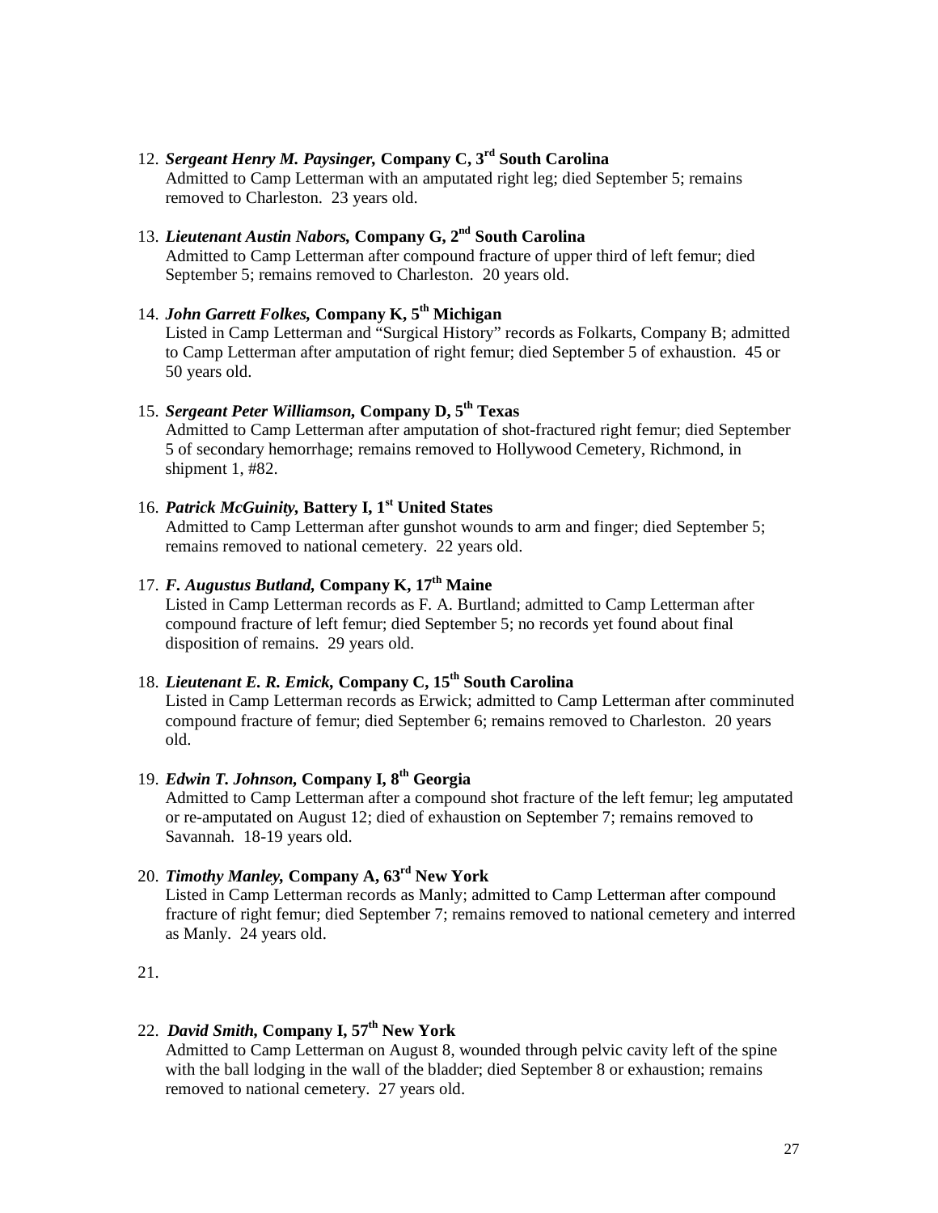12. ***Sergeant Henry M. Paysinger,* Company C, 3rd South Carolina**
    Admitted to Camp Letterman with an amputated right leg; died September 5; remains removed to Charleston. 23 years old.

13. ***Lieutenant Austin Nabors,* Company G, 2nd South Carolina**
    Admitted to Camp Letterman after compound fracture of upper third of left femur; died September 5; remains removed to Charleston. 20 years old.

14. ***John Garrett Folkes,* Company K, 5th Michigan**
    Listed in Camp Letterman and "Surgical History" records as Folkarts, Company B; admitted to Camp Letterman after amputation of right femur; died September 5 of exhaustion. 45 or 50 years old.

15. ***Sergeant Peter Williamson,* Company D, 5th Texas**
    Admitted to Camp Letterman after amputation of shot-fractured right femur; died September 5 of secondary hemorrhage; remains removed to Hollywood Cemetery, Richmond, in shipment 1, #82.

16. ***Patrick McGuinity,* Battery I, 1st United States**
    Admitted to Camp Letterman after gunshot wounds to arm and finger; died September 5; remains removed to national cemetery. 22 years old.

17. ***F. Augustus Butland,* Company K, 17th Maine**
    Listed in Camp Letterman records as F. A. Burtland; admitted to Camp Letterman after compound fracture of left femur; died September 5; no records yet found about final disposition of remains. 29 years old.

18. ***Lieutenant E. R. Emick,* Company C, 15th South Carolina**
    Listed in Camp Letterman records as Erwick; admitted to Camp Letterman after comminuted compound fracture of femur; died September 6; remains removed to Charleston. 20 years old.

19. ***Edwin T. Johnson,* Company I, 8th Georgia**
    Admitted to Camp Letterman after a compound shot fracture of the left femur; leg amputated or re-amputated on August 12; died of exhaustion on September 7; remains removed to Savannah. 18-19 years old.

20. ***Timothy Manley,* Company A, 63rd New York**
    Listed in Camp Letterman records as Manly; admitted to Camp Letterman after compound fracture of right femur; died September 7; remains removed to national cemetery and interred as Manly. 24 years old.

21.

22. ***David Smith,* Company I, 57th New York**
    Admitted to Camp Letterman on August 8, wounded through pelvic cavity left of the spine with the ball lodging in the wall of the bladder; died September 8 or exhaustion; remains removed to national cemetery. 27 years old.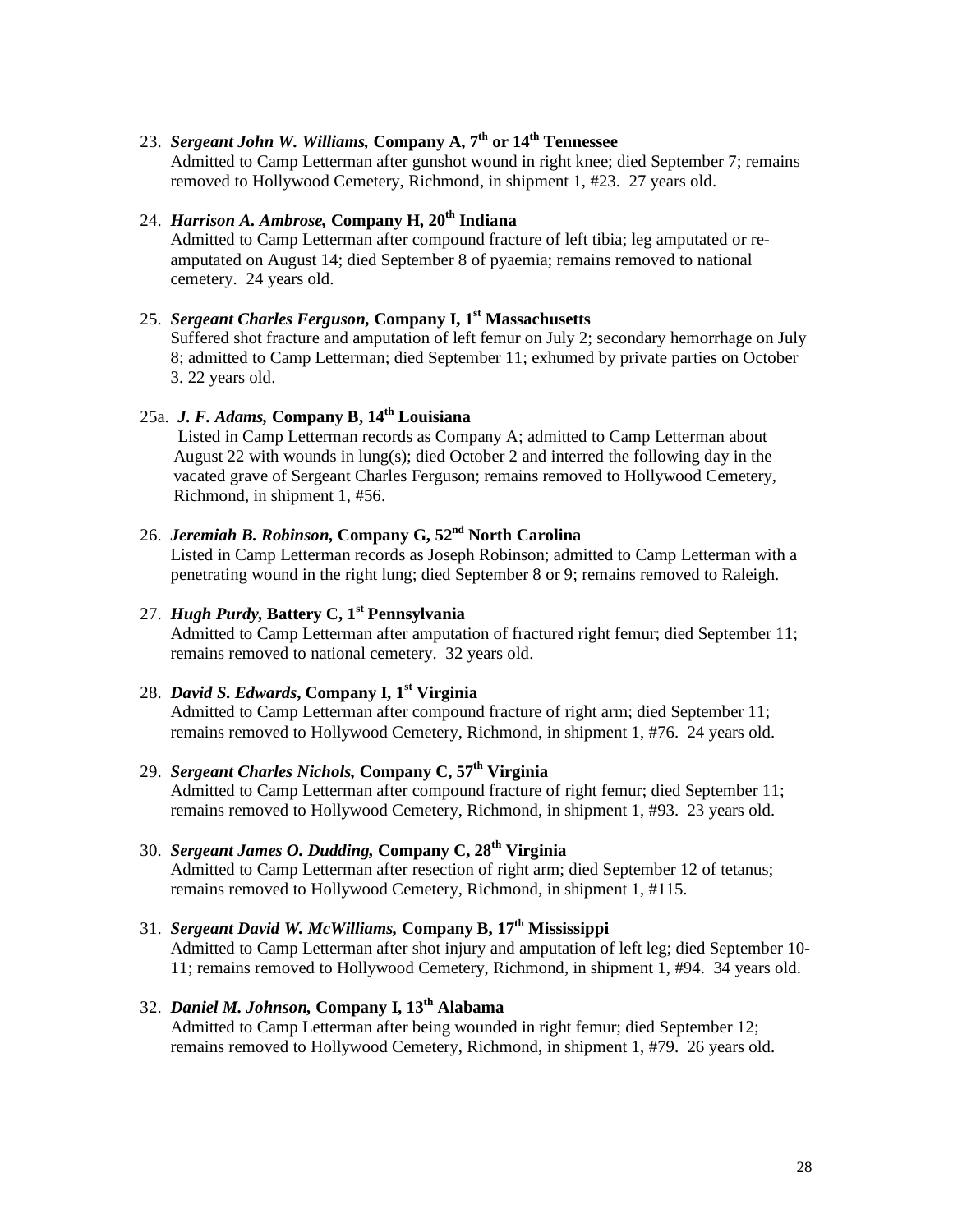23. ***Sergeant John W. Williams,* Company A, 7th or 14th Tennessee**
    Admitted to Camp Letterman after gunshot wound in right knee; died September 7; remains removed to Hollywood Cemetery, Richmond, in shipment 1, #23. 27 years old.

24. ***Harrison A. Ambrose,* Company H, 20th Indiana**
    Admitted to Camp Letterman after compound fracture of left tibia; leg amputated or re-amputated on August 14; died September 8 of pyaemia; remains removed to national cemetery. 24 years old.

25. ***Sergeant Charles Ferguson,* Company I, 1st Massachusetts**
    Suffered shot fracture and amputation of left femur on July 2; secondary hemorrhage on July 8; admitted to Camp Letterman; died September 11; exhumed by private parties on October 3. 22 years old.

25a. ***J. F. Adams,* Company B, 14th Louisiana**
    Listed in Camp Letterman records as Company A; admitted to Camp Letterman about August 22 with wounds in lung(s); died October 2 and interred the following day in the vacated grave of Sergeant Charles Ferguson; remains removed to Hollywood Cemetery, Richmond, in shipment 1, #56.

26. ***Jeremiah B. Robinson,* Company G, 52nd North Carolina**
    Listed in Camp Letterman records as Joseph Robinson; admitted to Camp Letterman with a penetrating wound in the right lung; died September 8 or 9; remains removed to Raleigh.

27. ***Hugh Purdy,* Battery C, 1st Pennsylvania**
    Admitted to Camp Letterman after amputation of fractured right femur; died September 11; remains removed to national cemetery. 32 years old.

28. ***David S. Edwards*, Company I, 1st Virginia**
    Admitted to Camp Letterman after compound fracture of right arm; died September 11; remains removed to Hollywood Cemetery, Richmond, in shipment 1, #76. 24 years old.

29. ***Sergeant Charles Nichols,* Company C, 57th Virginia**
    Admitted to Camp Letterman after compound fracture of right femur; died September 11; remains removed to Hollywood Cemetery, Richmond, in shipment 1, #93. 23 years old.

30. ***Sergeant James O. Dudding,* Company C, 28th Virginia**
    Admitted to Camp Letterman after resection of right arm; died September 12 of tetanus; remains removed to Hollywood Cemetery, Richmond, in shipment 1, #115.

31. ***Sergeant David W. McWilliams,* Company B, 17th Mississippi**
    Admitted to Camp Letterman after shot injury and amputation of left leg; died September 10-11; remains removed to Hollywood Cemetery, Richmond, in shipment 1, #94. 34 years old.

32. ***Daniel M. Johnson,* Company I, 13th Alabama**
    Admitted to Camp Letterman after being wounded in right femur; died September 12; remains removed to Hollywood Cemetery, Richmond, in shipment 1, #79. 26 years old.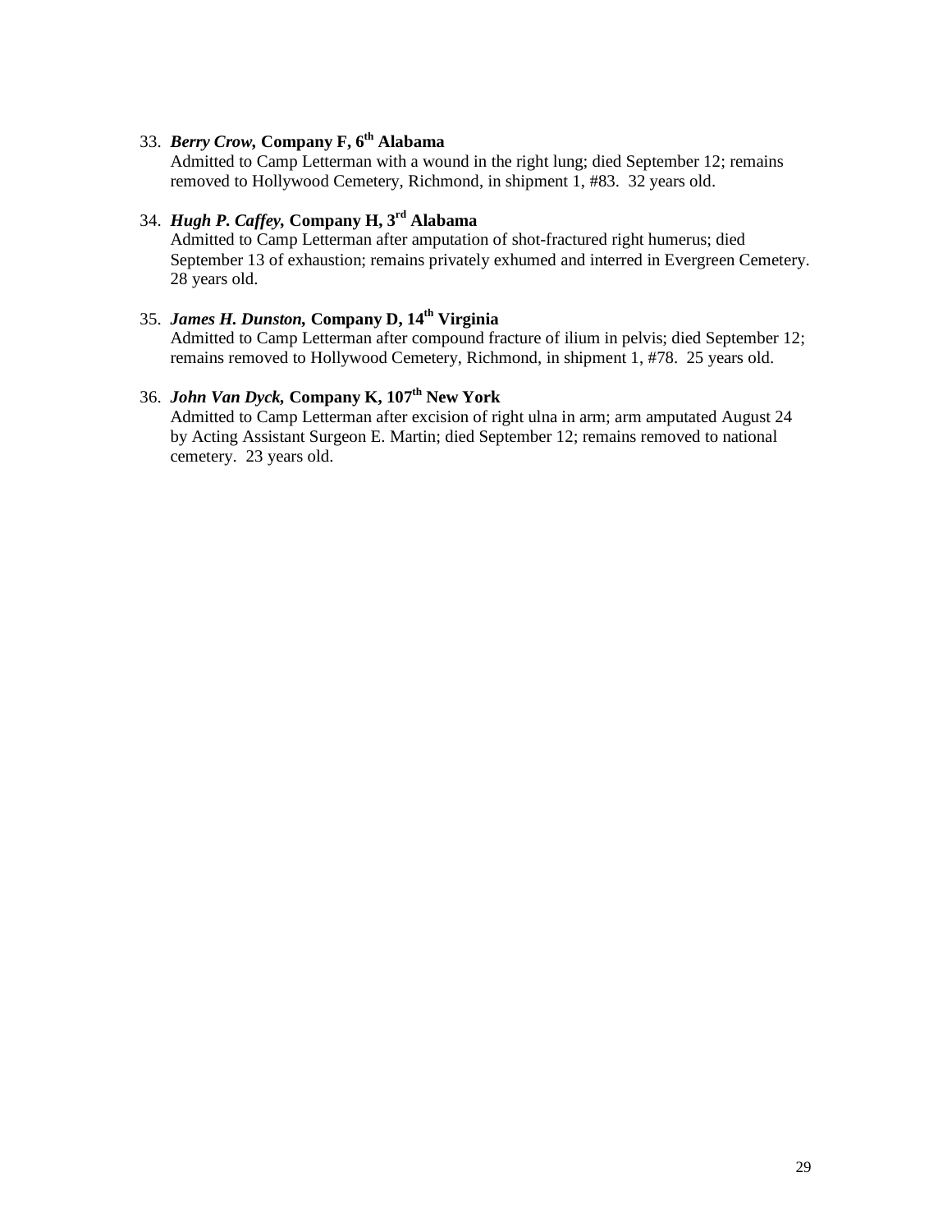33. ***Berry Crow,* Company F, 6th Alabama**
    Admitted to Camp Letterman with a wound in the right lung; died September 12; remains removed to Hollywood Cemetery, Richmond, in shipment 1, #83. 32 years old.

34. ***Hugh P. Caffey,* Company H, 3rd Alabama**
    Admitted to Camp Letterman after amputation of shot-fractured right humerus; died September 13 of exhaustion; remains privately exhumed and interred in Evergreen Cemetery. 28 years old.

35. ***James H. Dunston,* Company D, 14th Virginia**
    Admitted to Camp Letterman after compound fracture of ilium in pelvis; died September 12; remains removed to Hollywood Cemetery, Richmond, in shipment 1, #78. 25 years old.

36. ***John Van Dyck,* Company K, 107th New York**
    Admitted to Camp Letterman after excision of right ulna in arm; arm amputated August 24 by Acting Assistant Surgeon E. Martin; died September 12; remains removed to national cemetery. 23 years old.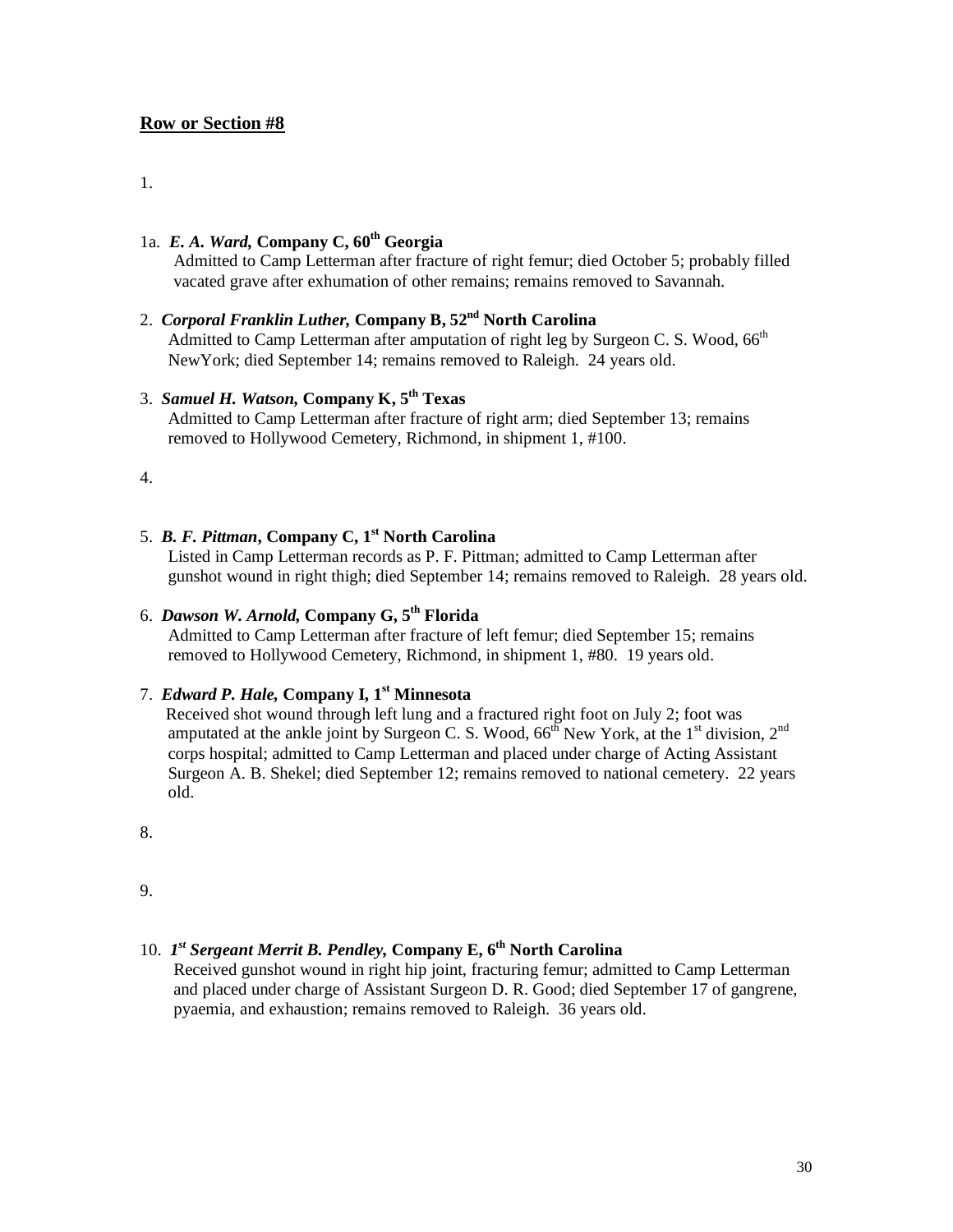**Row or Section #8**

1.

1a. ***E. A. Ward,*** **Company C, 60th Georgia**
Admitted to Camp Letterman after fracture of right femur; died October 5; probably filled vacated grave after exhumation of other remains; remains removed to Savannah.

2. ***Corporal Franklin Luther,*** **Company B, 52nd North Carolina**
Admitted to Camp Letterman after amputation of right leg by Surgeon C. S. Wood, 66th NewYork; died September 14; remains removed to Raleigh. 24 years old.

3. ***Samuel H. Watson,*** **Company K, 5th Texas**
Admitted to Camp Letterman after fracture of right arm; died September 13; remains removed to Hollywood Cemetery, Richmond, in shipment 1, #100.

4.

5. ***B. F. Pittman*****, Company C, 1st North Carolina**
Listed in Camp Letterman records as P. F. Pittman; admitted to Camp Letterman after gunshot wound in right thigh; died September 14; remains removed to Raleigh. 28 years old.

6. ***Dawson W. Arnold,*** **Company G, 5th Florida**
Admitted to Camp Letterman after fracture of left femur; died September 15; remains removed to Hollywood Cemetery, Richmond, in shipment 1, #80. 19 years old.

7. ***Edward P. Hale,*** **Company I, 1st Minnesota**
Received shot wound through left lung and a fractured right foot on July 2; foot was amputated at the ankle joint by Surgeon C. S. Wood, 66th New York, at the 1st division, 2nd corps hospital; admitted to Camp Letterman and placed under charge of Acting Assistant Surgeon A. B. Shekel; died September 12; remains removed to national cemetery. 22 years old.

8.

9.

10. ***1st Sergeant Merrit B. Pendley,*** **Company E, 6th North Carolina**
Received gunshot wound in right hip joint, fracturing femur; admitted to Camp Letterman and placed under charge of Assistant Surgeon D. R. Good; died September 17 of gangrene, pyaemia, and exhaustion; remains removed to Raleigh. 36 years old.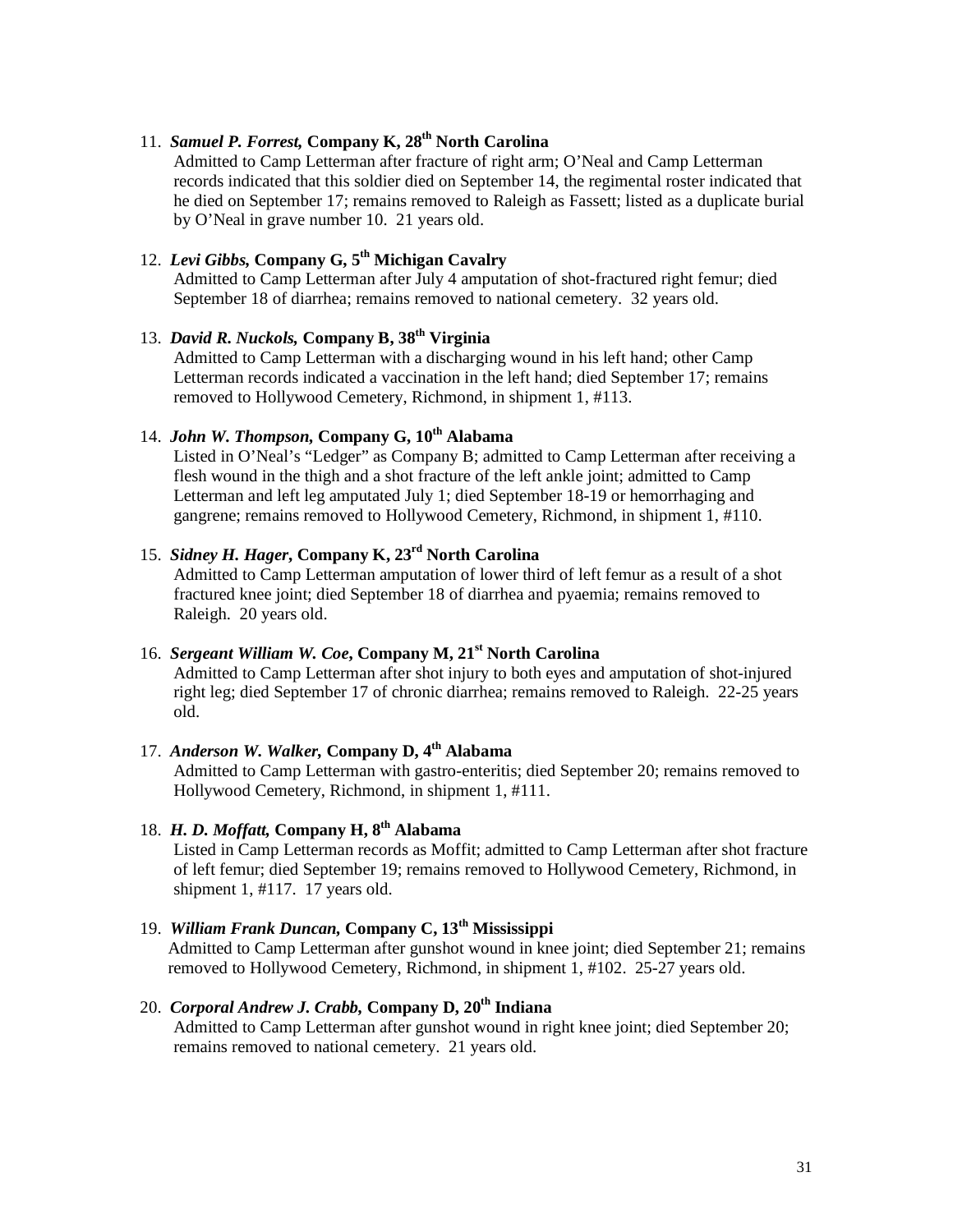11. ***Samuel P. Forrest,*** **Company K, 28th North Carolina**
 Admitted to Camp Letterman after fracture of right arm; O'Neal and Camp Letterman records indicated that this soldier died on September 14, the regimental roster indicated that he died on September 17; remains removed to Raleigh as Fassett; listed as a duplicate burial by O'Neal in grave number 10. 21 years old.

12. ***Levi Gibbs,*** **Company G, 5th Michigan Cavalry**
 Admitted to Camp Letterman after July 4 amputation of shot-fractured right femur; died September 18 of diarrhea; remains removed to national cemetery. 32 years old.

13. ***David R. Nuckols,*** **Company B, 38th Virginia**
 Admitted to Camp Letterman with a discharging wound in his left hand; other Camp Letterman records indicated a vaccination in the left hand; died September 17; remains removed to Hollywood Cemetery, Richmond, in shipment 1, #113.

14. ***John W. Thompson,*** **Company G, 10th Alabama**
 Listed in O'Neal's "Ledger" as Company B; admitted to Camp Letterman after receiving a flesh wound in the thigh and a shot fracture of the left ankle joint; admitted to Camp Letterman and left leg amputated July 1; died September 18-19 or hemorrhaging and gangrene; remains removed to Hollywood Cemetery, Richmond, in shipment 1, #110.

15. ***Sidney H. Hager,*** **Company K, 23rd North Carolina**
 Admitted to Camp Letterman amputation of lower third of left femur as a result of a shot fractured knee joint; died September 18 of diarrhea and pyaemia; remains removed to Raleigh. 20 years old.

16. ***Sergeant William W. Coe,*** **Company M, 21st North Carolina**
 Admitted to Camp Letterman after shot injury to both eyes and amputation of shot-injured right leg; died September 17 of chronic diarrhea; remains removed to Raleigh. 22-25 years old.

17. ***Anderson W. Walker,*** **Company D, 4th Alabama**
 Admitted to Camp Letterman with gastro-enteritis; died September 20; remains removed to Hollywood Cemetery, Richmond, in shipment 1, #111.

18. ***H. D. Moffatt,*** **Company H, 8th Alabama**
 Listed in Camp Letterman records as Moffit; admitted to Camp Letterman after shot fracture of left femur; died September 19; remains removed to Hollywood Cemetery, Richmond, in shipment 1, #117. 17 years old.

19. ***William Frank Duncan,*** **Company C, 13th Mississippi**
 Admitted to Camp Letterman after gunshot wound in knee joint; died September 21; remains removed to Hollywood Cemetery, Richmond, in shipment 1, #102. 25-27 years old.

20. ***Corporal Andrew J. Crabb,*** **Company D, 20th Indiana**
 Admitted to Camp Letterman after gunshot wound in right knee joint; died September 20; remains removed to national cemetery. 21 years old.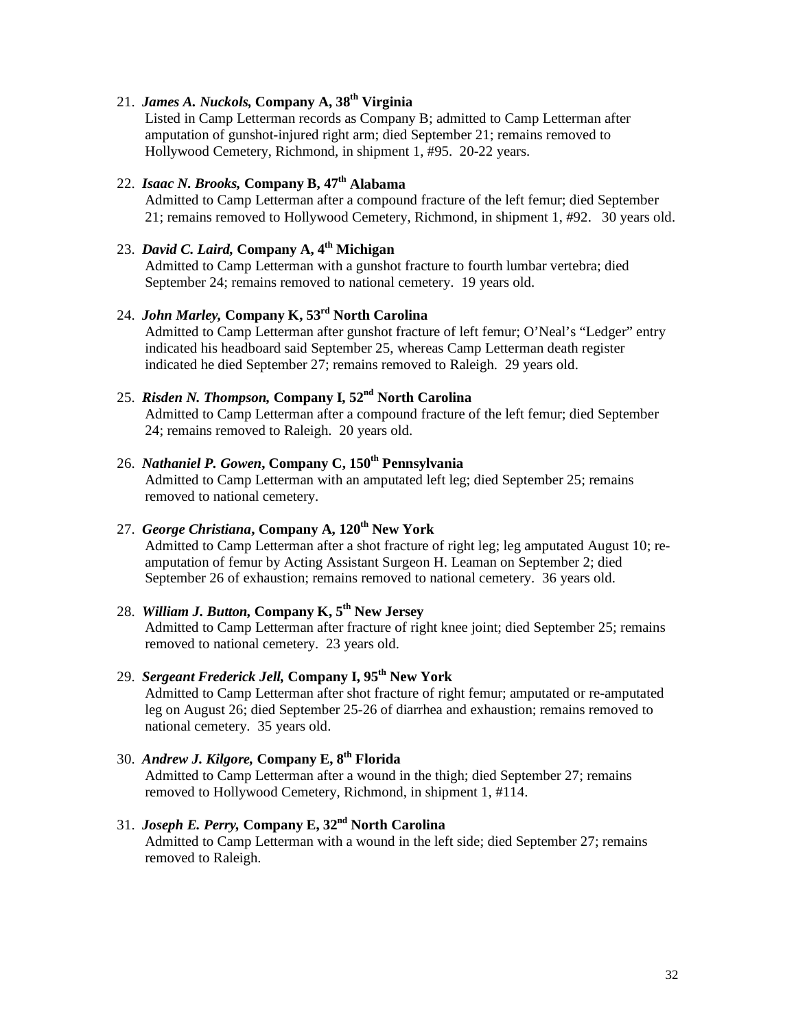21. ***James A. Nuckols,*** **Company A, 38th Virginia**
    Listed in Camp Letterman records as Company B; admitted to Camp Letterman after amputation of gunshot-injured right arm; died September 21; remains removed to Hollywood Cemetery, Richmond, in shipment 1, #95. 20-22 years.

22. ***Isaac N. Brooks,*** **Company B, 47th Alabama**
    Admitted to Camp Letterman after a compound fracture of the left femur; died September 21; remains removed to Hollywood Cemetery, Richmond, in shipment 1, #92. 30 years old.

23. ***David C. Laird,*** **Company A, 4th Michigan**
    Admitted to Camp Letterman with a gunshot fracture to fourth lumbar vertebra; died September 24; remains removed to national cemetery. 19 years old.

24. ***John Marley,*** **Company K, 53rd North Carolina**
    Admitted to Camp Letterman after gunshot fracture of left femur; O'Neal's "Ledger" entry indicated his headboard said September 25, whereas Camp Letterman death register indicated he died September 27; remains removed to Raleigh. 29 years old.

25. ***Risden N. Thompson,*** **Company I, 52nd North Carolina**
    Admitted to Camp Letterman after a compound fracture of the left femur; died September 24; remains removed to Raleigh. 20 years old.

26. ***Nathaniel P. Gowen*****, Company C, 150th Pennsylvania**
    Admitted to Camp Letterman with an amputated left leg; died September 25; remains removed to national cemetery.

27. ***George Christiana*****, Company A, 120th New York**
    Admitted to Camp Letterman after a shot fracture of right leg; leg amputated August 10; re-amputation of femur by Acting Assistant Surgeon H. Leaman on September 2; died September 26 of exhaustion; remains removed to national cemetery. 36 years old.

28. ***William J. Button,*** **Company K, 5th New Jersey**
    Admitted to Camp Letterman after fracture of right knee joint; died September 25; remains removed to national cemetery. 23 years old.

29. ***Sergeant Frederick Jell,*** **Company I, 95th New York**
    Admitted to Camp Letterman after shot fracture of right femur; amputated or re-amputated leg on August 26; died September 25-26 of diarrhea and exhaustion; remains removed to national cemetery. 35 years old.

30. ***Andrew J. Kilgore,*** **Company E, 8th Florida**
    Admitted to Camp Letterman after a wound in the thigh; died September 27; remains removed to Hollywood Cemetery, Richmond, in shipment 1, #114.

31. ***Joseph E. Perry,*** **Company E, 32nd North Carolina**
    Admitted to Camp Letterman with a wound in the left side; died September 27; remains removed to Raleigh.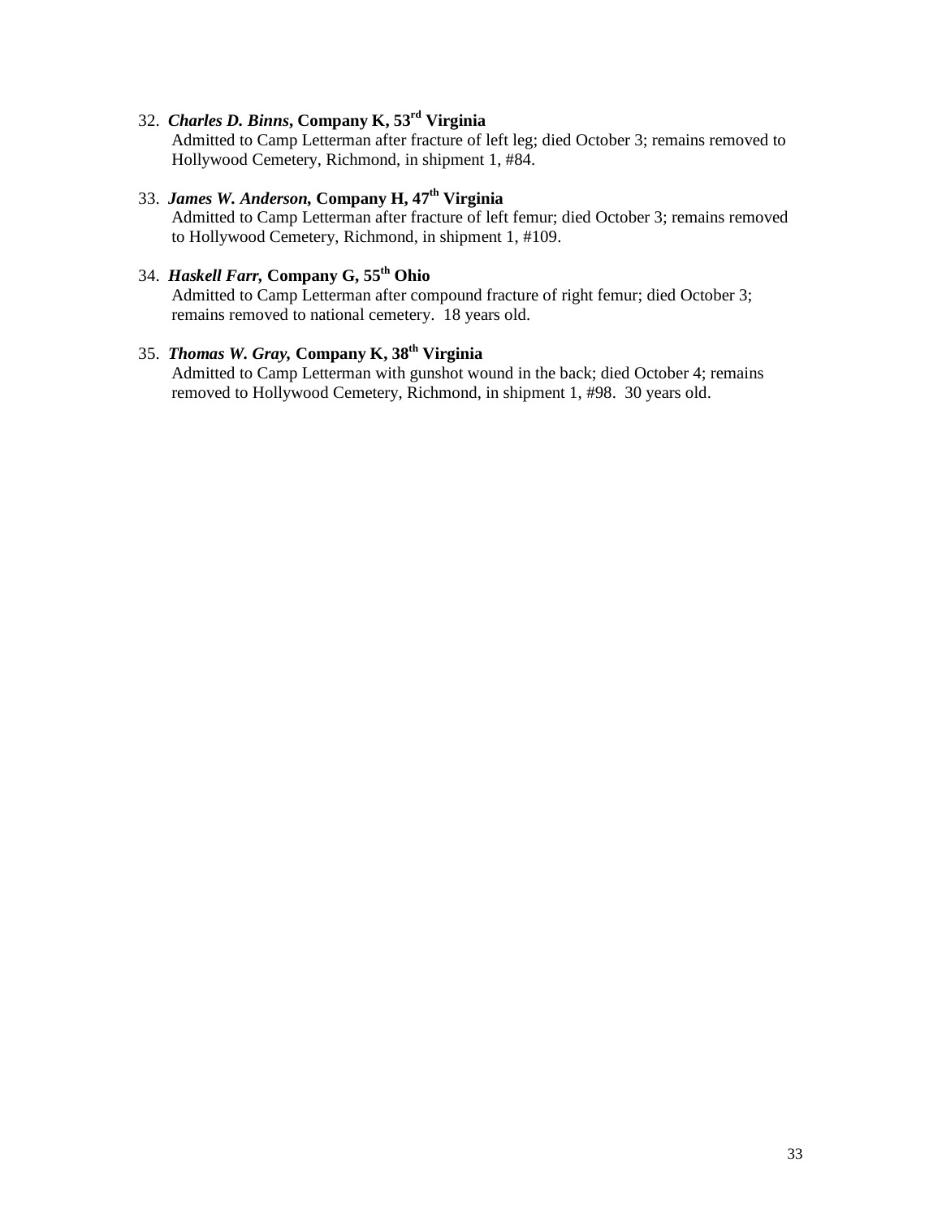32. ***Charles D. Binns*, Company K, 53rd Virginia**
    Admitted to Camp Letterman after fracture of left leg; died October 3; remains removed to Hollywood Cemetery, Richmond, in shipment 1, #84.

33. ***James W. Anderson,* Company H, 47th Virginia**
    Admitted to Camp Letterman after fracture of left femur; died October 3; remains removed to Hollywood Cemetery, Richmond, in shipment 1, #109.

34. ***Haskell Farr,* Company G, 55th Ohio**
    Admitted to Camp Letterman after compound fracture of right femur; died October 3; remains removed to national cemetery. 18 years old.

35. ***Thomas W. Gray,* Company K, 38th Virginia**
    Admitted to Camp Letterman with gunshot wound in the back; died October 4; remains removed to Hollywood Cemetery, Richmond, in shipment 1, #98. 30 years old.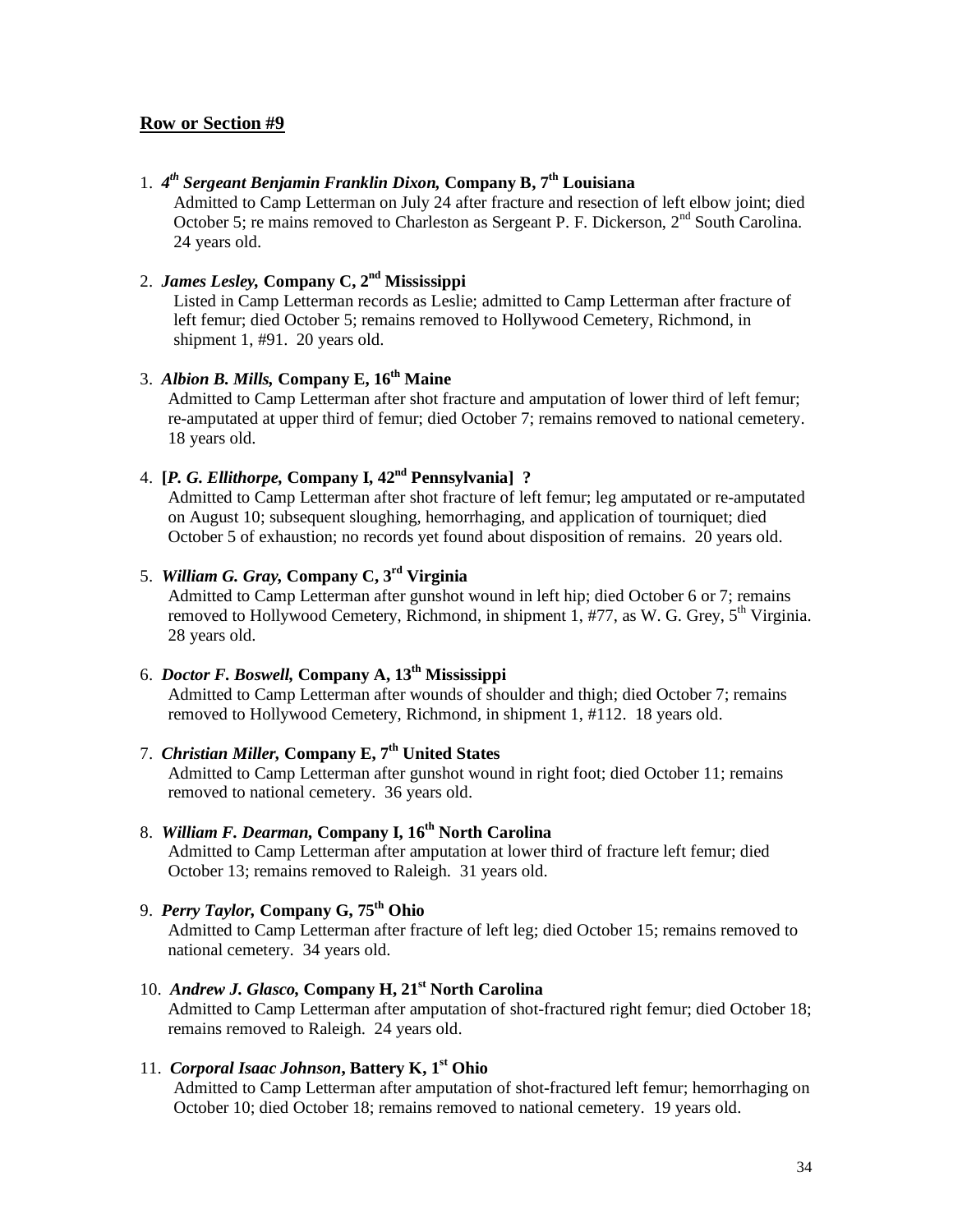## Row or Section #9

1. ***4th Sergeant Benjamin Franklin Dixon,* Company B, 7th Louisiana**
   Admitted to Camp Letterman on July 24 after fracture and resection of left elbow joint; died October 5; re mains removed to Charleston as Sergeant P. F. Dickerson, 2nd South Carolina. 24 years old.

2. ***James Lesley,* Company C, 2nd Mississippi**
   Listed in Camp Letterman records as Leslie; admitted to Camp Letterman after fracture of left femur; died October 5; remains removed to Hollywood Cemetery, Richmond, in shipment 1, #91. 20 years old.

3. ***Albion B. Mills,* Company E, 16th Maine**
   Admitted to Camp Letterman after shot fracture and amputation of lower third of left femur; re-amputated at upper third of femur; died October 7; remains removed to national cemetery. 18 years old.

4. **[*P. G. Ellithorpe,* Company I, 42nd Pennsylvania] ?**
   Admitted to Camp Letterman after shot fracture of left femur; leg amputated or re-amputated on August 10; subsequent sloughing, hemorrhaging, and application of tourniquet; died October 5 of exhaustion; no records yet found about disposition of remains. 20 years old.

5. ***William G. Gray,* Company C, 3rd Virginia**
   Admitted to Camp Letterman after gunshot wound in left hip; died October 6 or 7; remains removed to Hollywood Cemetery, Richmond, in shipment 1, #77, as W. G. Grey, 5th Virginia. 28 years old.

6. ***Doctor F. Boswell,* Company A, 13th Mississippi**
   Admitted to Camp Letterman after wounds of shoulder and thigh; died October 7; remains removed to Hollywood Cemetery, Richmond, in shipment 1, #112. 18 years old.

7. ***Christian Miller,* Company E, 7th United States**
   Admitted to Camp Letterman after gunshot wound in right foot; died October 11; remains removed to national cemetery. 36 years old.

8. ***William F. Dearman,* Company I, 16th North Carolina**
   Admitted to Camp Letterman after amputation at lower third of fracture left femur; died October 13; remains removed to Raleigh. 31 years old.

9. ***Perry Taylor,* Company G, 75th Ohio**
   Admitted to Camp Letterman after fracture of left leg; died October 15; remains removed to national cemetery. 34 years old.

10. ***Andrew J. Glasco,* Company H, 21st North Carolina**
    Admitted to Camp Letterman after amputation of shot-fractured right femur; died October 18; remains removed to Raleigh. 24 years old.

11. ***Corporal Isaac Johnson*, Battery K, 1st Ohio**
    Admitted to Camp Letterman after amputation of shot-fractured left femur; hemorrhaging on October 10; died October 18; remains removed to national cemetery. 19 years old.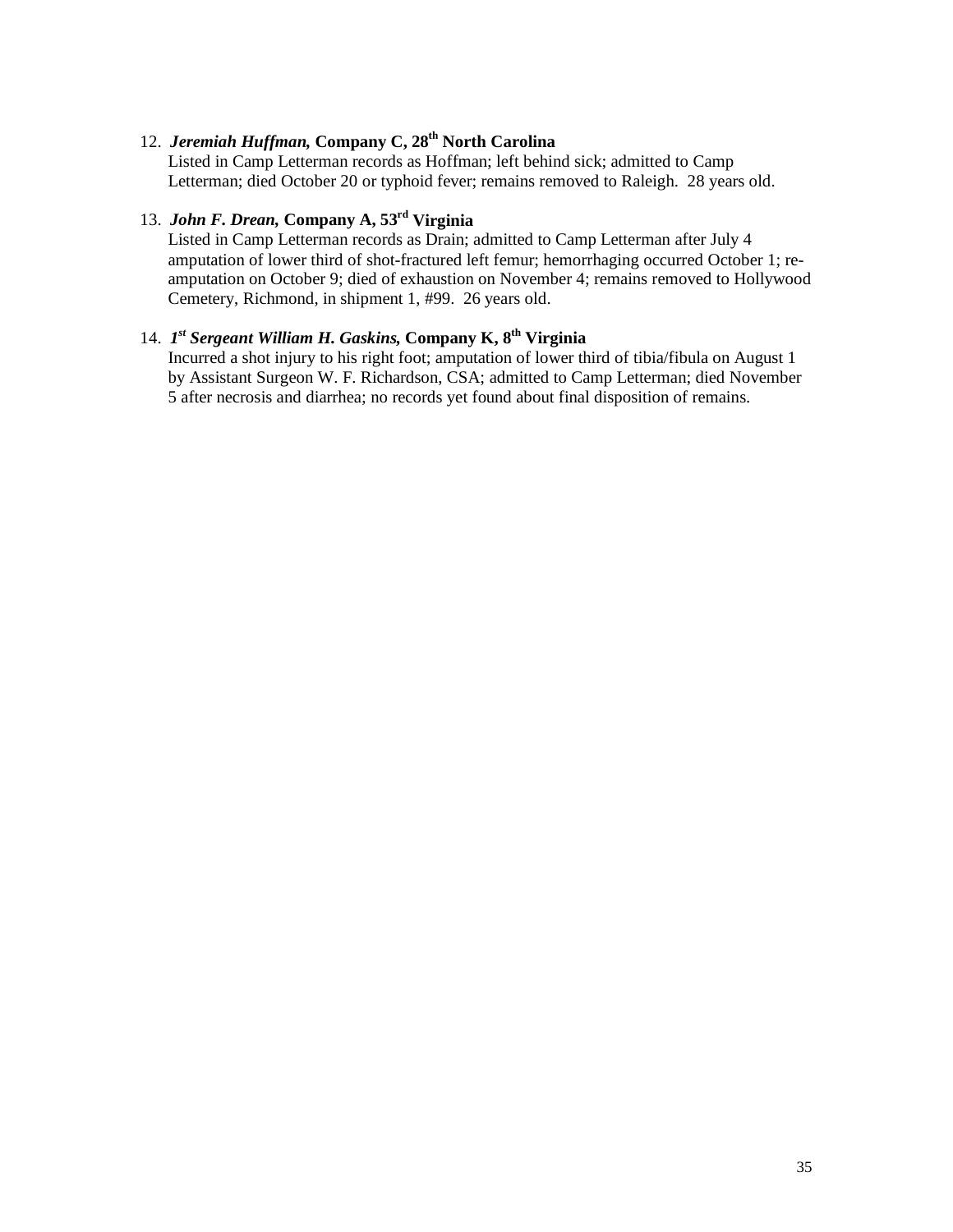12. ***Jeremiah Huffman,* Company C, 28th North Carolina**
    Listed in Camp Letterman records as Hoffman; left behind sick; admitted to Camp Letterman; died October 20 or typhoid fever; remains removed to Raleigh. 28 years old.

13. ***John F. Drean,* Company A, 53rd Virginia**
    Listed in Camp Letterman records as Drain; admitted to Camp Letterman after July 4 amputation of lower third of shot-fractured left femur; hemorrhaging occurred October 1; re-amputation on October 9; died of exhaustion on November 4; remains removed to Hollywood Cemetery, Richmond, in shipment 1, #99. 26 years old.

14. ***1st Sergeant William H. Gaskins,* Company K, 8th Virginia**
    Incurred a shot injury to his right foot; amputation of lower third of tibia/fibula on August 1 by Assistant Surgeon W. F. Richardson, CSA; admitted to Camp Letterman; died November 5 after necrosis and diarrhea; no records yet found about final disposition of remains.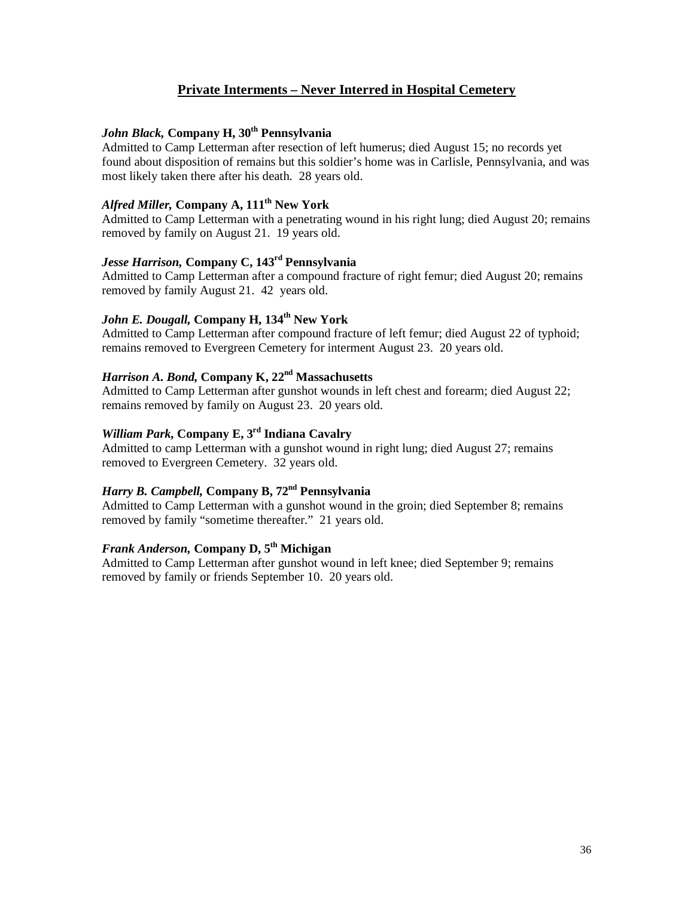## Private Interments – Never Interred in Hospital Cemetery

***John Black,* Company H, 30th Pennsylvania**
Admitted to Camp Letterman after resection of left humerus; died August 15; no records yet found about disposition of remains but this soldier's home was in Carlisle, Pennsylvania, and was most likely taken there after his death. 28 years old.

***Alfred Miller,* Company A, 111th New York**
Admitted to Camp Letterman with a penetrating wound in his right lung; died August 20; remains removed by family on August 21. 19 years old.

***Jesse Harrison,* Company C, 143rd Pennsylvania**
Admitted to Camp Letterman after a compound fracture of right femur; died August 20; remains removed by family August 21. 42 years old.

***John E. Dougall,* Company H, 134th New York**
Admitted to Camp Letterman after compound fracture of left femur; died August 22 of typhoid; remains removed to Evergreen Cemetery for interment August 23. 20 years old.

***Harrison A. Bond,* Company K, 22nd Massachusetts**
Admitted to Camp Letterman after gunshot wounds in left chest and forearm; died August 22; remains removed by family on August 23. 20 years old.

***William Park,* Company E, 3rd Indiana Cavalry**
Admitted to camp Letterman with a gunshot wound in right lung; died August 27; remains removed to Evergreen Cemetery. 32 years old.

***Harry B. Campbell,* Company B, 72nd Pennsylvania**
Admitted to Camp Letterman with a gunshot wound in the groin; died September 8; remains removed by family "sometime thereafter." 21 years old.

***Frank Anderson,* Company D, 5th Michigan**
Admitted to Camp Letterman after gunshot wound in left knee; died September 9; remains removed by family or friends September 10. 20 years old.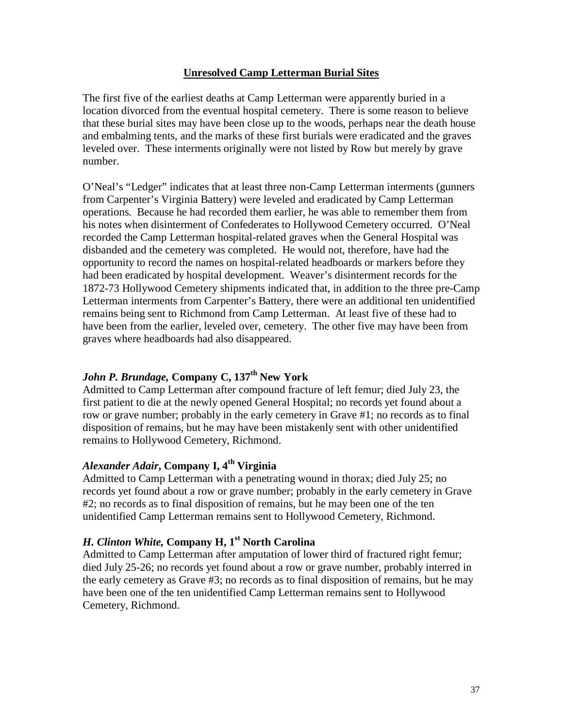## Unresolved Camp Letterman Burial Sites

The first five of the earliest deaths at Camp Letterman were apparently buried in a location divorced from the eventual hospital cemetery. There is some reason to believe that these burial sites may have been close up to the woods, perhaps near the death house and embalming tents, and the marks of these first burials were eradicated and the graves leveled over. These interments originally were not listed by Row but merely by grave number.

O'Neal's "Ledger" indicates that at least three non-Camp Letterman interments (gunners from Carpenter's Virginia Battery) were leveled and eradicated by Camp Letterman operations. Because he had recorded them earlier, he was able to remember them from his notes when disinterment of Confederates to Hollywood Cemetery occurred. O'Neal recorded the Camp Letterman hospital-related graves when the General Hospital was disbanded and the cemetery was completed. He would not, therefore, have had the opportunity to record the names on hospital-related headboards or markers before they had been eradicated by hospital development. Weaver's disinterment records for the 1872-73 Hollywood Cemetery shipments indicated that, in addition to the three pre-Camp Letterman interments from Carpenter's Battery, there were an additional ten unidentified remains being sent to Richmond from Camp Letterman. At least five of these had to have been from the earlier, leveled over, cemetery. The other five may have been from graves where headboards had also disappeared.

### *John P. Brundage,* Company C, 137th New York

Admitted to Camp Letterman after compound fracture of left femur; died July 23, the first patient to die at the newly opened General Hospital; no records yet found about a row or grave number; probably in the early cemetery in Grave #1; no records as to final disposition of remains, but he may have been mistakenly sent with other unidentified remains to Hollywood Cemetery, Richmond.

### *Alexander Adair,* Company I, 4th Virginia

Admitted to Camp Letterman with a penetrating wound in thorax; died July 25; no records yet found about a row or grave number; probably in the early cemetery in Grave #2; no records as to final disposition of remains, but he may been one of the ten unidentified Camp Letterman remains sent to Hollywood Cemetery, Richmond.

### *H. Clinton White,* Company H, 1st North Carolina

Admitted to Camp Letterman after amputation of lower third of fractured right femur; died July 25-26; no records yet found about a row or grave number, probably interred in the early cemetery as Grave #3; no records as to final disposition of remains, but he may have been one of the ten unidentified Camp Letterman remains sent to Hollywood Cemetery, Richmond.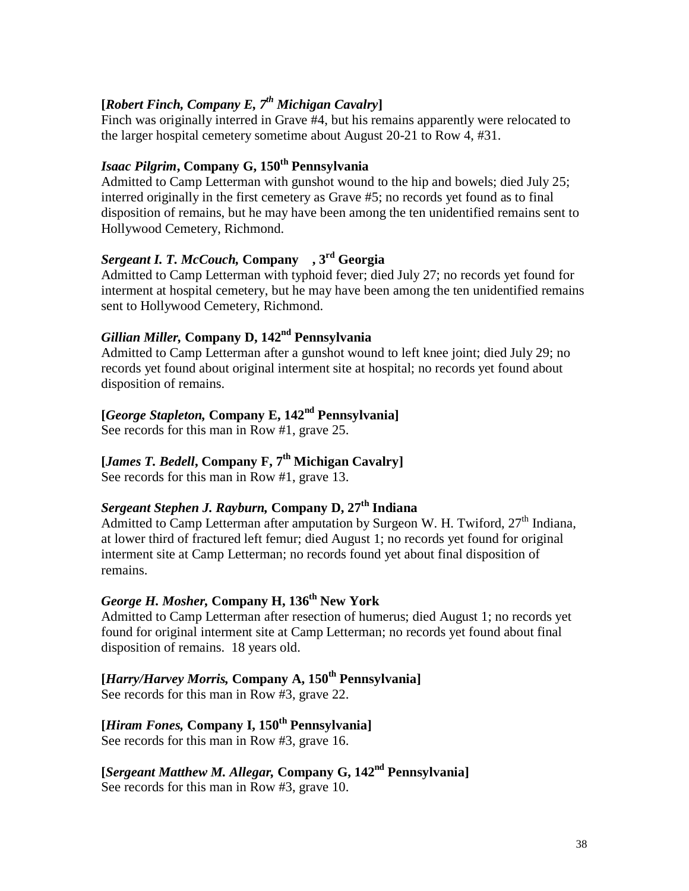**[*Robert Finch, Company E, 7th Michigan Cavalry*]**
Finch was originally interred in Grave #4, but his remains apparently were relocated to the larger hospital cemetery sometime about August 20-21 to Row 4, #31.

***Isaac Pilgrim*, Company G, 150th Pennsylvania**
Admitted to Camp Letterman with gunshot wound to the hip and bowels; died July 25; interred originally in the first cemetery as Grave #5; no records yet found as to final disposition of remains, but he may have been among the ten unidentified remains sent to Hollywood Cemetery, Richmond.

***Sergeant I. T. McCouch,* Company , 3rd Georgia**
Admitted to Camp Letterman with typhoid fever; died July 27; no records yet found for interment at hospital cemetery, but he may have been among the ten unidentified remains sent to Hollywood Cemetery, Richmond.

***Gillian Miller,* Company D, 142nd Pennsylvania**
Admitted to Camp Letterman after a gunshot wound to left knee joint; died July 29; no records yet found about original interment site at hospital; no records yet found about disposition of remains.

**[*George Stapleton,* Company E, 142nd Pennsylvania]**
See records for this man in Row #1, grave 25.

**[*James T. Bedell*, Company F, 7th Michigan Cavalry]**
See records for this man in Row #1, grave 13.

***Sergeant Stephen J. Rayburn,* Company D, 27th Indiana**
Admitted to Camp Letterman after amputation by Surgeon W. H. Twiford, 27th Indiana, at lower third of fractured left femur; died August 1; no records yet found for original interment site at Camp Letterman; no records found yet about final disposition of remains.

***George H. Mosher,* Company H, 136th New York**
Admitted to Camp Letterman after resection of humerus; died August 1; no records yet found for original interment site at Camp Letterman; no records yet found about final disposition of remains. 18 years old.

**[*Harry/Harvey Morris,* Company A, 150th Pennsylvania]**
See records for this man in Row #3, grave 22.

**[*Hiram Fones,* Company I, 150th Pennsylvania]**
See records for this man in Row #3, grave 16.

**[*Sergeant Matthew M. Allegar,* Company G, 142nd Pennsylvania]**
See records for this man in Row #3, grave 10.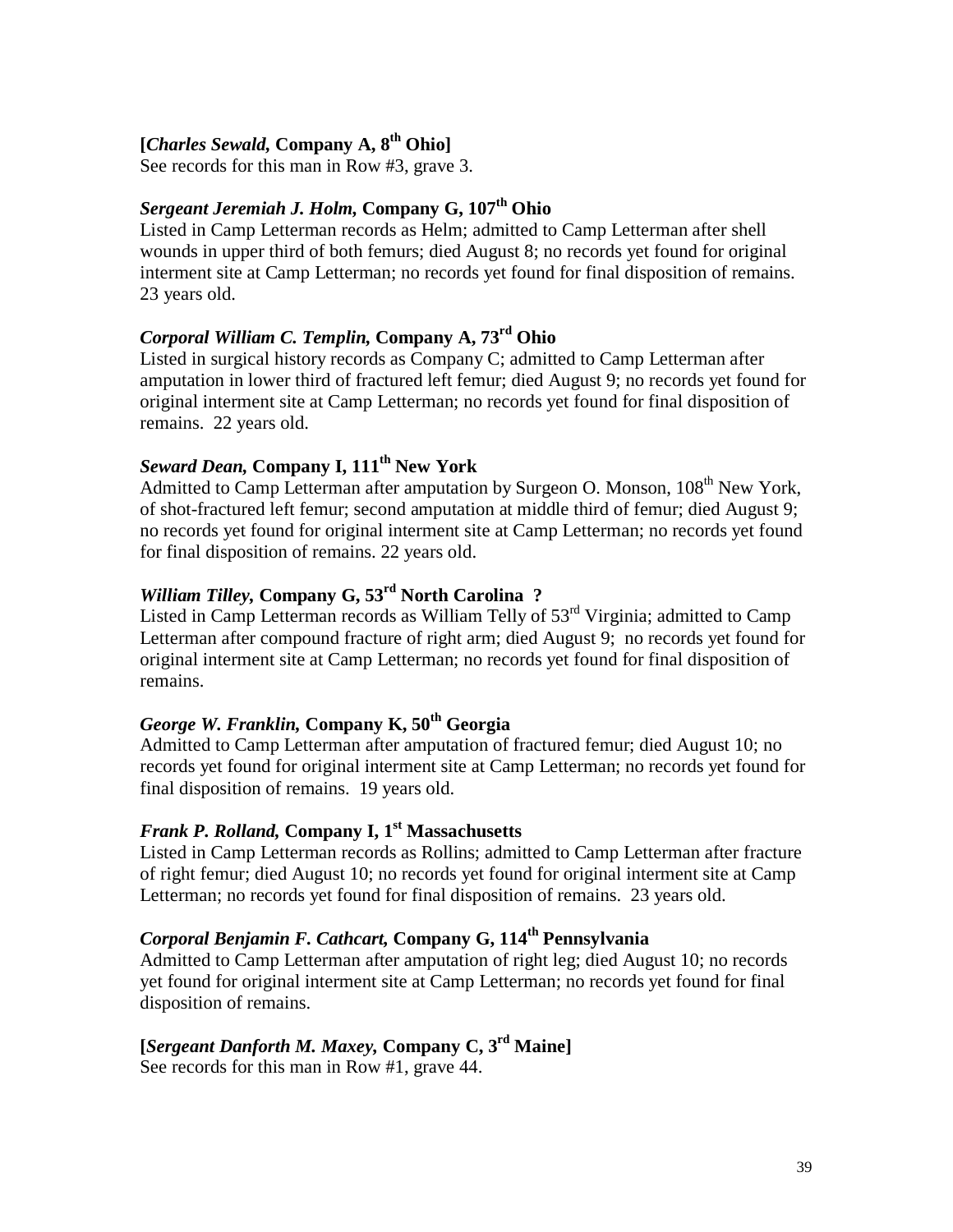**[*Charles Sewald,* Company A, 8th Ohio]**
See records for this man in Row #3, grave 3.

***Sergeant Jeremiah J. Holm,* Company G, 107th Ohio**
Listed in Camp Letterman records as Helm; admitted to Camp Letterman after shell wounds in upper third of both femurs; died August 8; no records yet found for original interment site at Camp Letterman; no records yet found for final disposition of remains. 23 years old.

***Corporal William C. Templin,* Company A, 73rd Ohio**
Listed in surgical history records as Company C; admitted to Camp Letterman after amputation in lower third of fractured left femur; died August 9; no records yet found for original interment site at Camp Letterman; no records yet found for final disposition of remains. 22 years old.

***Seward Dean,* Company I, 111th New York**
Admitted to Camp Letterman after amputation by Surgeon O. Monson, 108th New York, of shot-fractured left femur; second amputation at middle third of femur; died August 9; no records yet found for original interment site at Camp Letterman; no records yet found for final disposition of remains. 22 years old.

***William Tilley,* Company G, 53rd North Carolina ?**
Listed in Camp Letterman records as William Telly of 53rd Virginia; admitted to Camp Letterman after compound fracture of right arm; died August 9; no records yet found for original interment site at Camp Letterman; no records yet found for final disposition of remains.

***George W. Franklin,* Company K, 50th Georgia**
Admitted to Camp Letterman after amputation of fractured femur; died August 10; no records yet found for original interment site at Camp Letterman; no records yet found for final disposition of remains. 19 years old.

***Frank P. Rolland,* Company I, 1st Massachusetts**
Listed in Camp Letterman records as Rollins; admitted to Camp Letterman after fracture of right femur; died August 10; no records yet found for original interment site at Camp Letterman; no records yet found for final disposition of remains. 23 years old.

***Corporal Benjamin F. Cathcart,* Company G, 114th Pennsylvania**
Admitted to Camp Letterman after amputation of right leg; died August 10; no records yet found for original interment site at Camp Letterman; no records yet found for final disposition of remains.

**[*Sergeant Danforth M. Maxey,* Company C, 3rd Maine]**
See records for this man in Row #1, grave 44.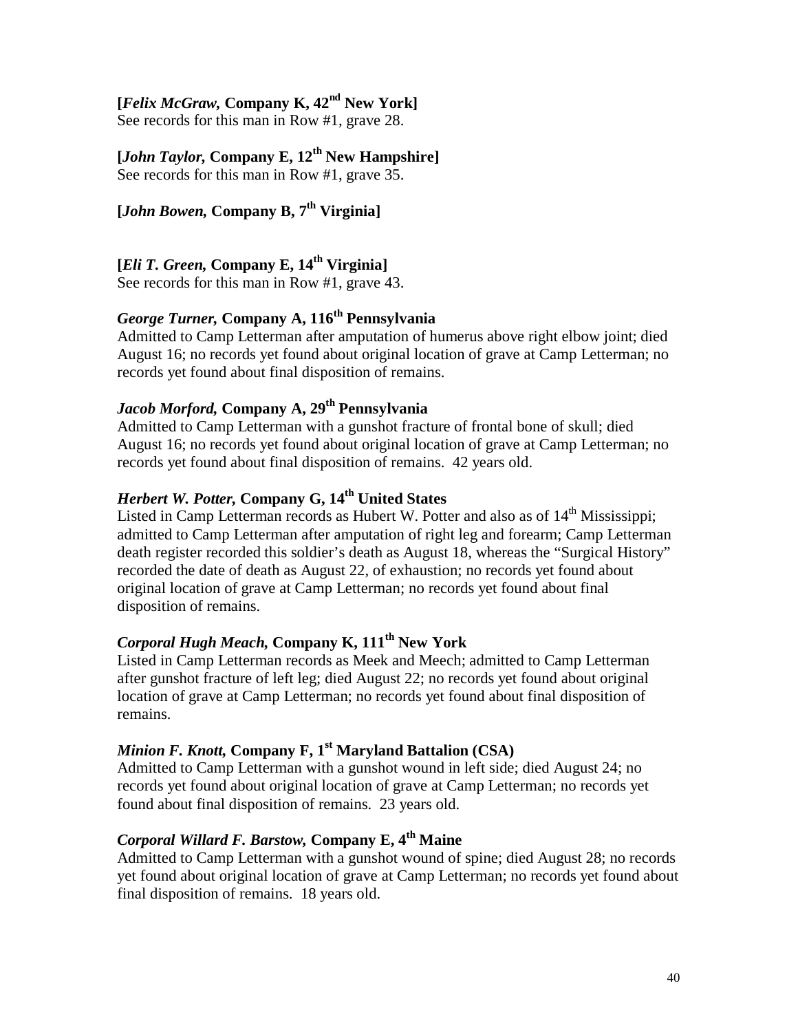**[*Felix McGraw,* Company K, 42nd New York]**
See records for this man in Row #1, grave 28.

**[*John Taylor,* Company E, 12th New Hampshire]**
See records for this man in Row #1, grave 35.

**[*John Bowen,* Company B, 7th Virginia]**

**[*Eli T. Green,* Company E, 14th Virginia]**
See records for this man in Row #1, grave 43.

***George Turner,* Company A, 116th Pennsylvania**
Admitted to Camp Letterman after amputation of humerus above right elbow joint; died August 16; no records yet found about original location of grave at Camp Letterman; no records yet found about final disposition of remains.

***Jacob Morford,* Company A, 29th Pennsylvania**
Admitted to Camp Letterman with a gunshot fracture of frontal bone of skull; died August 16; no records yet found about original location of grave at Camp Letterman; no records yet found about final disposition of remains. 42 years old.

***Herbert W. Potter,* Company G, 14th United States**
Listed in Camp Letterman records as Hubert W. Potter and also as of 14th Mississippi; admitted to Camp Letterman after amputation of right leg and forearm; Camp Letterman death register recorded this soldier's death as August 18, whereas the "Surgical History" recorded the date of death as August 22, of exhaustion; no records yet found about original location of grave at Camp Letterman; no records yet found about final disposition of remains.

***Corporal Hugh Meach,* Company K, 111th New York**
Listed in Camp Letterman records as Meek and Meech; admitted to Camp Letterman after gunshot fracture of left leg; died August 22; no records yet found about original location of grave at Camp Letterman; no records yet found about final disposition of remains.

***Minion F. Knott,* Company F, 1st Maryland Battalion (CSA)**
Admitted to Camp Letterman with a gunshot wound in left side; died August 24; no records yet found about original location of grave at Camp Letterman; no records yet found about final disposition of remains. 23 years old.

***Corporal Willard F. Barstow,* Company E, 4th Maine**
Admitted to Camp Letterman with a gunshot wound of spine; died August 28; no records yet found about original location of grave at Camp Letterman; no records yet found about final disposition of remains. 18 years old.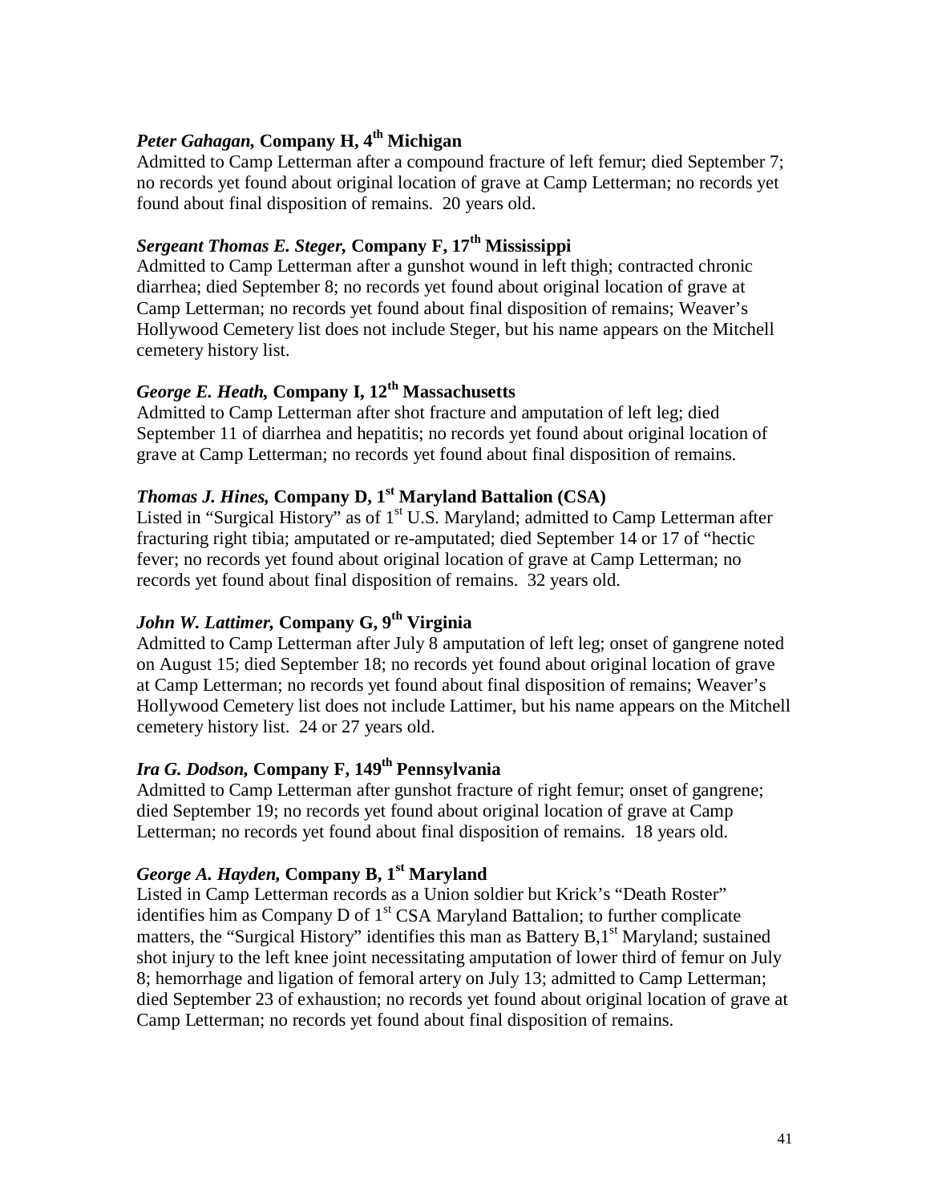### *Peter Gahagan,* Company H, 4th Michigan

Admitted to Camp Letterman after a compound fracture of left femur; died September 7; no records yet found about original location of grave at Camp Letterman; no records yet found about final disposition of remains. 20 years old.

### *Sergeant Thomas E. Steger,* Company F, 17th Mississippi

Admitted to Camp Letterman after a gunshot wound in left thigh; contracted chronic diarrhea; died September 8; no records yet found about original location of grave at Camp Letterman; no records yet found about final disposition of remains; Weaver's Hollywood Cemetery list does not include Steger, but his name appears on the Mitchell cemetery history list.

### *George E. Heath,* Company I, 12th Massachusetts

Admitted to Camp Letterman after shot fracture and amputation of left leg; died September 11 of diarrhea and hepatitis; no records yet found about original location of grave at Camp Letterman; no records yet found about final disposition of remains.

### *Thomas J. Hines,* Company D, 1st Maryland Battalion (CSA)

Listed in "Surgical History" as of 1st U.S. Maryland; admitted to Camp Letterman after fracturing right tibia; amputated or re-amputated; died September 14 or 17 of "hectic fever; no records yet found about original location of grave at Camp Letterman; no records yet found about final disposition of remains. 32 years old.

### *John W. Lattimer,* Company G, 9th Virginia

Admitted to Camp Letterman after July 8 amputation of left leg; onset of gangrene noted on August 15; died September 18; no records yet found about original location of grave at Camp Letterman; no records yet found about final disposition of remains; Weaver's Hollywood Cemetery list does not include Lattimer, but his name appears on the Mitchell cemetery history list. 24 or 27 years old.

### *Ira G. Dodson,* Company F, 149th Pennsylvania

Admitted to Camp Letterman after gunshot fracture of right femur; onset of gangrene; died September 19; no records yet found about original location of grave at Camp Letterman; no records yet found about final disposition of remains. 18 years old.

### *George A. Hayden,* Company B, 1st Maryland

Listed in Camp Letterman records as a Union soldier but Krick's "Death Roster" identifies him as Company D of 1st CSA Maryland Battalion; to further complicate matters, the "Surgical History" identifies this man as Battery B,1st Maryland; sustained shot injury to the left knee joint necessitating amputation of lower third of femur on July 8; hemorrhage and ligation of femoral artery on July 13; admitted to Camp Letterman; died September 23 of exhaustion; no records yet found about original location of grave at Camp Letterman; no records yet found about final disposition of remains.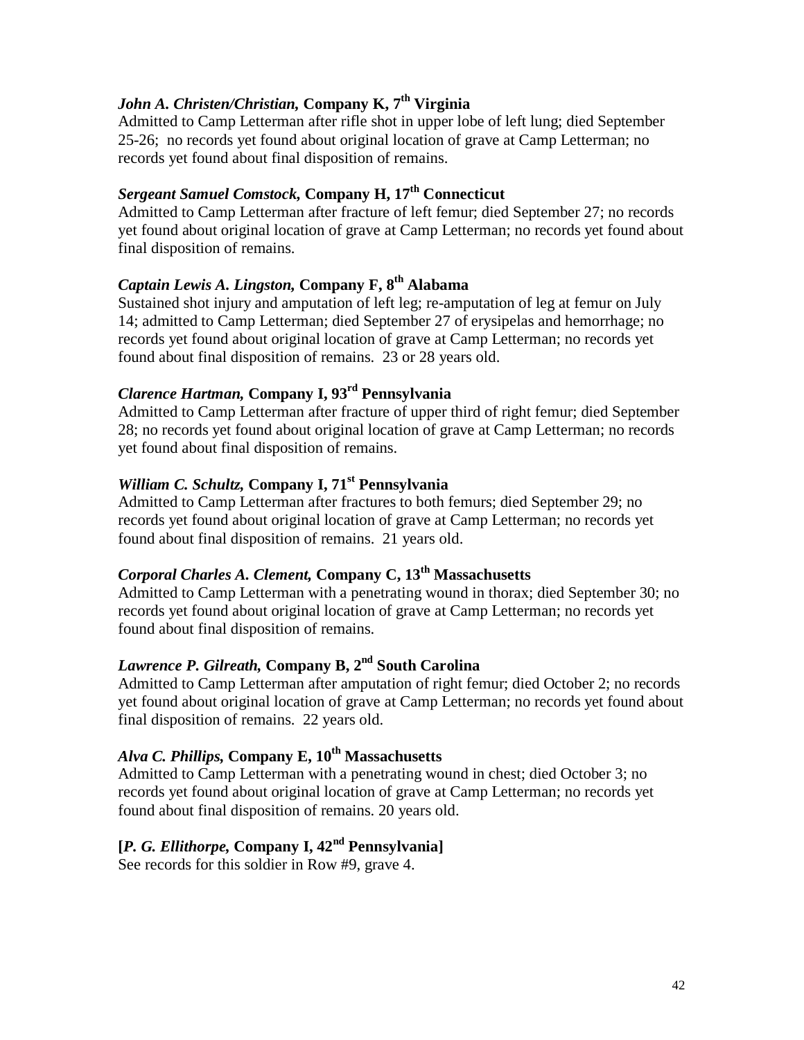***John A. Christen/Christian,* Company K, 7th Virginia**

Admitted to Camp Letterman after rifle shot in upper lobe of left lung; died September 25-26; no records yet found about original location of grave at Camp Letterman; no records yet found about final disposition of remains.

***Sergeant Samuel Comstock,* Company H, 17th Connecticut**

Admitted to Camp Letterman after fracture of left femur; died September 27; no records yet found about original location of grave at Camp Letterman; no records yet found about final disposition of remains.

***Captain Lewis A. Lingston,* Company F, 8th Alabama**

Sustained shot injury and amputation of left leg; re-amputation of leg at femur on July 14; admitted to Camp Letterman; died September 27 of erysipelas and hemorrhage; no records yet found about original location of grave at Camp Letterman; no records yet found about final disposition of remains. 23 or 28 years old.

***Clarence Hartman,* Company I, 93rd Pennsylvania**

Admitted to Camp Letterman after fracture of upper third of right femur; died September 28; no records yet found about original location of grave at Camp Letterman; no records yet found about final disposition of remains.

***William C. Schultz,* Company I, 71st Pennsylvania**

Admitted to Camp Letterman after fractures to both femurs; died September 29; no records yet found about original location of grave at Camp Letterman; no records yet found about final disposition of remains. 21 years old.

***Corporal Charles A. Clement,* Company C, 13th Massachusetts**

Admitted to Camp Letterman with a penetrating wound in thorax; died September 30; no records yet found about original location of grave at Camp Letterman; no records yet found about final disposition of remains.

***Lawrence P. Gilreath,* Company B, 2nd South Carolina**

Admitted to Camp Letterman after amputation of right femur; died October 2; no records yet found about original location of grave at Camp Letterman; no records yet found about final disposition of remains. 22 years old.

***Alva C. Phillips,* Company E, 10th Massachusetts**

Admitted to Camp Letterman with a penetrating wound in chest; died October 3; no records yet found about original location of grave at Camp Letterman; no records yet found about final disposition of remains. 20 years old.

**[*P. G. Ellithorpe,* Company I, 42nd Pennsylvania]**

See records for this soldier in Row #9, grave 4.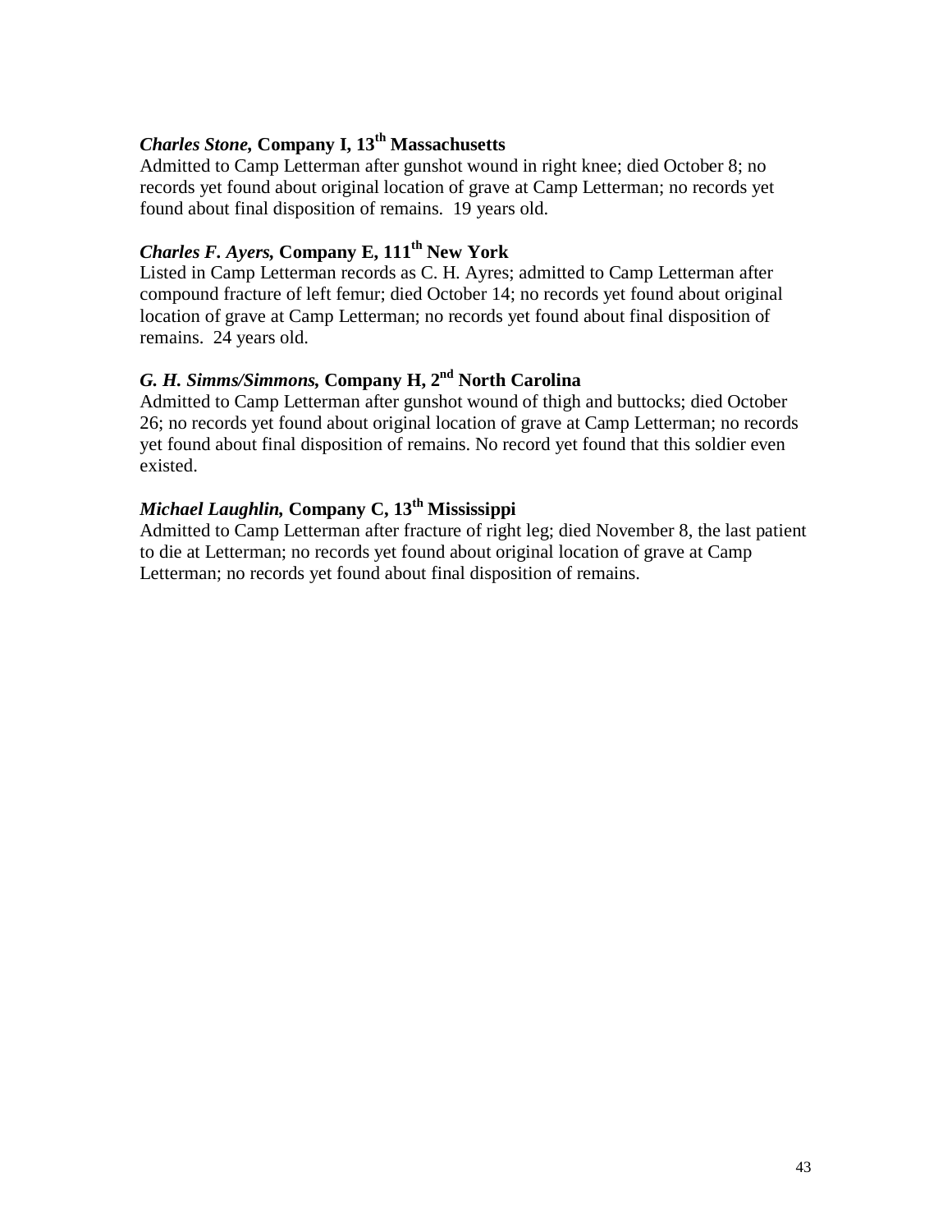***Charles Stone*, Company I, 13th Massachusetts**

Admitted to Camp Letterman after gunshot wound in right knee; died October 8; no records yet found about original location of grave at Camp Letterman; no records yet found about final disposition of remains. 19 years old.

***Charles F. Ayers*, Company E, 111th New York**

Listed in Camp Letterman records as C. H. Ayres; admitted to Camp Letterman after compound fracture of left femur; died October 14; no records yet found about original location of grave at Camp Letterman; no records yet found about final disposition of remains. 24 years old.

***G. H. Simms/Simmons*, Company H, 2nd North Carolina**

Admitted to Camp Letterman after gunshot wound of thigh and buttocks; died October 26; no records yet found about original location of grave at Camp Letterman; no records yet found about final disposition of remains. No record yet found that this soldier even existed.

***Michael Laughlin*, Company C, 13th Mississippi**

Admitted to Camp Letterman after fracture of right leg; died November 8, the last patient to die at Letterman; no records yet found about original location of grave at Camp Letterman; no records yet found about final disposition of remains.